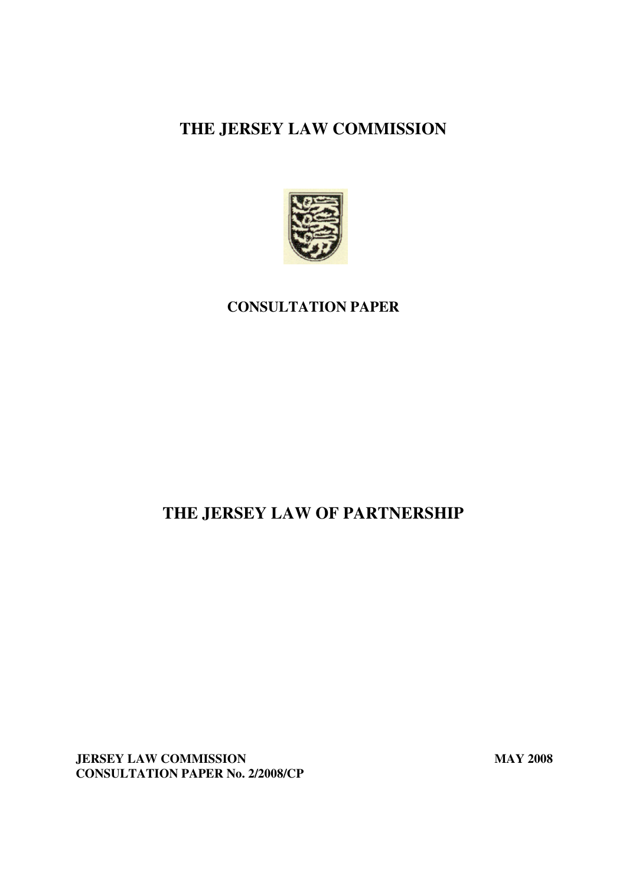# THE JERSEY LAW COMMISSION

**CONSULTATION PAPER**

# THE JERSEY LAW OF PARTNERSHIP

**JERSEY LAW COMMISSION** **MAY 2008**
**CONSULTATION PAPER No. 2/2008/CP**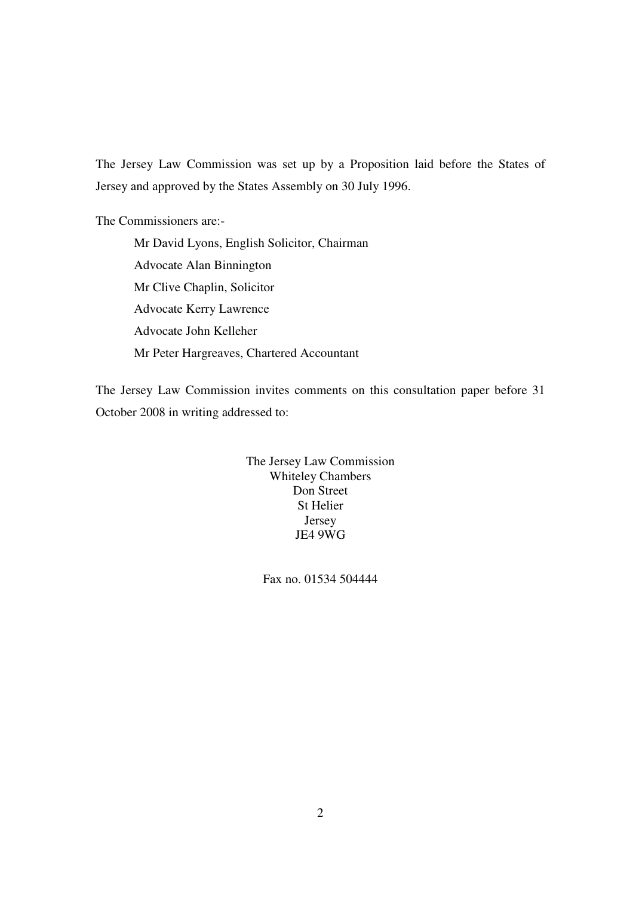The Jersey Law Commission was set up by a Proposition laid before the States of Jersey and approved by the States Assembly on 30 July 1996.

The Commissioners are:-

Mr David Lyons, English Solicitor, Chairman
Advocate Alan Binnington
Mr Clive Chaplin, Solicitor
Advocate Kerry Lawrence
Advocate John Kelleher
Mr Peter Hargreaves, Chartered Accountant

The Jersey Law Commission invites comments on this consultation paper before 31 October 2008 in writing addressed to:

The Jersey Law Commission
Whiteley Chambers
Don Street
St Helier
Jersey
JE4 9WG

Fax no. 01534 504444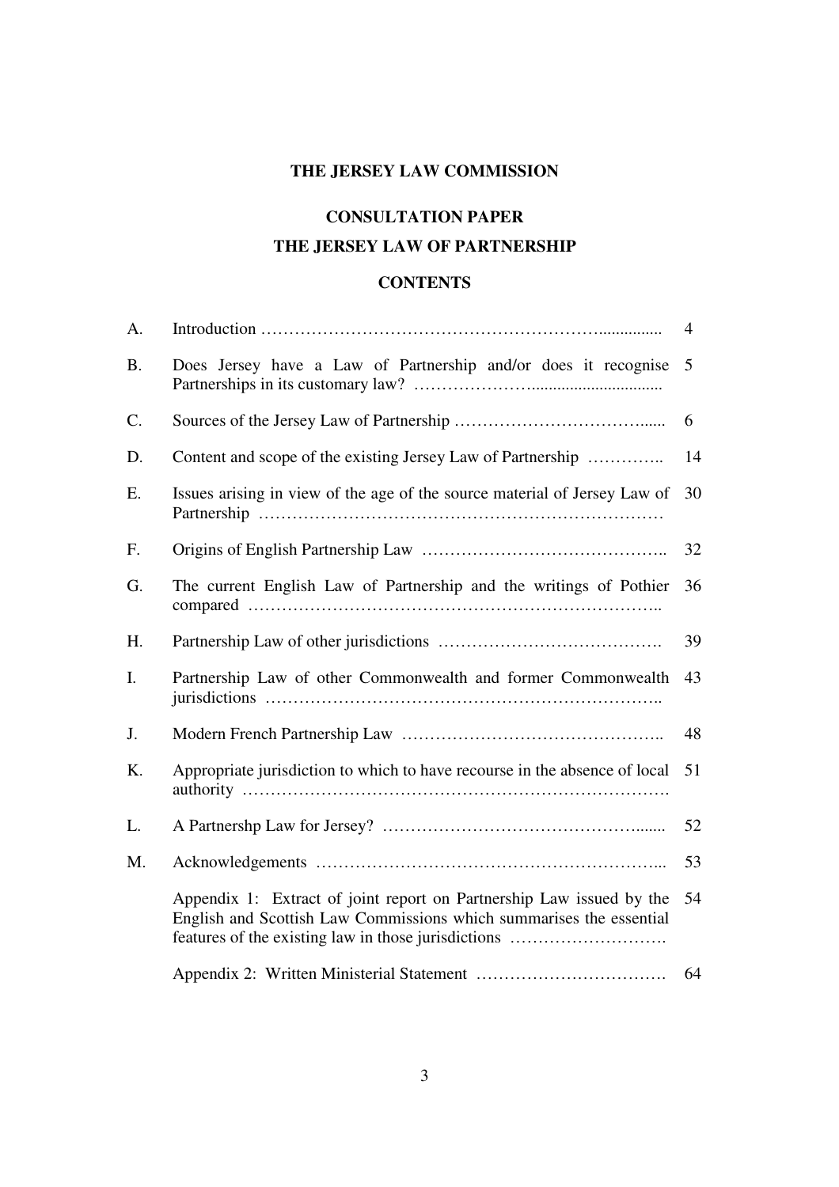**THE JERSEY LAW COMMISSION**

**CONSULTATION PAPER**

**THE JERSEY LAW OF PARTNERSHIP**

**CONTENTS**

| | | |
|---|---|---|
| A. | Introduction | 4 |
| B. | Does Jersey have a Law of Partnership and/or does it recognise Partnerships in its customary law? | 5 |
| C. | Sources of the Jersey Law of Partnership | 6 |
| D. | Content and scope of the existing Jersey Law of Partnership | 14 |
| E. | Issues arising in view of the age of the source material of Jersey Law of Partnership | 30 |
| F. | Origins of English Partnership Law | 32 |
| G. | The current English Law of Partnership and the writings of Pothier compared | 36 |
| H. | Partnership Law of other jurisdictions | 39 |
| I. | Partnership Law of other Commonwealth and former Commonwealth jurisdictions | 43 |
| J. | Modern French Partnership Law | 48 |
| K. | Appropriate jurisdiction to which to have recourse in the absence of local authority | 51 |
| L. | A Partnershp Law for Jersey? | 52 |
| M. | Acknowledgements | 53 |
| | Appendix 1: Extract of joint report on Partnership Law issued by the English and Scottish Law Commissions which summarises the essential features of the existing law in those jurisdictions | 54 |
| | Appendix 2: Written Ministerial Statement | 64 |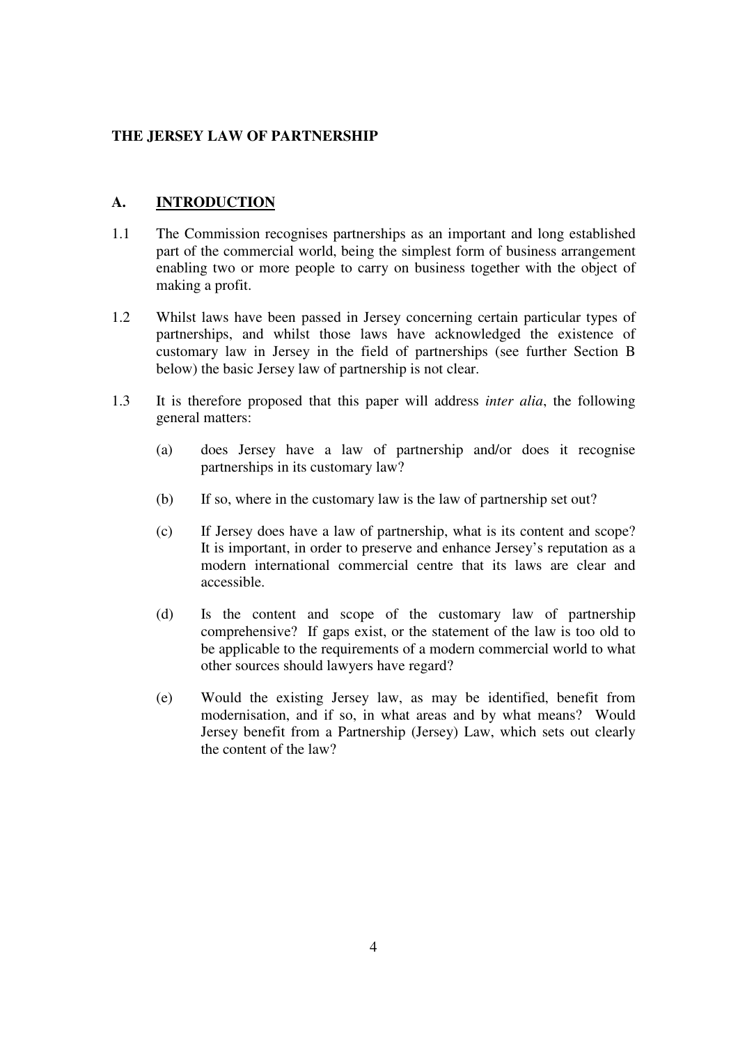# THE JERSEY LAW OF PARTNERSHIP

## A. INTRODUCTION

1.1 The Commission recognises partnerships as an important and long established part of the commercial world, being the simplest form of business arrangement enabling two or more people to carry on business together with the object of making a profit.

1.2 Whilst laws have been passed in Jersey concerning certain particular types of partnerships, and whilst those laws have acknowledged the existence of customary law in Jersey in the field of partnerships (see further Section B below) the basic Jersey law of partnership is not clear.

1.3 It is therefore proposed that this paper will address *inter alia*, the following general matters:

(a) does Jersey have a law of partnership and/or does it recognise partnerships in its customary law?

(b) If so, where in the customary law is the law of partnership set out?

(c) If Jersey does have a law of partnership, what is its content and scope? It is important, in order to preserve and enhance Jersey's reputation as a modern international commercial centre that its laws are clear and accessible.

(d) Is the content and scope of the customary law of partnership comprehensive? If gaps exist, or the statement of the law is too old to be applicable to the requirements of a modern commercial world to what other sources should lawyers have regard?

(e) Would the existing Jersey law, as may be identified, benefit from modernisation, and if so, in what areas and by what means? Would Jersey benefit from a Partnership (Jersey) Law, which sets out clearly the content of the law?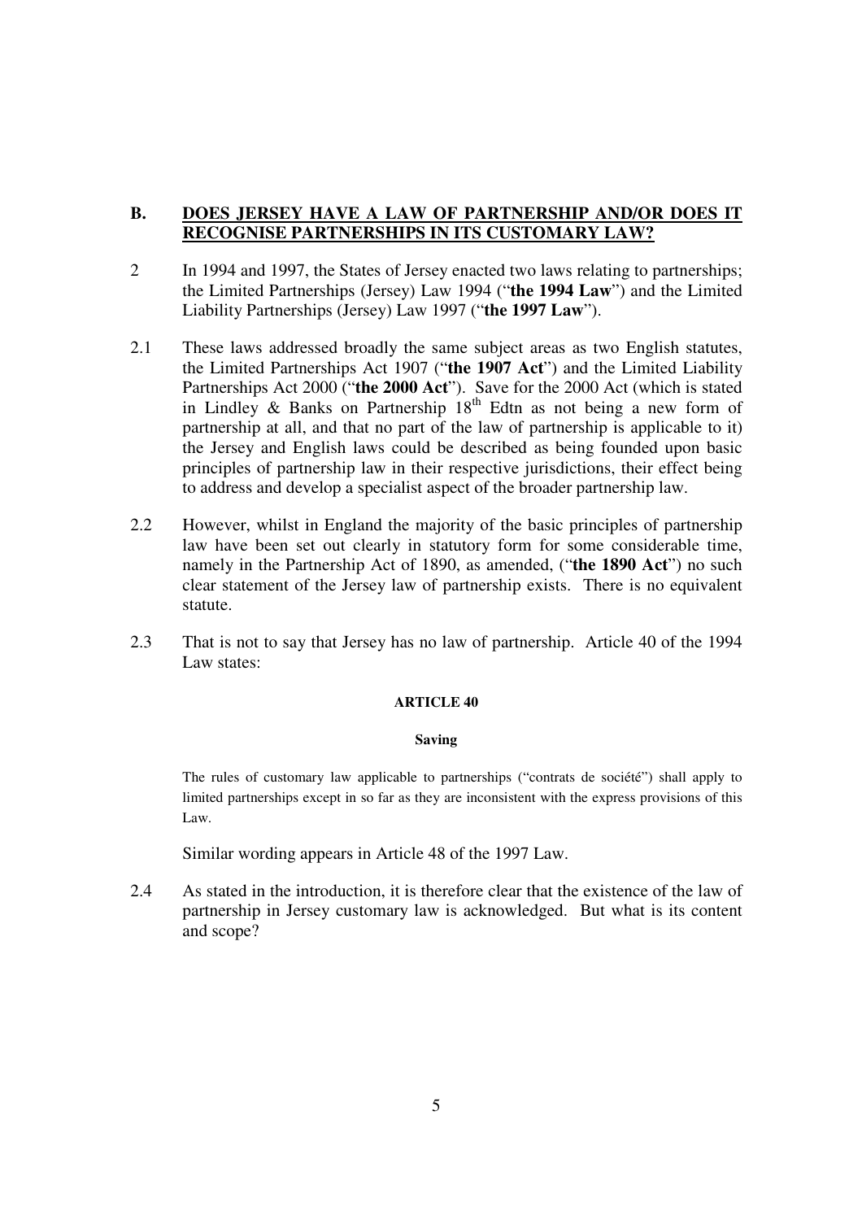## B. DOES JERSEY HAVE A LAW OF PARTNERSHIP AND/OR DOES IT RECOGNISE PARTNERSHIPS IN ITS CUSTOMARY LAW?

2 In 1994 and 1997, the States of Jersey enacted two laws relating to partnerships; the Limited Partnerships (Jersey) Law 1994 ("**the 1994 Law**") and the Limited Liability Partnerships (Jersey) Law 1997 ("**the 1997 Law**").

2.1 These laws addressed broadly the same subject areas as two English statutes, the Limited Partnerships Act 1907 ("**the 1907 Act**") and the Limited Liability Partnerships Act 2000 ("**the 2000 Act**"). Save for the 2000 Act (which is stated in Lindley & Banks on Partnership 18th Edtn as not being a new form of partnership at all, and that no part of the law of partnership is applicable to it) the Jersey and English laws could be described as being founded upon basic principles of partnership law in their respective jurisdictions, their effect being to address and develop a specialist aspect of the broader partnership law.

2.2 However, whilst in England the majority of the basic principles of partnership law have been set out clearly in statutory form for some considerable time, namely in the Partnership Act of 1890, as amended, ("**the 1890 Act**") no such clear statement of the Jersey law of partnership exists. There is no equivalent statute.

2.3 That is not to say that Jersey has no law of partnership. Article 40 of the 1994 Law states:

> **ARTICLE 40**
>
> **Saving**
>
> The rules of customary law applicable to partnerships ("contrats de société") shall apply to limited partnerships except in so far as they are inconsistent with the express provisions of this Law.

Similar wording appears in Article 48 of the 1997 Law.

2.4 As stated in the introduction, it is therefore clear that the existence of the law of partnership in Jersey customary law is acknowledged. But what is its content and scope?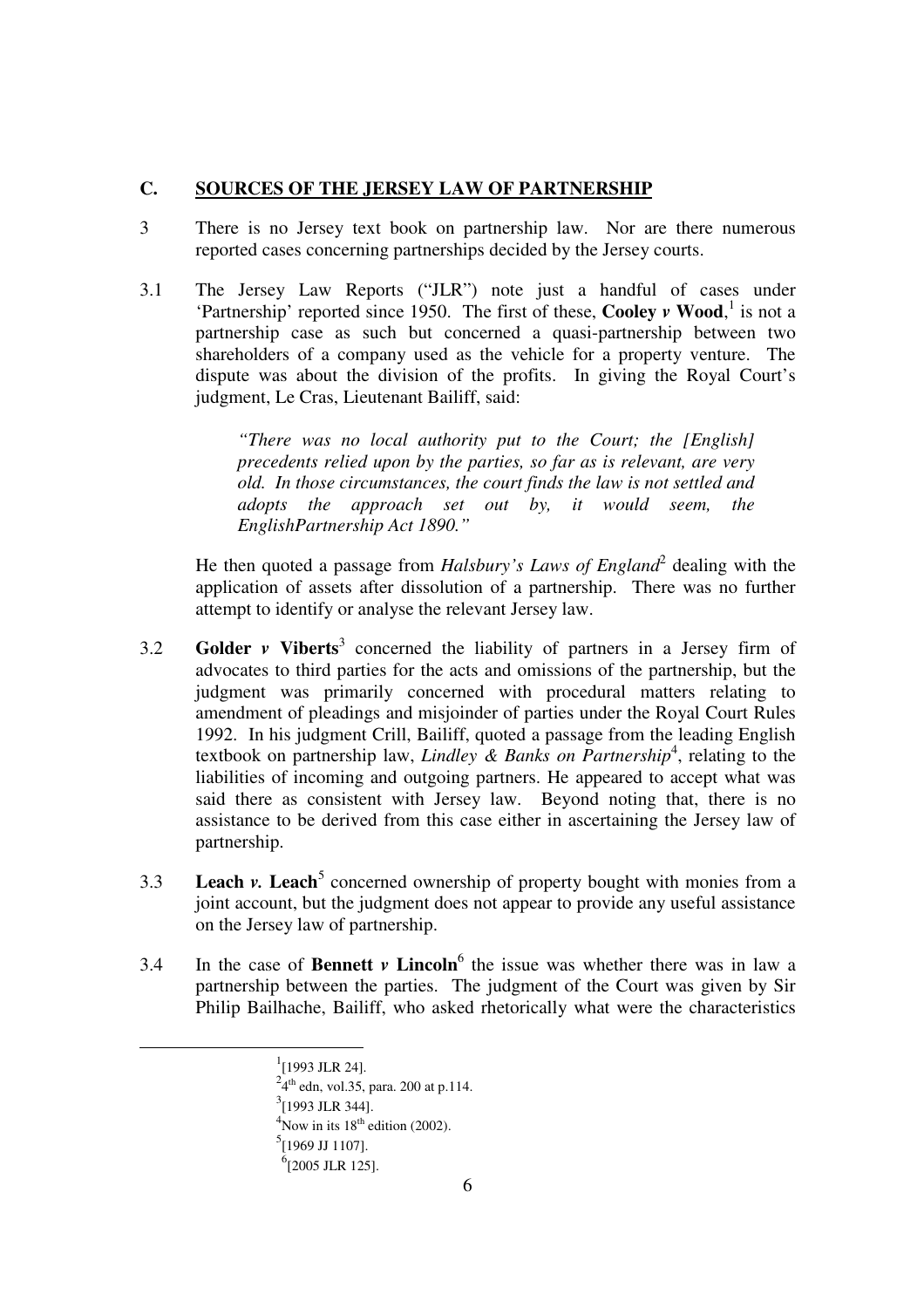## C. SOURCES OF THE JERSEY LAW OF PARTNERSHIP

3 There is no Jersey text book on partnership law. Nor are there numerous reported cases concerning partnerships decided by the Jersey courts.

3.1 The Jersey Law Reports ("JLR") note just a handful of cases under 'Partnership' reported since 1950. The first of these, **Cooley *v* Wood**,[1] is not a partnership case as such but concerned a quasi-partnership between two shareholders of a company used as the vehicle for a property venture. The dispute was about the division of the profits. In giving the Royal Court's judgment, Le Cras, Lieutenant Bailiff, said:

> *"There was no local authority put to the Court; the [English] precedents relied upon by the parties, so far as is relevant, are very old. In those circumstances, the court finds the law is not settled and adopts the approach set out by, it would seem, the EnglishPartnership Act 1890."*

He then quoted a passage from *Halsbury's Laws of England*[2] dealing with the application of assets after dissolution of a partnership. There was no further attempt to identify or analyse the relevant Jersey law.

3.2 **Golder *v* Viberts**[3] concerned the liability of partners in a Jersey firm of advocates to third parties for the acts and omissions of the partnership, but the judgment was primarily concerned with procedural matters relating to amendment of pleadings and misjoinder of parties under the Royal Court Rules 1992. In his judgment Crill, Bailiff, quoted a passage from the leading English textbook on partnership law, *Lindley & Banks on Partnership*[4], relating to the liabilities of incoming and outgoing partners. He appeared to accept what was said there as consistent with Jersey law. Beyond noting that, there is no assistance to be derived from this case either in ascertaining the Jersey law of partnership.

3.3 **Leach *v.* Leach**[5] concerned ownership of property bought with monies from a joint account, but the judgment does not appear to provide any useful assistance on the Jersey law of partnership.

3.4 In the case of **Bennett *v* Lincoln**[6] the issue was whether there was in law a partnership between the parties. The judgment of the Court was given by Sir Philip Bailhache, Bailiff, who asked rhetorically what were the characteristics

---

[1] [1993 JLR 24].

[2] 4th edn, vol.35, para. 200 at p.114.

[3] [1993 JLR 344].

[4] Now in its 18th edition (2002).

[5] [1969 JJ 1107].

[6] [2005 JLR 125].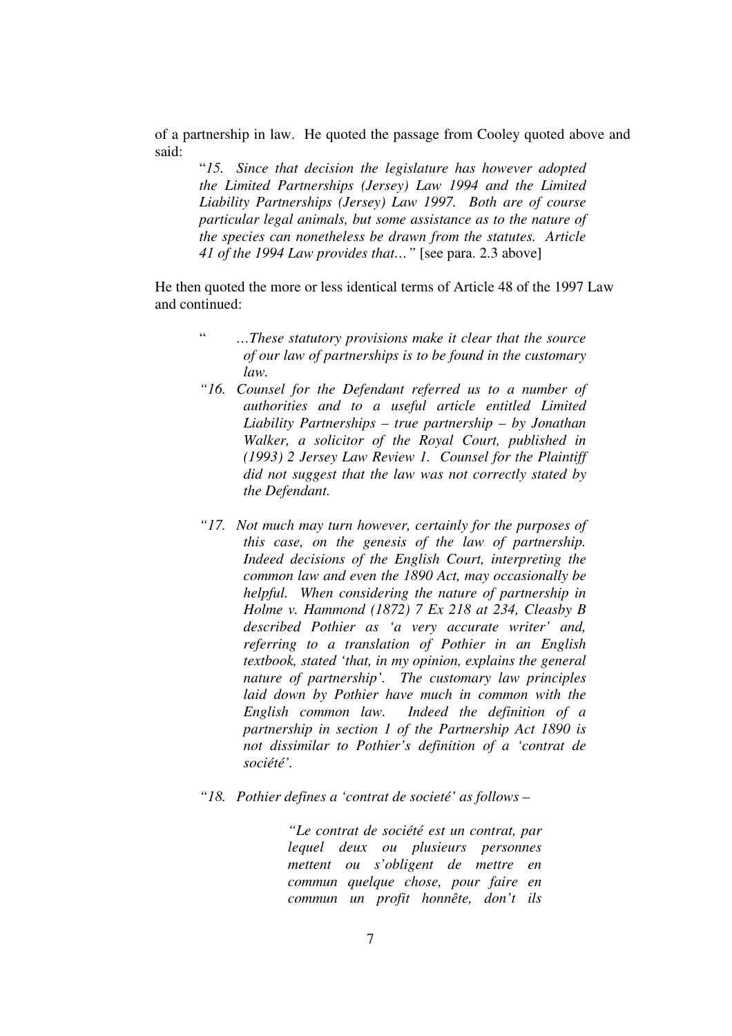of a partnership in law. He quoted the passage from Cooley quoted above and said:

> "*15. Since that decision the legislature has however adopted the Limited Partnerships (Jersey) Law 1994 and the Limited Liability Partnerships (Jersey) Law 1997. Both are of course particular legal animals, but some assistance as to the nature of the species can nonetheless be drawn from the statutes. Article 41 of the 1994 Law provides that…"* [see para. 2.3 above]

He then quoted the more or less identical terms of Article 48 of the 1997 Law and continued:

> " *…These statutory provisions make it clear that the source of our law of partnerships is to be found in the customary law.*
>
> *"16. Counsel for the Defendant referred us to a number of authorities and to a useful article entitled Limited Liability Partnerships – true partnership – by Jonathan Walker, a solicitor of the Royal Court, published in (1993) 2 Jersey Law Review 1. Counsel for the Plaintiff did not suggest that the law was not correctly stated by the Defendant.*
>
> *"17. Not much may turn however, certainly for the purposes of this case, on the genesis of the law of partnership. Indeed decisions of the English Court, interpreting the common law and even the 1890 Act, may occasionally be helpful. When considering the nature of partnership in Holme v. Hammond (1872) 7 Ex 218 at 234, Cleasby B described Pothier as 'a very accurate writer' and, referring to a translation of Pothier in an English textbook, stated 'that, in my opinion, explains the general nature of partnership'. The customary law principles laid down by Pothier have much in common with the English common law. Indeed the definition of a partnership in section 1 of the Partnership Act 1890 is not dissimilar to Pothier's definition of a 'contrat de société'.*
>
> *"18. Pothier defines a 'contrat de societé' as follows –*
>
> > *"Le contrat de société est un contrat, par lequel deux ou plusieurs personnes mettent ou s'obligent de mettre en commun quelque chose, pour faire en commun un profit honnête, don't ils*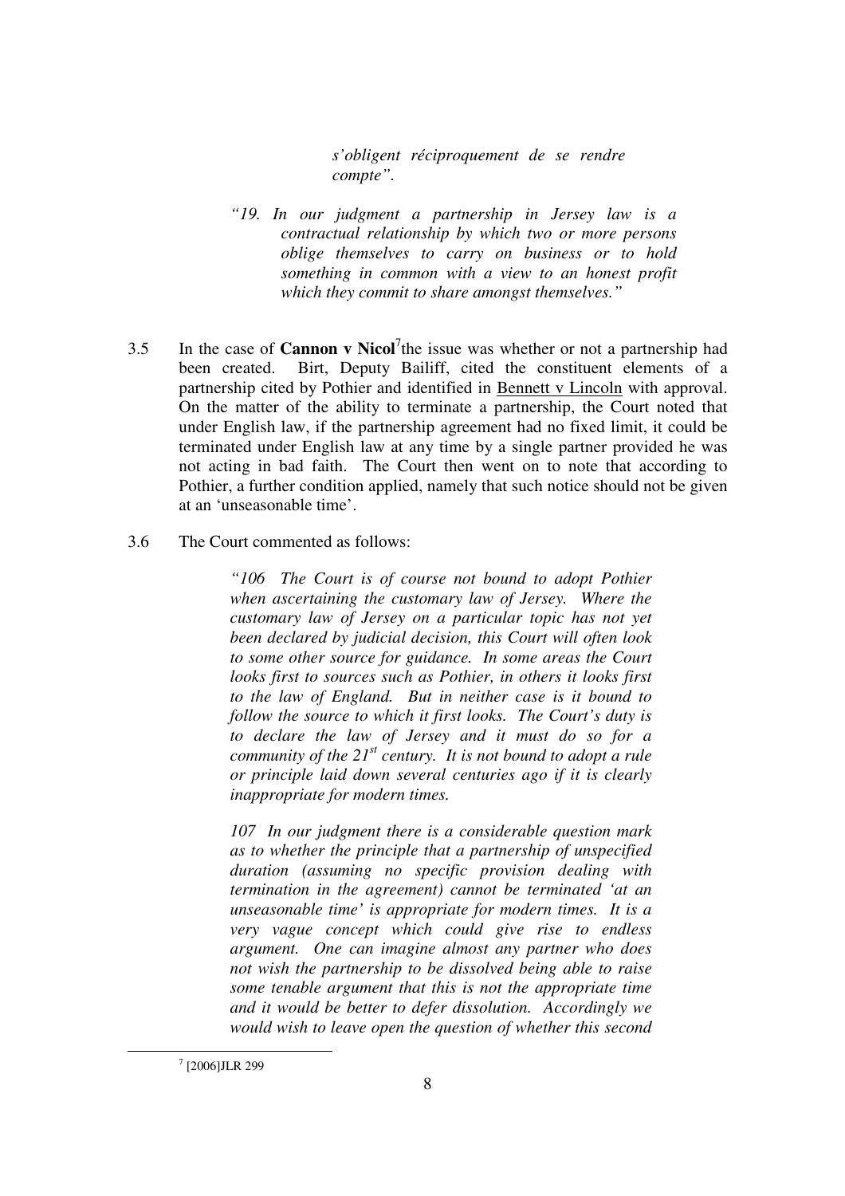> *s'obligent réciproquement de se rendre compte".*

> *"19. In our judgment a partnership in Jersey law is a contractual relationship by which two or more persons oblige themselves to carry on business or to hold something in common with a view to an honest profit which they commit to share amongst themselves."*

3.5 In the case of **Cannon v Nicol**[7] the issue was whether or not a partnership had been created. Birt, Deputy Bailiff, cited the constituent elements of a partnership cited by Pothier and identified in Bennett v Lincoln with approval. On the matter of the ability to terminate a partnership, the Court noted that under English law, if the partnership agreement had no fixed limit, it could be terminated under English law at any time by a single partner provided he was not acting in bad faith. The Court then went on to note that according to Pothier, a further condition applied, namely that such notice should not be given at an 'unseasonable time'.

3.6 The Court commented as follows:

> *"106 The Court is of course not bound to adopt Pothier when ascertaining the customary law of Jersey. Where the customary law of Jersey on a particular topic has not yet been declared by judicial decision, this Court will often look to some other source for guidance. In some areas the Court looks first to sources such as Pothier, in others it looks first to the law of England. But in neither case is it bound to follow the source to which it first looks. The Court's duty is to declare the law of Jersey and it must do so for a community of the 21st century. It is not bound to adopt a rule or principle laid down several centuries ago if it is clearly inappropriate for modern times.*
>
> *107 In our judgment there is a considerable question mark as to whether the principle that a partnership of unspecified duration (assuming no specific provision dealing with termination in the agreement) cannot be terminated 'at an unseasonable time' is appropriate for modern times. It is a very vague concept which could give rise to endless argument. One can imagine almost any partner who does not wish the partnership to be dissolved being able to raise some tenable argument that this is not the appropriate time and it would be better to defer dissolution. Accordingly we would wish to leave open the question of whether this second*

---

[7] [2006]JLR 299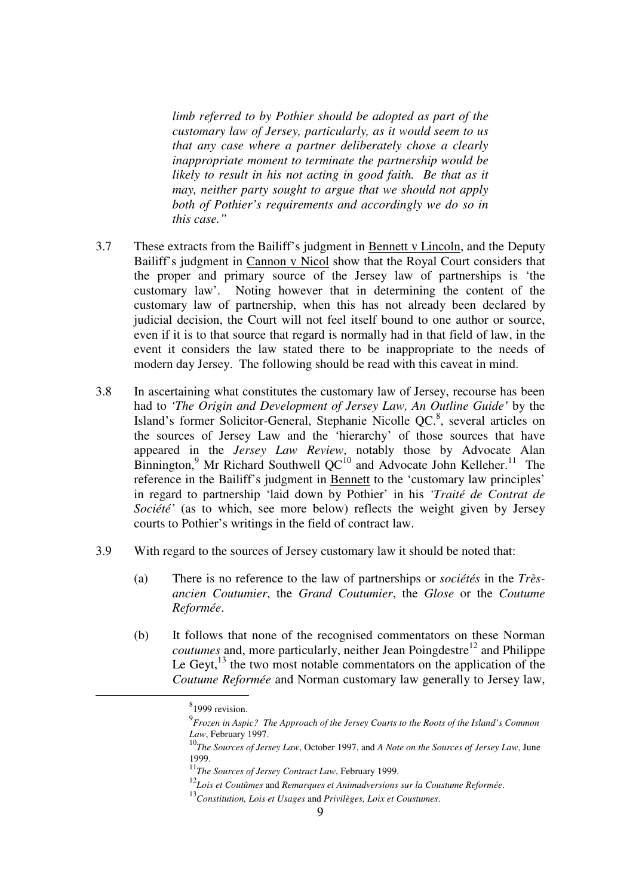> *limb referred to by Pothier should be adopted as part of the customary law of Jersey, particularly, as it would seem to us that any case where a partner deliberately chose a clearly inappropriate moment to terminate the partnership would be likely to result in his not acting in good faith. Be that as it may, neither party sought to argue that we should not apply both of Pothier's requirements and accordingly we do so in this case."*

3.7 These extracts from the Bailiff's judgment in Bennett v Lincoln, and the Deputy Bailiff's judgment in Cannon v Nicol show that the Royal Court considers that the proper and primary source of the Jersey law of partnerships is 'the customary law'. Noting however that in determining the content of the customary law of partnership, when this has not already been declared by judicial decision, the Court will not feel itself bound to one author or source, even if it is to that source that regard is normally had in that field of law, in the event it considers the law stated there to be inappropriate to the needs of modern day Jersey. The following should be read with this caveat in mind.

3.8 In ascertaining what constitutes the customary law of Jersey, recourse has been had to *'The Origin and Development of Jersey Law, An Outline Guide'* by the Island's former Solicitor-General, Stephanie Nicolle QC.[8], several articles on the sources of Jersey Law and the 'hierarchy' of those sources that have appeared in the *Jersey Law Review*, notably those by Advocate Alan Binnington,[9] Mr Richard Southwell QC[10] and Advocate John Kelleher.[11] The reference in the Bailiff's judgment in Bennett to the 'customary law principles' in regard to partnership 'laid down by Pothier' in his *'Traité de Contrat de Société'* (as to which, see more below) reflects the weight given by Jersey courts to Pothier's writings in the field of contract law.

3.9 With regard to the sources of Jersey customary law it should be noted that:

(a) There is no reference to the law of partnerships or *sociétés* in the *Très-ancien Coutumier*, the *Grand Coutumier*, the *Glose* or the *Coutume Reformée*.

(b) It follows that none of the recognised commentators on these Norman *coutumes* and, more particularly, neither Jean Poingdestre[12] and Philippe Le Geyt,[13] the two most notable commentators on the application of the *Coutume Reformée* and Norman customary law generally to Jersey law,

---

[8] 1999 revision.

[9] *Frozen in Aspic? The Approach of the Jersey Courts to the Roots of the Island's Common Law*, February 1997.

[10] *The Sources of Jersey Law*, October 1997, and *A Note on the Sources of Jersey Law*, June 1999.

[11] *The Sources of Jersey Contract Law*, February 1999.

[12] *Lois et Coutûmes* and *Remarques et Animadversions sur la Coustume Reformée*.

[13] *Constitution, Lois et Usages* and *Privilèges, Loix et Coustumes*.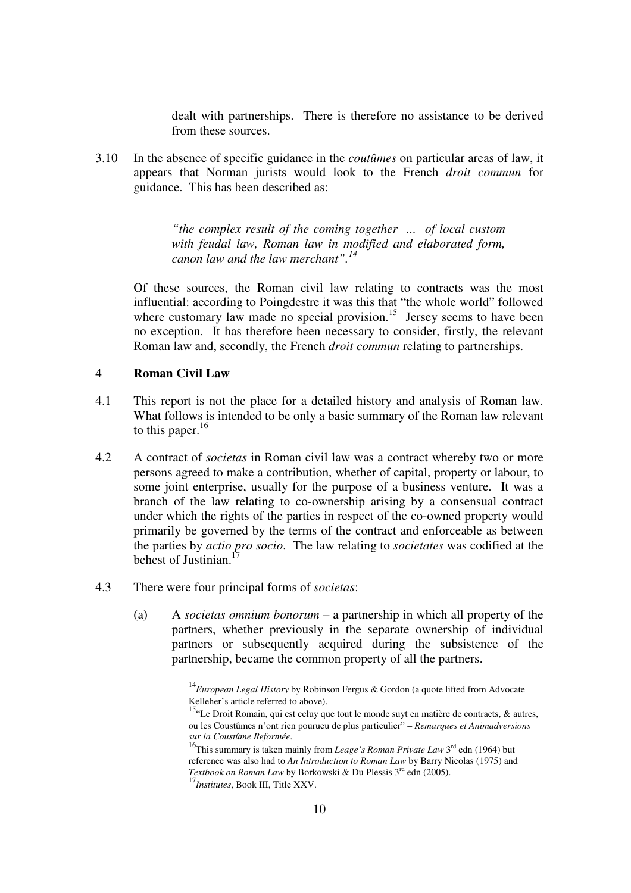dealt with partnerships. There is therefore no assistance to be derived from these sources.

3.10 In the absence of specific guidance in the *coutûmes* on particular areas of law, it appears that Norman jurists would look to the French *droit commun* for guidance. This has been described as:

> *"the complex result of the coming together ... of local custom with feudal law, Roman law in modified and elaborated form, canon law and the law merchant".*[14]

Of these sources, the Roman civil law relating to contracts was the most influential: according to Poingdestre it was this that "the whole world" followed where customary law made no special provision.[15] Jersey seems to have been no exception. It has therefore been necessary to consider, firstly, the relevant Roman law and, secondly, the French *droit commun* relating to partnerships.

## 4 Roman Civil Law

4.1 This report is not the place for a detailed history and analysis of Roman law. What follows is intended to be only a basic summary of the Roman law relevant to this paper.[16]

4.2 A contract of *societas* in Roman civil law was a contract whereby two or more persons agreed to make a contribution, whether of capital, property or labour, to some joint enterprise, usually for the purpose of a business venture. It was a branch of the law relating to co-ownership arising by a consensual contract under which the rights of the parties in respect of the co-owned property would primarily be governed by the terms of the contract and enforceable as between the parties by *actio pro socio*. The law relating to *societates* was codified at the behest of Justinian.[17]

4.3 There were four principal forms of *societas*:

(a) A *societas omnium bonorum* – a partnership in which all property of the partners, whether previously in the separate ownership of individual partners or subsequently acquired during the subsistence of the partnership, became the common property of all the partners.

---

[14] *European Legal History* by Robinson Fergus & Gordon (a quote lifted from Advocate Kelleher's article referred to above).

[15] "Le Droit Romain, qui est celuy que tout le monde suyt en matière de contracts, & autres, ou les Coustûmes n'ont rien pourueu de plus particulier" – *Remarques et Animadversions sur la Coustûme Reformée*.

[16] This summary is taken mainly from *Leage's Roman Private Law* 3rd edn (1964) but reference was also had to *An Introduction to Roman Law* by Barry Nicolas (1975) and *Textbook on Roman Law* by Borkowski & Du Plessis 3rd edn (2005).

[17] *Institutes*, Book III, Title XXV.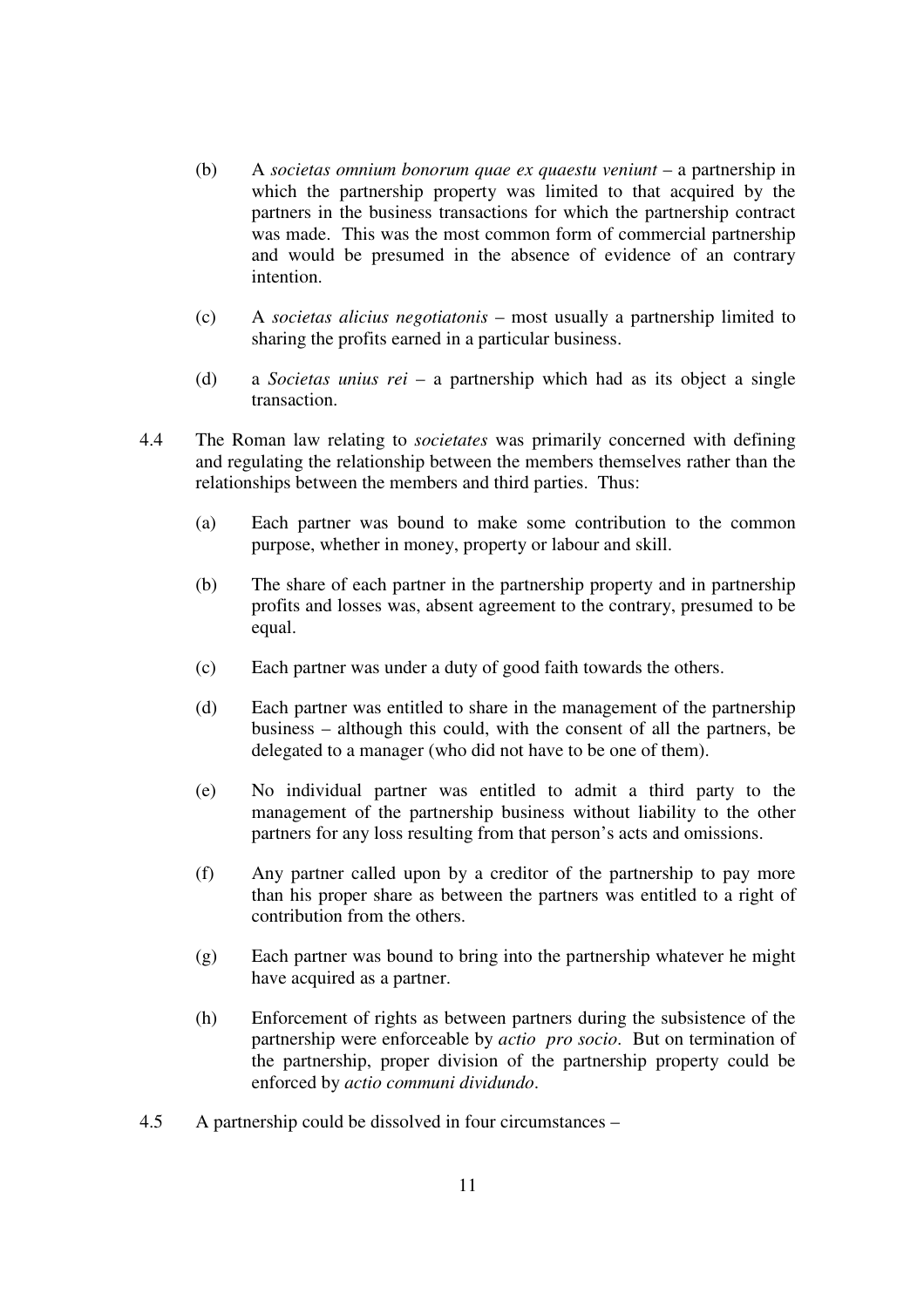(b) A *societas omnium bonorum quae ex quaestu veniunt* – a partnership in which the partnership property was limited to that acquired by the partners in the business transactions for which the partnership contract was made. This was the most common form of commercial partnership and would be presumed in the absence of evidence of an contrary intention.

(c) A *societas alicius negotiatonis* – most usually a partnership limited to sharing the profits earned in a particular business.

(d) a *Societas unius rei* – a partnership which had as its object a single transaction.

4.4 The Roman law relating to *societates* was primarily concerned with defining and regulating the relationship between the members themselves rather than the relationships between the members and third parties. Thus:

(a) Each partner was bound to make some contribution to the common purpose, whether in money, property or labour and skill.

(b) The share of each partner in the partnership property and in partnership profits and losses was, absent agreement to the contrary, presumed to be equal.

(c) Each partner was under a duty of good faith towards the others.

(d) Each partner was entitled to share in the management of the partnership business – although this could, with the consent of all the partners, be delegated to a manager (who did not have to be one of them).

(e) No individual partner was entitled to admit a third party to the management of the partnership business without liability to the other partners for any loss resulting from that person's acts and omissions.

(f) Any partner called upon by a creditor of the partnership to pay more than his proper share as between the partners was entitled to a right of contribution from the others.

(g) Each partner was bound to bring into the partnership whatever he might have acquired as a partner.

(h) Enforcement of rights as between partners during the subsistence of the partnership were enforceable by *actio pro socio*. But on termination of the partnership, proper division of the partnership property could be enforced by *actio communi dividundo*.

4.5 A partnership could be dissolved in four circumstances –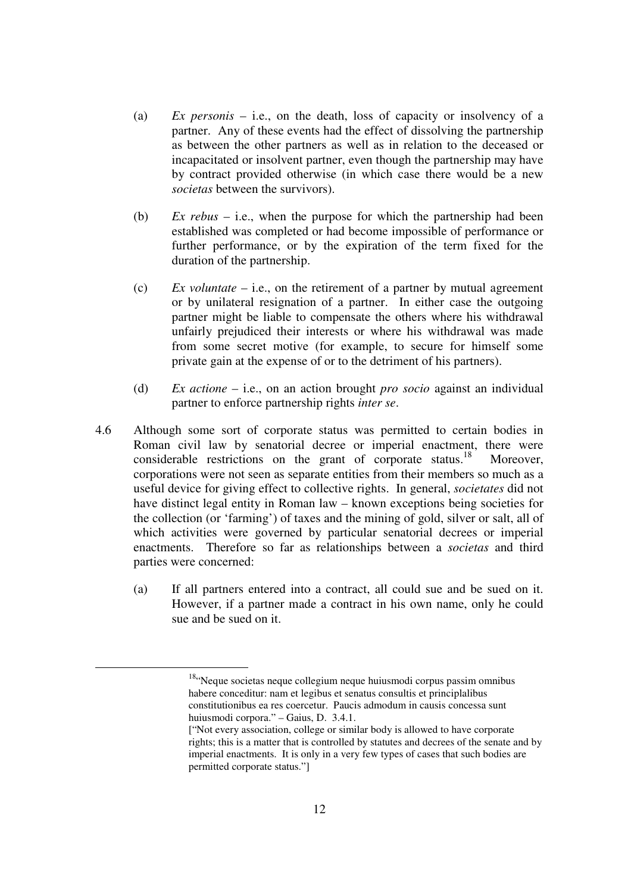(a) *Ex personis* – i.e., on the death, loss of capacity or insolvency of a partner. Any of these events had the effect of dissolving the partnership as between the other partners as well as in relation to the deceased or incapacitated or insolvent partner, even though the partnership may have by contract provided otherwise (in which case there would be a new *societas* between the survivors).

(b) *Ex rebus* – i.e., when the purpose for which the partnership had been established was completed or had become impossible of performance or further performance, or by the expiration of the term fixed for the duration of the partnership.

(c) *Ex voluntate* – i.e., on the retirement of a partner by mutual agreement or by unilateral resignation of a partner. In either case the outgoing partner might be liable to compensate the others where his withdrawal unfairly prejudiced their interests or where his withdrawal was made from some secret motive (for example, to secure for himself some private gain at the expense of or to the detriment of his partners).

(d) *Ex actione* – i.e., on an action brought *pro socio* against an individual partner to enforce partnership rights *inter se*.

4.6 Although some sort of corporate status was permitted to certain bodies in Roman civil law by senatorial decree or imperial enactment, there were considerable restrictions on the grant of corporate status.[18] Moreover, corporations were not seen as separate entities from their members so much as a useful device for giving effect to collective rights. In general, *societates* did not have distinct legal entity in Roman law – known exceptions being societies for the collection (or 'farming') of taxes and the mining of gold, silver or salt, all of which activities were governed by particular senatorial decrees or imperial enactments. Therefore so far as relationships between a *societas* and third parties were concerned:

(a) If all partners entered into a contract, all could sue and be sued on it. However, if a partner made a contract in his own name, only he could sue and be sued on it.

---

[18] "Neque societas neque collegium neque huiusmodi corpus passim omnibus habere conceditur: nam et legibus et senatus consultis et principlalibus constitutionibus ea res coercetur. Paucis admodum in causis concessa sunt huiusmodi corpora." – Gaius, D. 3.4.1.
["Not every association, college or similar body is allowed to have corporate rights; this is a matter that is controlled by statutes and decrees of the senate and by imperial enactments. It is only in a very few types of cases that such bodies are permitted corporate status."]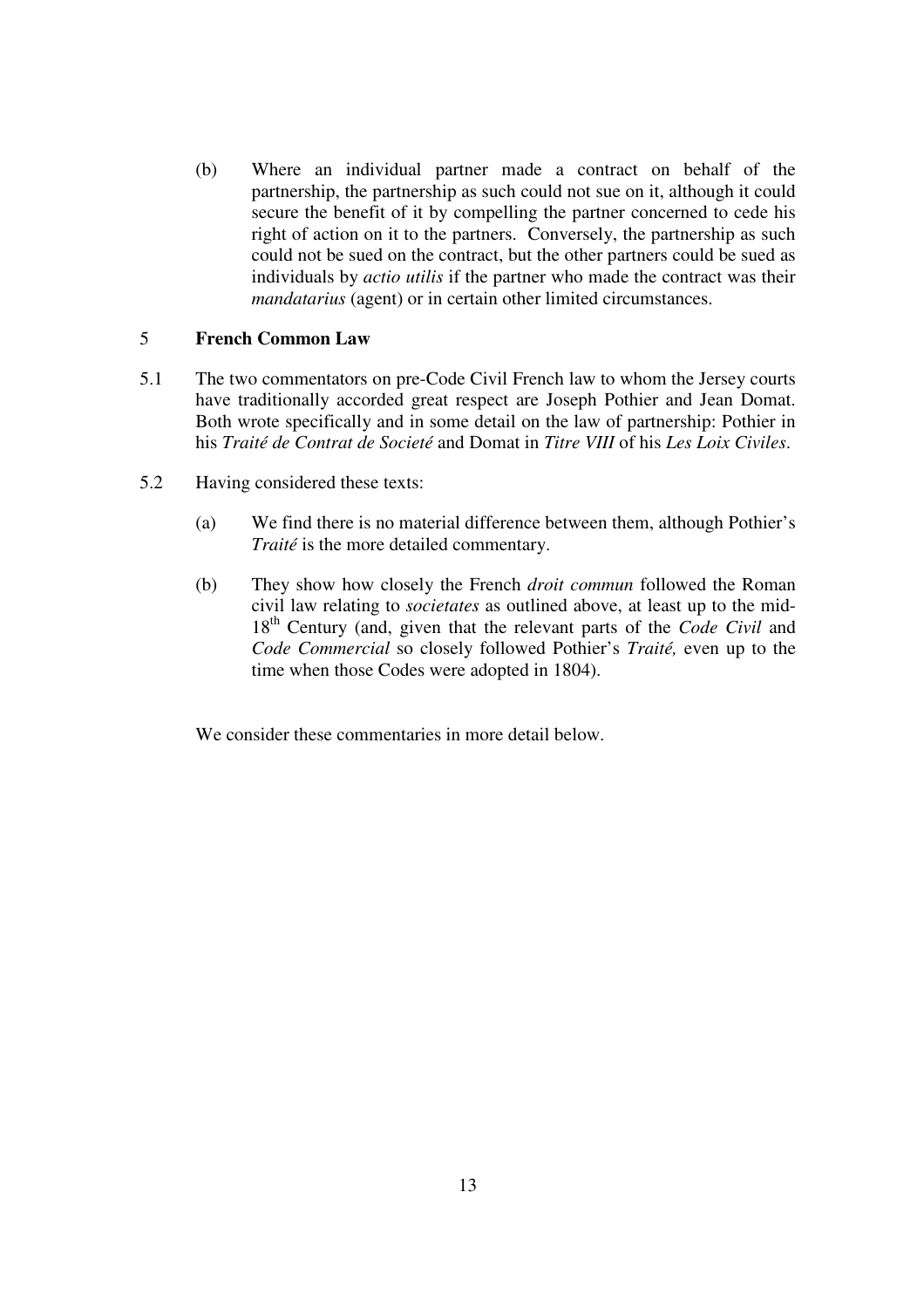(b) Where an individual partner made a contract on behalf of the partnership, the partnership as such could not sue on it, although it could secure the benefit of it by compelling the partner concerned to cede his right of action on it to the partners. Conversely, the partnership as such could not be sued on the contract, but the other partners could be sued as individuals by *actio utilis* if the partner who made the contract was their *mandatarius* (agent) or in certain other limited circumstances.

## 5 French Common Law

5.1 The two commentators on pre-Code Civil French law to whom the Jersey courts have traditionally accorded great respect are Joseph Pothier and Jean Domat. Both wrote specifically and in some detail on the law of partnership: Pothier in his *Traité de Contrat de Societé* and Domat in *Titre VIII* of his *Les Loix Civiles*.

5.2 Having considered these texts:

(a) We find there is no material difference between them, although Pothier's *Traité* is the more detailed commentary.

(b) They show how closely the French *droit commun* followed the Roman civil law relating to *societates* as outlined above, at least up to the mid-18th Century (and, given that the relevant parts of the *Code Civil* and *Code Commercial* so closely followed Pothier's *Traité,* even up to the time when those Codes were adopted in 1804).

We consider these commentaries in more detail below.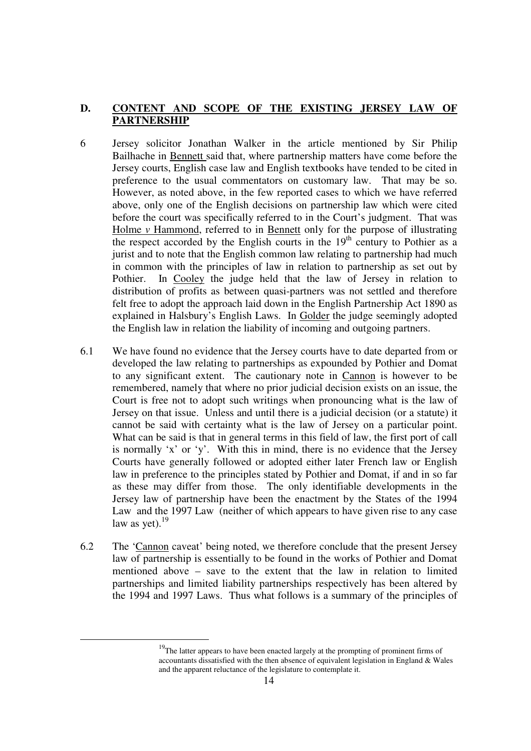## D. CONTENT AND SCOPE OF THE EXISTING JERSEY LAW OF PARTNERSHIP

6 Jersey solicitor Jonathan Walker in the article mentioned by Sir Philip Bailhache in Bennett said that, where partnership matters have come before the Jersey courts, English case law and English textbooks have tended to be cited in preference to the usual commentators on customary law. That may be so. However, as noted above, in the few reported cases to which we have referred above, only one of the English decisions on partnership law which were cited before the court was specifically referred to in the Court's judgment. That was Holme *v* Hammond, referred to in Bennett only for the purpose of illustrating the respect accorded by the English courts in the 19th century to Pothier as a jurist and to note that the English common law relating to partnership had much in common with the principles of law in relation to partnership as set out by Pothier. In Cooley the judge held that the law of Jersey in relation to distribution of profits as between quasi-partners was not settled and therefore felt free to adopt the approach laid down in the English Partnership Act 1890 as explained in Halsbury's English Laws. In Golder the judge seemingly adopted the English law in relation the liability of incoming and outgoing partners.

6.1 We have found no evidence that the Jersey courts have to date departed from or developed the law relating to partnerships as expounded by Pothier and Domat to any significant extent. The cautionary note in Cannon is however to be remembered, namely that where no prior judicial decision exists on an issue, the Court is free not to adopt such writings when pronouncing what is the law of Jersey on that issue. Unless and until there is a judicial decision (or a statute) it cannot be said with certainty what is the law of Jersey on a particular point. What can be said is that in general terms in this field of law, the first port of call is normally 'x' or 'y'. With this in mind, there is no evidence that the Jersey Courts have generally followed or adopted either later French law or English law in preference to the principles stated by Pothier and Domat, if and in so far as these may differ from those. The only identifiable developments in the Jersey law of partnership have been the enactment by the States of the 1994 Law and the 1997 Law (neither of which appears to have given rise to any case law as yet).[19]

6.2 The 'Cannon caveat' being noted, we therefore conclude that the present Jersey law of partnership is essentially to be found in the works of Pothier and Domat mentioned above – save to the extent that the law in relation to limited partnerships and limited liability partnerships respectively has been altered by the 1994 and 1997 Laws. Thus what follows is a summary of the principles of

---

[19] The latter appears to have been enacted largely at the prompting of prominent firms of accountants dissatisfied with the then absence of equivalent legislation in England & Wales and the apparent reluctance of the legislature to contemplate it.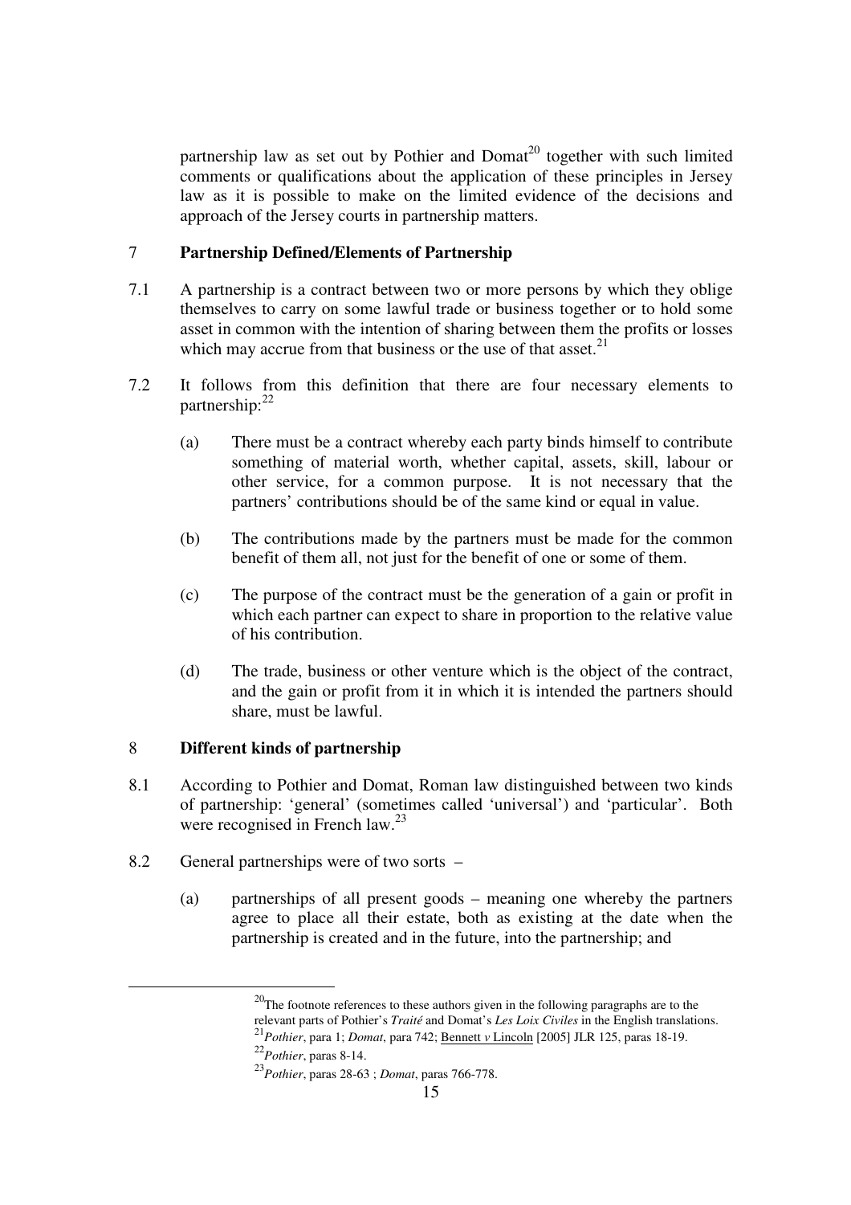partnership law as set out by Pothier and Domat[20] together with such limited comments or qualifications about the application of these principles in Jersey law as it is possible to make on the limited evidence of the decisions and approach of the Jersey courts in partnership matters.

## 7 Partnership Defined/Elements of Partnership

7.1 A partnership is a contract between two or more persons by which they oblige themselves to carry on some lawful trade or business together or to hold some asset in common with the intention of sharing between them the profits or losses which may accrue from that business or the use of that asset.[21]

7.2 It follows from this definition that there are four necessary elements to partnership:[22]

(a) There must be a contract whereby each party binds himself to contribute something of material worth, whether capital, assets, skill, labour or other service, for a common purpose. It is not necessary that the partners' contributions should be of the same kind or equal in value.

(b) The contributions made by the partners must be made for the common benefit of them all, not just for the benefit of one or some of them.

(c) The purpose of the contract must be the generation of a gain or profit in which each partner can expect to share in proportion to the relative value of his contribution.

(d) The trade, business or other venture which is the object of the contract, and the gain or profit from it in which it is intended the partners should share, must be lawful.

## 8 Different kinds of partnership

8.1 According to Pothier and Domat, Roman law distinguished between two kinds of partnership: 'general' (sometimes called 'universal') and 'particular'. Both were recognised in French law.[23]

8.2 General partnerships were of two sorts –

(a) partnerships of all present goods – meaning one whereby the partners agree to place all their estate, both as existing at the date when the partnership is created and in the future, into the partnership; and

---

[20] The footnote references to these authors given in the following paragraphs are to the relevant parts of Pothier's *Traité* and Domat's *Les Loix Civiles* in the English translations.

[21] *Pothier*, para 1; *Domat*, para 742; Bennett *v* Lincoln [2005] JLR 125, paras 18-19.

[22] *Pothier*, paras 8-14.

[23] *Pothier*, paras 28-63 ; *Domat*, paras 766-778.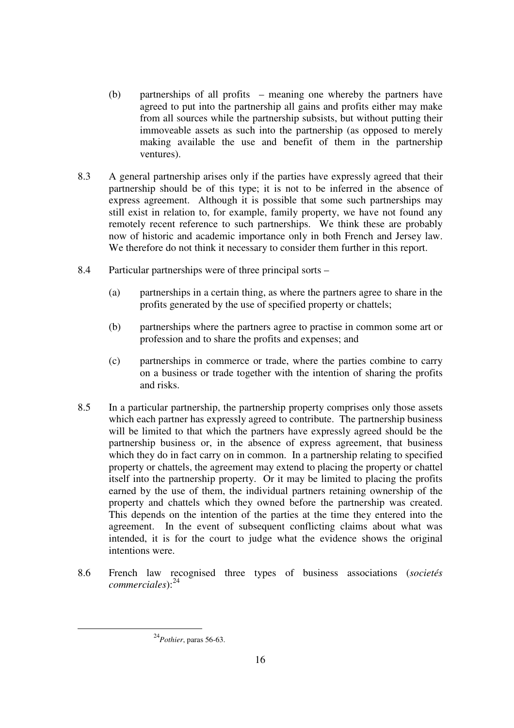(b) partnerships of all profits – meaning one whereby the partners have agreed to put into the partnership all gains and profits either may make from all sources while the partnership subsists, but without putting their immoveable assets as such into the partnership (as opposed to merely making available the use and benefit of them in the partnership ventures).

8.3 A general partnership arises only if the parties have expressly agreed that their partnership should be of this type; it is not to be inferred in the absence of express agreement. Although it is possible that some such partnerships may still exist in relation to, for example, family property, we have not found any remotely recent reference to such partnerships. We think these are probably now of historic and academic importance only in both French and Jersey law. We therefore do not think it necessary to consider them further in this report.

8.4 Particular partnerships were of three principal sorts –

(a) partnerships in a certain thing, as where the partners agree to share in the profits generated by the use of specified property or chattels;

(b) partnerships where the partners agree to practise in common some art or profession and to share the profits and expenses; and

(c) partnerships in commerce or trade, where the parties combine to carry on a business or trade together with the intention of sharing the profits and risks.

8.5 In a particular partnership, the partnership property comprises only those assets which each partner has expressly agreed to contribute. The partnership business will be limited to that which the partners have expressly agreed should be the partnership business or, in the absence of express agreement, that business which they do in fact carry on in common. In a partnership relating to specified property or chattels, the agreement may extend to placing the property or chattel itself into the partnership property. Or it may be limited to placing the profits earned by the use of them, the individual partners retaining ownership of the property and chattels which they owned before the partnership was created. This depends on the intention of the parties at the time they entered into the agreement. In the event of subsequent conflicting claims about what was intended, it is for the court to judge what the evidence shows the original intentions were.

8.6 French law recognised three types of business associations (*societés commerciales*):[24]

[24] *Pothier*, paras 56-63.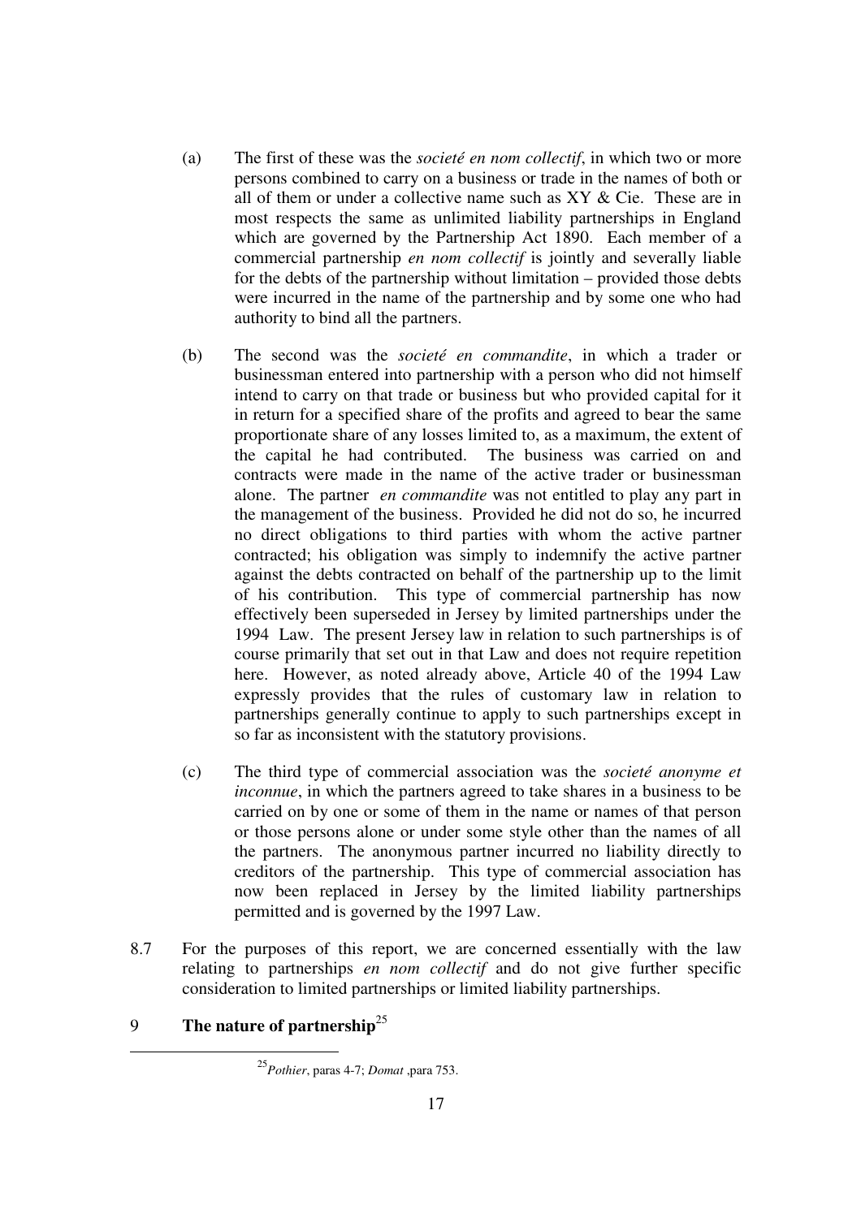(a) The first of these was the *societé en nom collectif*, in which two or more persons combined to carry on a business or trade in the names of both or all of them or under a collective name such as XY & Cie. These are in most respects the same as unlimited liability partnerships in England which are governed by the Partnership Act 1890. Each member of a commercial partnership *en nom collectif* is jointly and severally liable for the debts of the partnership without limitation – provided those debts were incurred in the name of the partnership and by some one who had authority to bind all the partners.

(b) The second was the *societé en commandite*, in which a trader or businessman entered into partnership with a person who did not himself intend to carry on that trade or business but who provided capital for it in return for a specified share of the profits and agreed to bear the same proportionate share of any losses limited to, as a maximum, the extent of the capital he had contributed. The business was carried on and contracts were made in the name of the active trader or businessman alone. The partner *en commandite* was not entitled to play any part in the management of the business. Provided he did not do so, he incurred no direct obligations to third parties with whom the active partner contracted; his obligation was simply to indemnify the active partner against the debts contracted on behalf of the partnership up to the limit of his contribution. This type of commercial partnership has now effectively been superseded in Jersey by limited partnerships under the 1994 Law. The present Jersey law in relation to such partnerships is of course primarily that set out in that Law and does not require repetition here. However, as noted already above, Article 40 of the 1994 Law expressly provides that the rules of customary law in relation to partnerships generally continue to apply to such partnerships except in so far as inconsistent with the statutory provisions.

(c) The third type of commercial association was the *societé anonyme et inconnue*, in which the partners agreed to take shares in a business to be carried on by one or some of them in the name or names of that person or those persons alone or under some style other than the names of all the partners. The anonymous partner incurred no liability directly to creditors of the partnership. This type of commercial association has now been replaced in Jersey by the limited liability partnerships permitted and is governed by the 1997 Law.

8.7 For the purposes of this report, we are concerned essentially with the law relating to partnerships *en nom collectif* and do not give further specific consideration to limited partnerships or limited liability partnerships.

## 9 The nature of partnership[25]

[25] *Pothier*, paras 4-7; *Domat* ,para 753.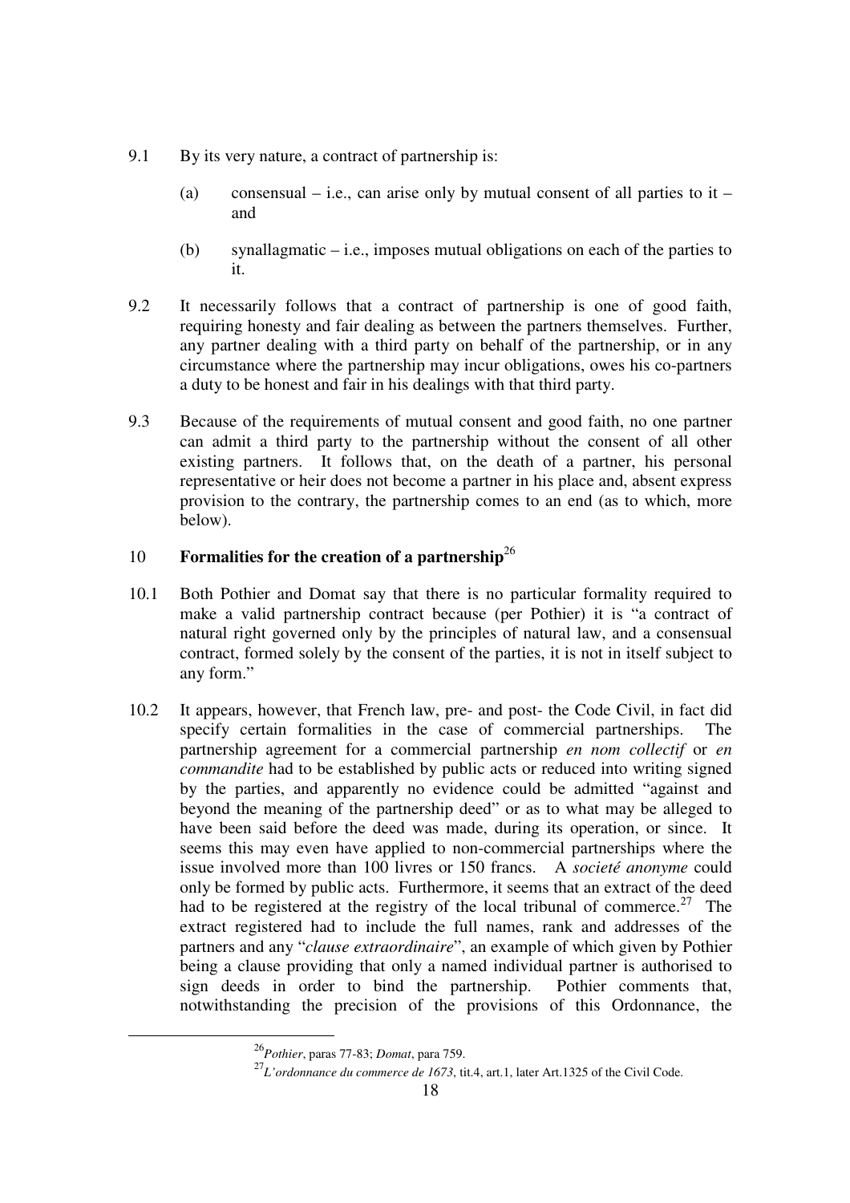9.1 By its very nature, a contract of partnership is:

   (a) consensual – i.e., can arise only by mutual consent of all parties to it – and

   (b) synallagmatic – i.e., imposes mutual obligations on each of the parties to it.

9.2 It necessarily follows that a contract of partnership is one of good faith, requiring honesty and fair dealing as between the partners themselves. Further, any partner dealing with a third party on behalf of the partnership, or in any circumstance where the partnership may incur obligations, owes his co-partners a duty to be honest and fair in his dealings with that third party.

9.3 Because of the requirements of mutual consent and good faith, no one partner can admit a third party to the partnership without the consent of all other existing partners. It follows that, on the death of a partner, his personal representative or heir does not become a partner in his place and, absent express provision to the contrary, the partnership comes to an end (as to which, more below).

## 10 Formalities for the creation of a partnership[26]

10.1 Both Pothier and Domat say that there is no particular formality required to make a valid partnership contract because (per Pothier) it is "a contract of natural right governed only by the principles of natural law, and a consensual contract, formed solely by the consent of the parties, it is not in itself subject to any form."

10.2 It appears, however, that French law, pre- and post- the Code Civil, in fact did specify certain formalities in the case of commercial partnerships. The partnership agreement for a commercial partnership *en nom collectif* or *en commandite* had to be established by public acts or reduced into writing signed by the parties, and apparently no evidence could be admitted "against and beyond the meaning of the partnership deed" or as to what may be alleged to have been said before the deed was made, during its operation, or since. It seems this may even have applied to non-commercial partnerships where the issue involved more than 100 livres or 150 francs. A *societé anonyme* could only be formed by public acts. Furthermore, it seems that an extract of the deed had to be registered at the registry of the local tribunal of commerce.[27] The extract registered had to include the full names, rank and addresses of the partners and any "*clause extraordinaire*", an example of which given by Pothier being a clause providing that only a named individual partner is authorised to sign deeds in order to bind the partnership. Pothier comments that, notwithstanding the precision of the provisions of this Ordonnance, the

---

[26] *Pothier*, paras 77-83; *Domat*, para 759.

[27] *L'ordonnance du commerce de 1673*, tit.4, art.1, later Art.1325 of the Civil Code.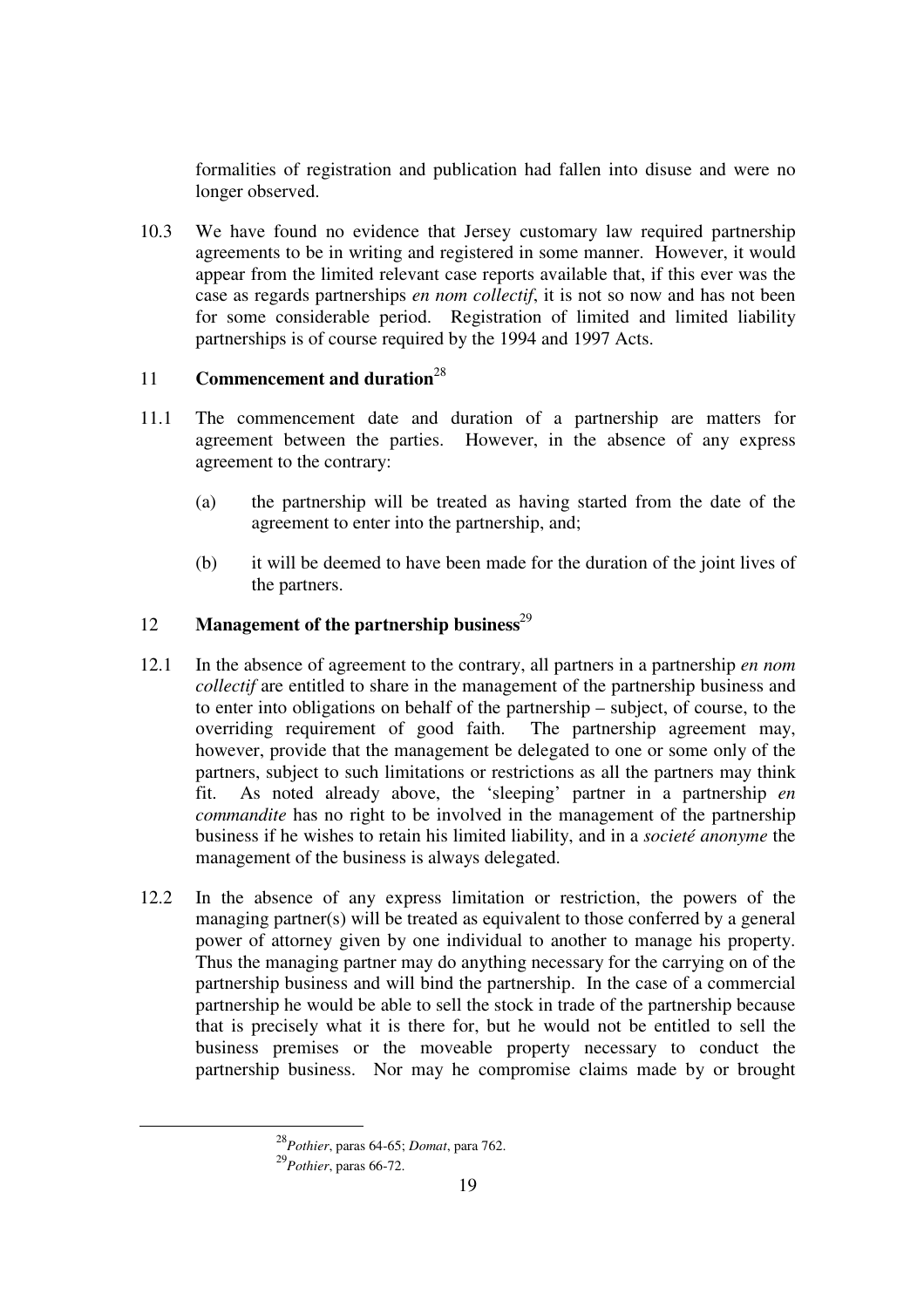formalities of registration and publication had fallen into disuse and were no longer observed.

10.3 We have found no evidence that Jersey customary law required partnership agreements to be in writing and registered in some manner. However, it would appear from the limited relevant case reports available that, if this ever was the case as regards partnerships *en nom collectif*, it is not so now and has not been for some considerable period. Registration of limited and limited liability partnerships is of course required by the 1994 and 1997 Acts.

## 11 Commencement and duration[28]

11.1 The commencement date and duration of a partnership are matters for agreement between the parties. However, in the absence of any express agreement to the contrary:

(a) the partnership will be treated as having started from the date of the agreement to enter into the partnership, and;

(b) it will be deemed to have been made for the duration of the joint lives of the partners.

## 12 Management of the partnership business[29]

12.1 In the absence of agreement to the contrary, all partners in a partnership *en nom collectif* are entitled to share in the management of the partnership business and to enter into obligations on behalf of the partnership – subject, of course, to the overriding requirement of good faith. The partnership agreement may, however, provide that the management be delegated to one or some only of the partners, subject to such limitations or restrictions as all the partners may think fit. As noted already above, the 'sleeping' partner in a partnership *en commandite* has no right to be involved in the management of the partnership business if he wishes to retain his limited liability, and in a *societé anonyme* the management of the business is always delegated.

12.2 In the absence of any express limitation or restriction, the powers of the managing partner(s) will be treated as equivalent to those conferred by a general power of attorney given by one individual to another to manage his property. Thus the managing partner may do anything necessary for the carrying on of the partnership business and will bind the partnership. In the case of a commercial partnership he would be able to sell the stock in trade of the partnership because that is precisely what it is there for, but he would not be entitled to sell the business premises or the moveable property necessary to conduct the partnership business. Nor may he compromise claims made by or brought

---

[28] *Pothier*, paras 64-65; *Domat*, para 762.

[29] *Pothier*, paras 66-72.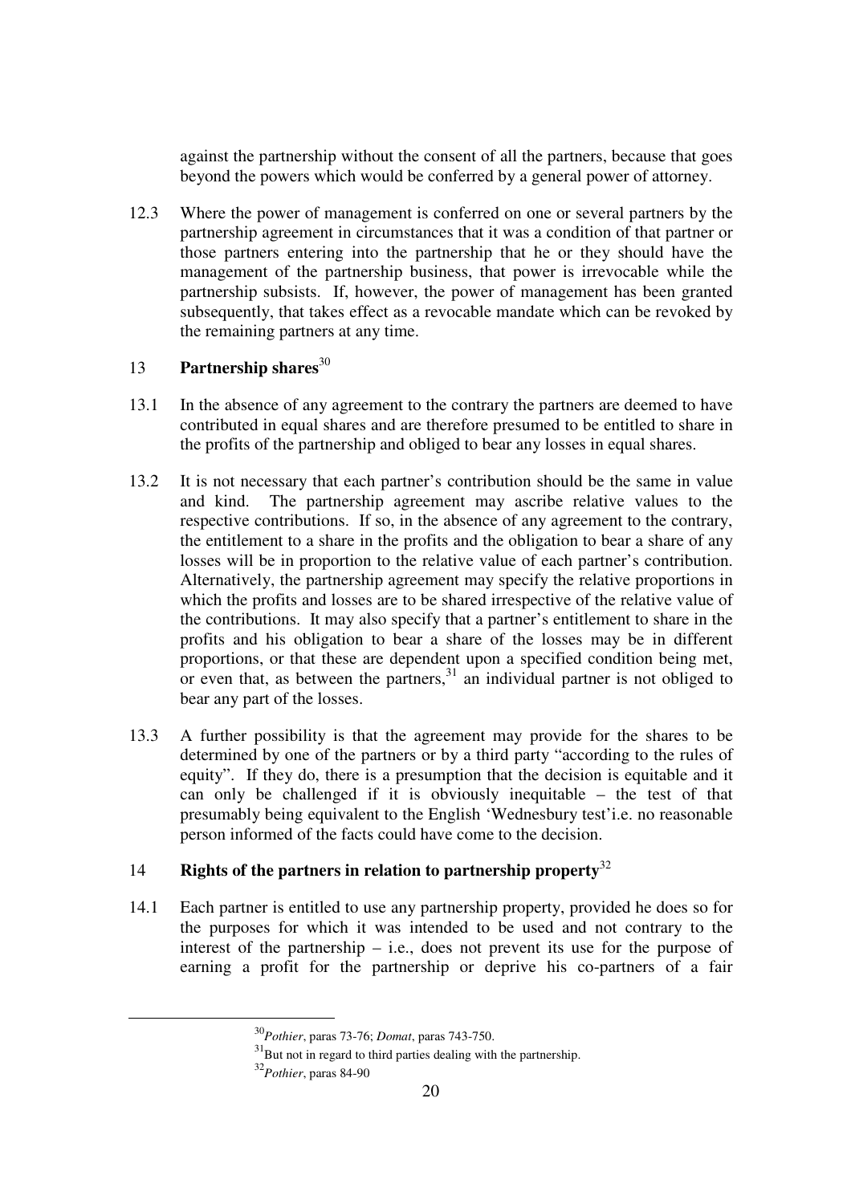against the partnership without the consent of all the partners, because that goes beyond the powers which would be conferred by a general power of attorney.

12.3 Where the power of management is conferred on one or several partners by the partnership agreement in circumstances that it was a condition of that partner or those partners entering into the partnership that he or they should have the management of the partnership business, that power is irrevocable while the partnership subsists. If, however, the power of management has been granted subsequently, that takes effect as a revocable mandate which can be revoked by the remaining partners at any time.

## 13 Partnership shares[30]

13.1 In the absence of any agreement to the contrary the partners are deemed to have contributed in equal shares and are therefore presumed to be entitled to share in the profits of the partnership and obliged to bear any losses in equal shares.

13.2 It is not necessary that each partner's contribution should be the same in value and kind. The partnership agreement may ascribe relative values to the respective contributions. If so, in the absence of any agreement to the contrary, the entitlement to a share in the profits and the obligation to bear a share of any losses will be in proportion to the relative value of each partner's contribution. Alternatively, the partnership agreement may specify the relative proportions in which the profits and losses are to be shared irrespective of the relative value of the contributions. It may also specify that a partner's entitlement to share in the profits and his obligation to bear a share of the losses may be in different proportions, or that these are dependent upon a specified condition being met, or even that, as between the partners,[31] an individual partner is not obliged to bear any part of the losses.

13.3 A further possibility is that the agreement may provide for the shares to be determined by one of the partners or by a third party "according to the rules of equity". If they do, there is a presumption that the decision is equitable and it can only be challenged if it is obviously inequitable – the test of that presumably being equivalent to the English 'Wednesbury test'i.e. no reasonable person informed of the facts could have come to the decision.

## 14 Rights of the partners in relation to partnership property[32]

14.1 Each partner is entitled to use any partnership property, provided he does so for the purposes for which it was intended to be used and not contrary to the interest of the partnership – i.e., does not prevent its use for the purpose of earning a profit for the partnership or deprive his co-partners of a fair

---

[30] *Pothier*, paras 73-76; *Domat*, paras 743-750.

[31] But not in regard to third parties dealing with the partnership.

[32] *Pothier*, paras 84-90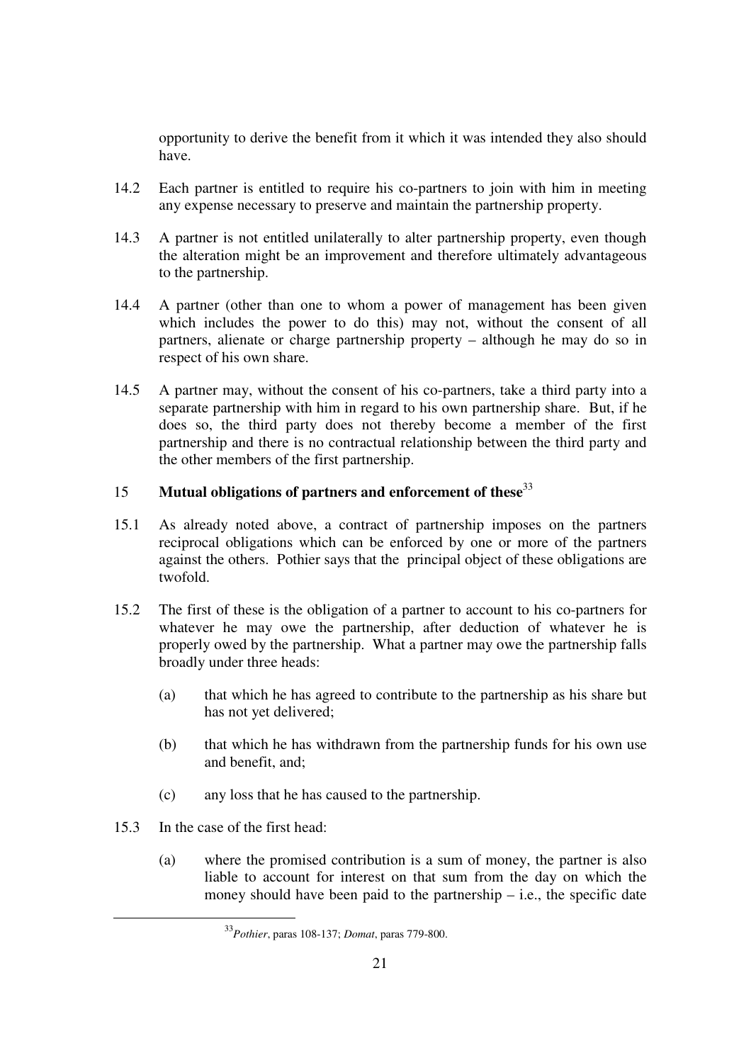opportunity to derive the benefit from it which it was intended they also should have.

14.2 Each partner is entitled to require his co-partners to join with him in meeting any expense necessary to preserve and maintain the partnership property.

14.3 A partner is not entitled unilaterally to alter partnership property, even though the alteration might be an improvement and therefore ultimately advantageous to the partnership.

14.4 A partner (other than one to whom a power of management has been given which includes the power to do this) may not, without the consent of all partners, alienate or charge partnership property – although he may do so in respect of his own share.

14.5 A partner may, without the consent of his co-partners, take a third party into a separate partnership with him in regard to his own partnership share. But, if he does so, the third party does not thereby become a member of the first partnership and there is no contractual relationship between the third party and the other members of the first partnership.

## 15 Mutual obligations of partners and enforcement of these[33]

15.1 As already noted above, a contract of partnership imposes on the partners reciprocal obligations which can be enforced by one or more of the partners against the others. Pothier says that the principal object of these obligations are twofold.

15.2 The first of these is the obligation of a partner to account to his co-partners for whatever he may owe the partnership, after deduction of whatever he is properly owed by the partnership. What a partner may owe the partnership falls broadly under three heads:

- (a) that which he has agreed to contribute to the partnership as his share but has not yet delivered;
- (b) that which he has withdrawn from the partnership funds for his own use and benefit, and;
- (c) any loss that he has caused to the partnership.

15.3 In the case of the first head:

- (a) where the promised contribution is a sum of money, the partner is also liable to account for interest on that sum from the day on which the money should have been paid to the partnership – i.e., the specific date

---

[33] *Pothier*, paras 108-137; *Domat*, paras 779-800.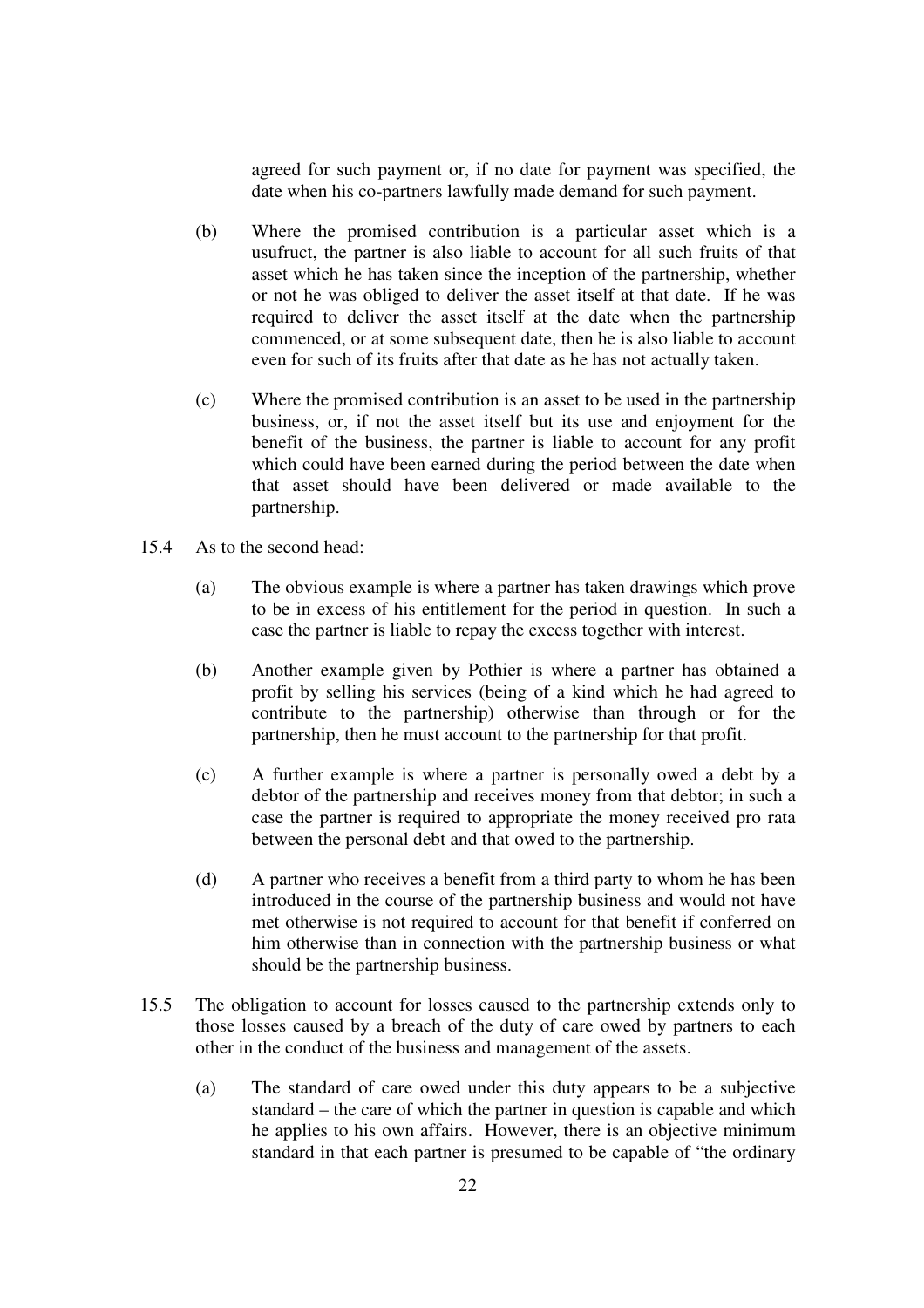agreed for such payment or, if no date for payment was specified, the date when his co-partners lawfully made demand for such payment.

(b) Where the promised contribution is a particular asset which is a usufruct, the partner is also liable to account for all such fruits of that asset which he has taken since the inception of the partnership, whether or not he was obliged to deliver the asset itself at that date. If he was required to deliver the asset itself at the date when the partnership commenced, or at some subsequent date, then he is also liable to account even for such of its fruits after that date as he has not actually taken.

(c) Where the promised contribution is an asset to be used in the partnership business, or, if not the asset itself but its use and enjoyment for the benefit of the business, the partner is liable to account for any profit which could have been earned during the period between the date when that asset should have been delivered or made available to the partnership.

15.4 As to the second head:

(a) The obvious example is where a partner has taken drawings which prove to be in excess of his entitlement for the period in question. In such a case the partner is liable to repay the excess together with interest.

(b) Another example given by Pothier is where a partner has obtained a profit by selling his services (being of a kind which he had agreed to contribute to the partnership) otherwise than through or for the partnership, then he must account to the partnership for that profit.

(c) A further example is where a partner is personally owed a debt by a debtor of the partnership and receives money from that debtor; in such a case the partner is required to appropriate the money received pro rata between the personal debt and that owed to the partnership.

(d) A partner who receives a benefit from a third party to whom he has been introduced in the course of the partnership business and would not have met otherwise is not required to account for that benefit if conferred on him otherwise than in connection with the partnership business or what should be the partnership business.

15.5 The obligation to account for losses caused to the partnership extends only to those losses caused by a breach of the duty of care owed by partners to each other in the conduct of the business and management of the assets.

(a) The standard of care owed under this duty appears to be a subjective standard – the care of which the partner in question is capable and which he applies to his own affairs. However, there is an objective minimum standard in that each partner is presumed to be capable of "the ordinary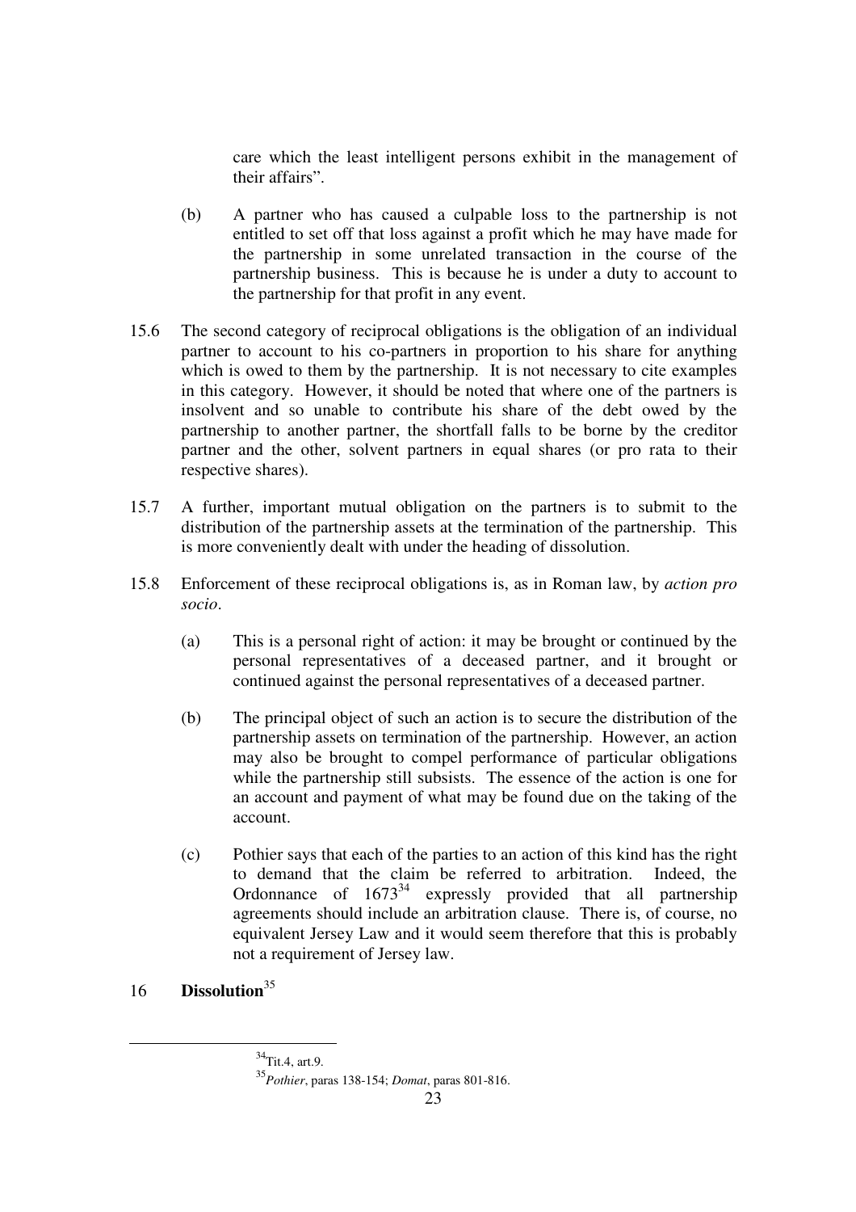care which the least intelligent persons exhibit in the management of their affairs".

(b) A partner who has caused a culpable loss to the partnership is not entitled to set off that loss against a profit which he may have made for the partnership in some unrelated transaction in the course of the partnership business. This is because he is under a duty to account to the partnership for that profit in any event.

15.6 The second category of reciprocal obligations is the obligation of an individual partner to account to his co-partners in proportion to his share for anything which is owed to them by the partnership. It is not necessary to cite examples in this category. However, it should be noted that where one of the partners is insolvent and so unable to contribute his share of the debt owed by the partnership to another partner, the shortfall falls to be borne by the creditor partner and the other, solvent partners in equal shares (or pro rata to their respective shares).

15.7 A further, important mutual obligation on the partners is to submit to the distribution of the partnership assets at the termination of the partnership. This is more conveniently dealt with under the heading of dissolution.

15.8 Enforcement of these reciprocal obligations is, as in Roman law, by *action pro socio*.

(a) This is a personal right of action: it may be brought or continued by the personal representatives of a deceased partner, and it brought or continued against the personal representatives of a deceased partner.

(b) The principal object of such an action is to secure the distribution of the partnership assets on termination of the partnership. However, an action may also be brought to compel performance of particular obligations while the partnership still subsists. The essence of the action is one for an account and payment of what may be found due on the taking of the account.

(c) Pothier says that each of the parties to an action of this kind has the right to demand that the claim be referred to arbitration. Indeed, the Ordonnance of 1673[34] expressly provided that all partnership agreements should include an arbitration clause. There is, of course, no equivalent Jersey Law and it would seem therefore that this is probably not a requirement of Jersey law.

## 16 **Dissolution**[35]

---

[34] Tit.4, art.9.

[35] *Pothier*, paras 138-154; *Domat*, paras 801-816.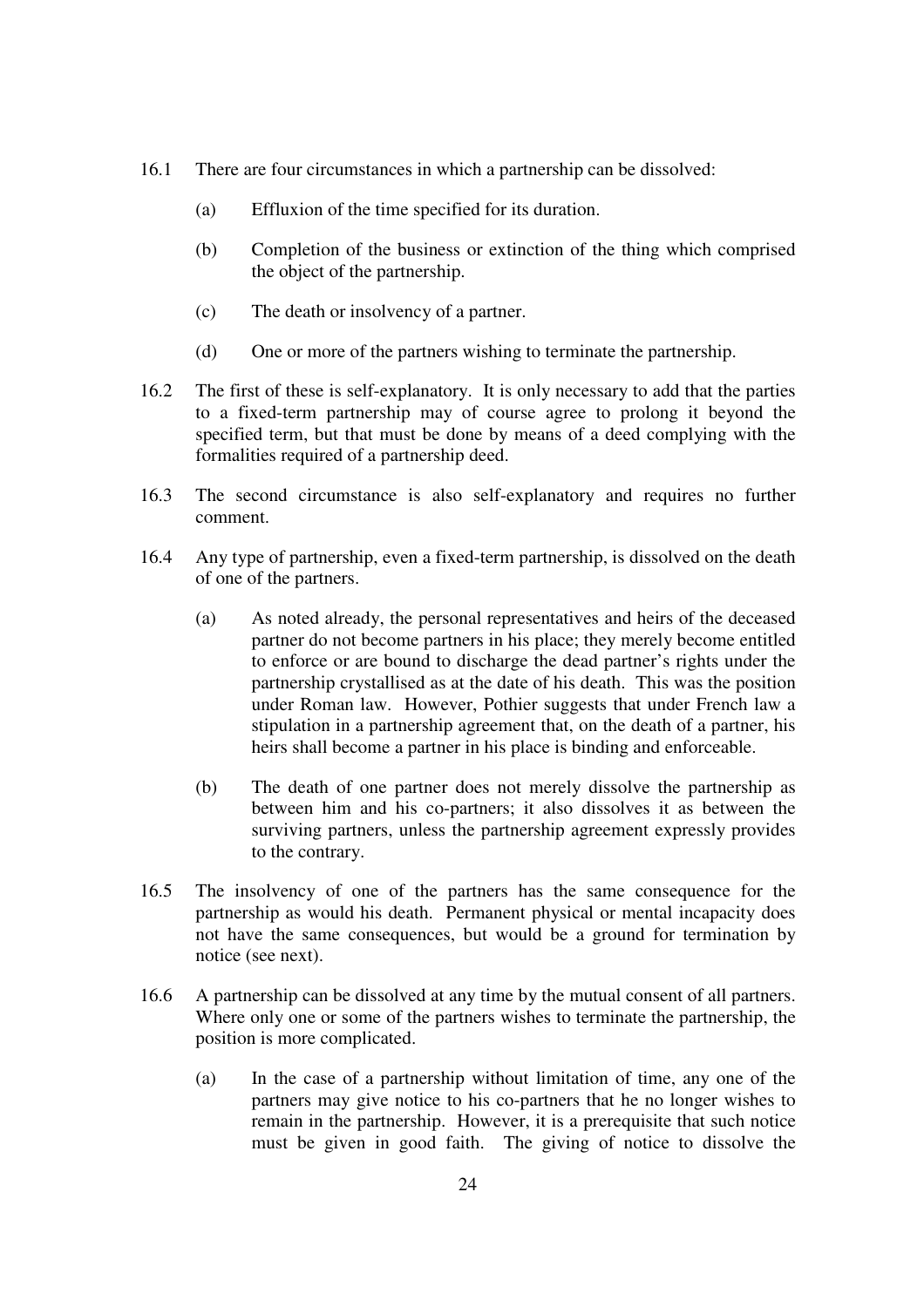16.1 There are four circumstances in which a partnership can be dissolved:

(a) Effluxion of the time specified for its duration.

(b) Completion of the business or extinction of the thing which comprised the object of the partnership.

(c) The death or insolvency of a partner.

(d) One or more of the partners wishing to terminate the partnership.

16.2 The first of these is self-explanatory. It is only necessary to add that the parties to a fixed-term partnership may of course agree to prolong it beyond the specified term, but that must be done by means of a deed complying with the formalities required of a partnership deed.

16.3 The second circumstance is also self-explanatory and requires no further comment.

16.4 Any type of partnership, even a fixed-term partnership, is dissolved on the death of one of the partners.

(a) As noted already, the personal representatives and heirs of the deceased partner do not become partners in his place; they merely become entitled to enforce or are bound to discharge the dead partner's rights under the partnership crystallised as at the date of his death. This was the position under Roman law. However, Pothier suggests that under French law a stipulation in a partnership agreement that, on the death of a partner, his heirs shall become a partner in his place is binding and enforceable.

(b) The death of one partner does not merely dissolve the partnership as between him and his co-partners; it also dissolves it as between the surviving partners, unless the partnership agreement expressly provides to the contrary.

16.5 The insolvency of one of the partners has the same consequence for the partnership as would his death. Permanent physical or mental incapacity does not have the same consequences, but would be a ground for termination by notice (see next).

16.6 A partnership can be dissolved at any time by the mutual consent of all partners. Where only one or some of the partners wishes to terminate the partnership, the position is more complicated.

(a) In the case of a partnership without limitation of time, any one of the partners may give notice to his co-partners that he no longer wishes to remain in the partnership. However, it is a prerequisite that such notice must be given in good faith. The giving of notice to dissolve the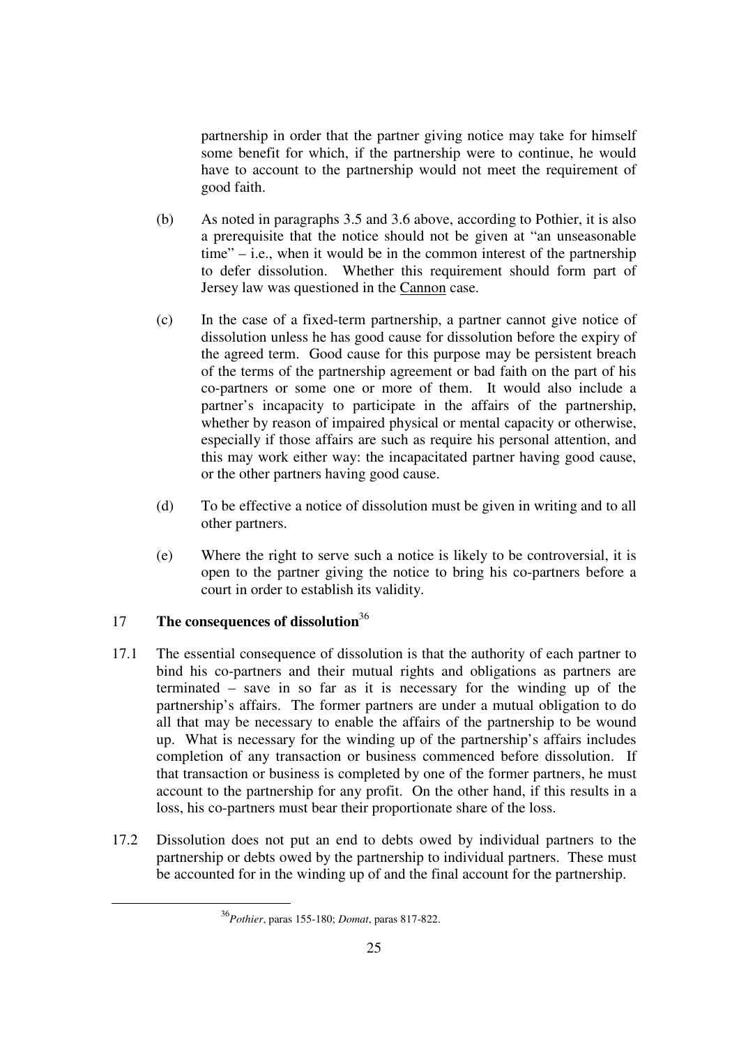partnership in order that the partner giving notice may take for himself some benefit for which, if the partnership were to continue, he would have to account to the partnership would not meet the requirement of good faith.

(b) As noted in paragraphs 3.5 and 3.6 above, according to Pothier, it is also a prerequisite that the notice should not be given at "an unseasonable time" – i.e., when it would be in the common interest of the partnership to defer dissolution. Whether this requirement should form part of Jersey law was questioned in the Cannon case.

(c) In the case of a fixed-term partnership, a partner cannot give notice of dissolution unless he has good cause for dissolution before the expiry of the agreed term. Good cause for this purpose may be persistent breach of the terms of the partnership agreement or bad faith on the part of his co-partners or some one or more of them. It would also include a partner's incapacity to participate in the affairs of the partnership, whether by reason of impaired physical or mental capacity or otherwise, especially if those affairs are such as require his personal attention, and this may work either way: the incapacitated partner having good cause, or the other partners having good cause.

(d) To be effective a notice of dissolution must be given in writing and to all other partners.

(e) Where the right to serve such a notice is likely to be controversial, it is open to the partner giving the notice to bring his co-partners before a court in order to establish its validity.

## 17 The consequences of dissolution[36]

17.1 The essential consequence of dissolution is that the authority of each partner to bind his co-partners and their mutual rights and obligations as partners are terminated – save in so far as it is necessary for the winding up of the partnership's affairs. The former partners are under a mutual obligation to do all that may be necessary to enable the affairs of the partnership to be wound up. What is necessary for the winding up of the partnership's affairs includes completion of any transaction or business commenced before dissolution. If that transaction or business is completed by one of the former partners, he must account to the partnership for any profit. On the other hand, if this results in a loss, his co-partners must bear their proportionate share of the loss.

17.2 Dissolution does not put an end to debts owed by individual partners to the partnership or debts owed by the partnership to individual partners. These must be accounted for in the winding up of and the final account for the partnership.

---

[36] *Pothier*, paras 155-180; *Domat*, paras 817-822.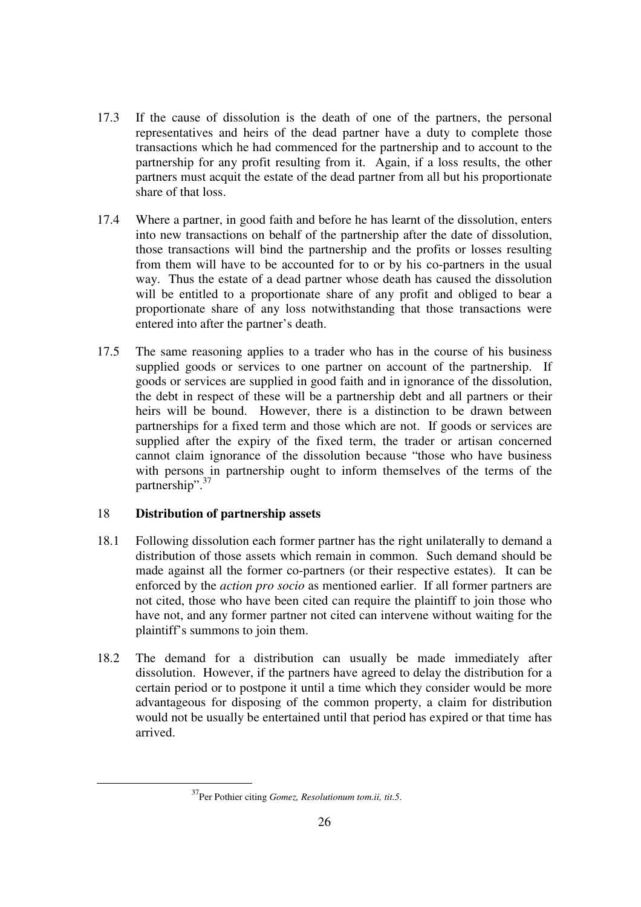17.3 If the cause of dissolution is the death of one of the partners, the personal representatives and heirs of the dead partner have a duty to complete those transactions which he had commenced for the partnership and to account to the partnership for any profit resulting from it. Again, if a loss results, the other partners must acquit the estate of the dead partner from all but his proportionate share of that loss.

17.4 Where a partner, in good faith and before he has learnt of the dissolution, enters into new transactions on behalf of the partnership after the date of dissolution, those transactions will bind the partnership and the profits or losses resulting from them will have to be accounted for to or by his co-partners in the usual way. Thus the estate of a dead partner whose death has caused the dissolution will be entitled to a proportionate share of any profit and obliged to bear a proportionate share of any loss notwithstanding that those transactions were entered into after the partner's death.

17.5 The same reasoning applies to a trader who has in the course of his business supplied goods or services to one partner on account of the partnership. If goods or services are supplied in good faith and in ignorance of the dissolution, the debt in respect of these will be a partnership debt and all partners or their heirs will be bound. However, there is a distinction to be drawn between partnerships for a fixed term and those which are not. If goods or services are supplied after the expiry of the fixed term, the trader or artisan concerned cannot claim ignorance of the dissolution because "those who have business with persons in partnership ought to inform themselves of the terms of the partnership".[37]

## 18 Distribution of partnership assets

18.1 Following dissolution each former partner has the right unilaterally to demand a distribution of those assets which remain in common. Such demand should be made against all the former co-partners (or their respective estates). It can be enforced by the *action pro socio* as mentioned earlier. If all former partners are not cited, those who have been cited can require the plaintiff to join those who have not, and any former partner not cited can intervene without waiting for the plaintiff's summons to join them.

18.2 The demand for a distribution can usually be made immediately after dissolution. However, if the partners have agreed to delay the distribution for a certain period or to postpone it until a time which they consider would be more advantageous for disposing of the common property, a claim for distribution would not be usually be entertained until that period has expired or that time has arrived.

[37] Per Pothier citing *Gomez, Resolutionum tom.ii, tit.5*.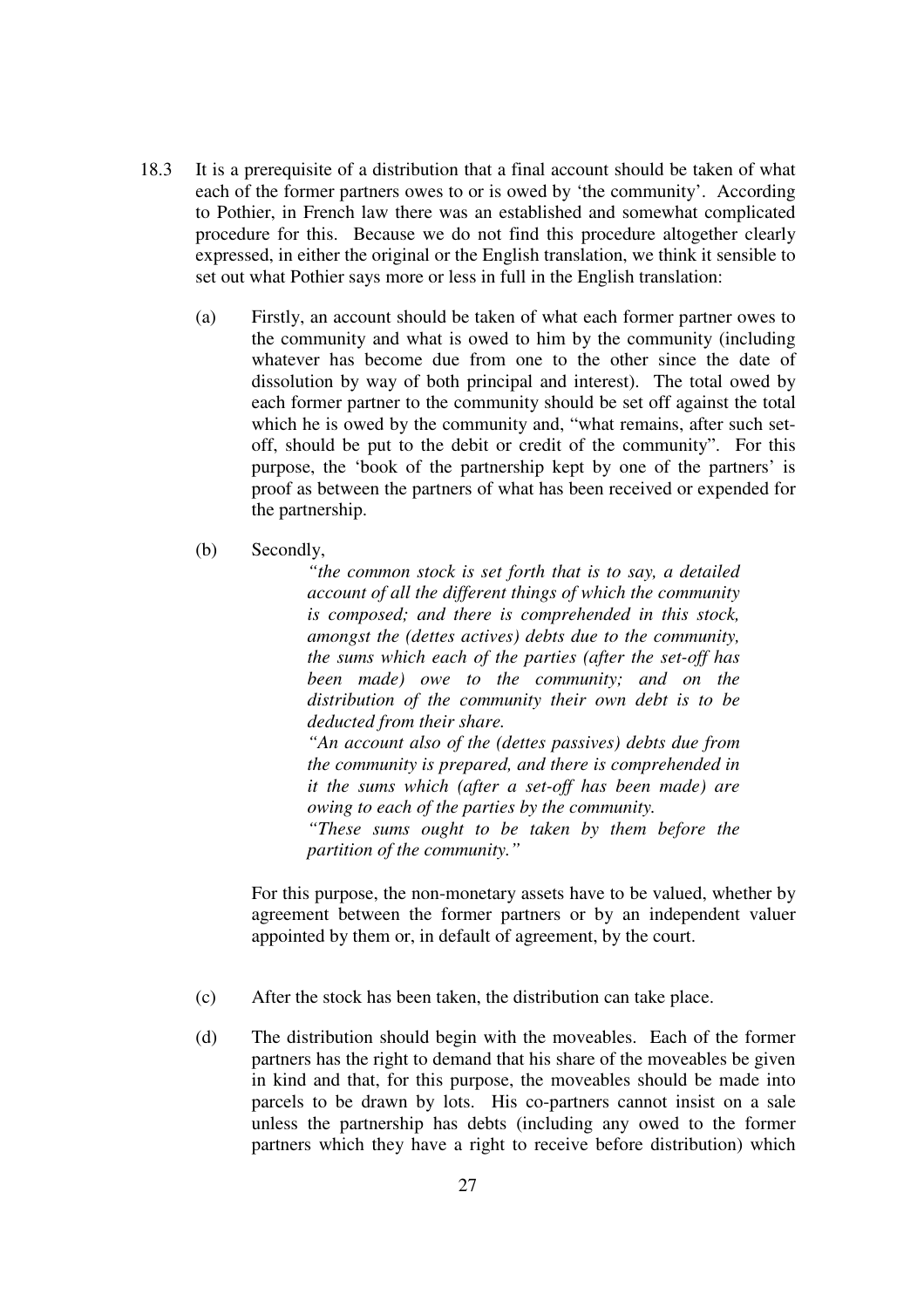18.3 It is a prerequisite of a distribution that a final account should be taken of what each of the former partners owes to or is owed by 'the community'. According to Pothier, in French law there was an established and somewhat complicated procedure for this. Because we do not find this procedure altogether clearly expressed, in either the original or the English translation, we think it sensible to set out what Pothier says more or less in full in the English translation:

(a) Firstly, an account should be taken of what each former partner owes to the community and what is owed to him by the community (including whatever has become due from one to the other since the date of dissolution by way of both principal and interest). The total owed by each former partner to the community should be set off against the total which he is owed by the community and, "what remains, after such set-off, should be put to the debit or credit of the community". For this purpose, the 'book of the partnership kept by one of the partners' is proof as between the partners of what has been received or expended for the partnership.

(b) Secondly,

> *"the common stock is set forth that is to say, a detailed account of all the different things of which the community is composed; and there is comprehended in this stock, amongst the (dettes actives) debts due to the community, the sums which each of the parties (after the set-off has been made) owe to the community; and on the distribution of the community their own debt is to be deducted from their share.*
>
> *"An account also of the (dettes passives) debts due from the community is prepared, and there is comprehended in it the sums which (after a set-off has been made) are owing to each of the parties by the community.*
>
> *"These sums ought to be taken by them before the partition of the community."*

For this purpose, the non-monetary assets have to be valued, whether by agreement between the former partners or by an independent valuer appointed by them or, in default of agreement, by the court.

(c) After the stock has been taken, the distribution can take place.

(d) The distribution should begin with the moveables. Each of the former partners has the right to demand that his share of the moveables be given in kind and that, for this purpose, the moveables should be made into parcels to be drawn by lots. His co-partners cannot insist on a sale unless the partnership has debts (including any owed to the former partners which they have a right to receive before distribution) which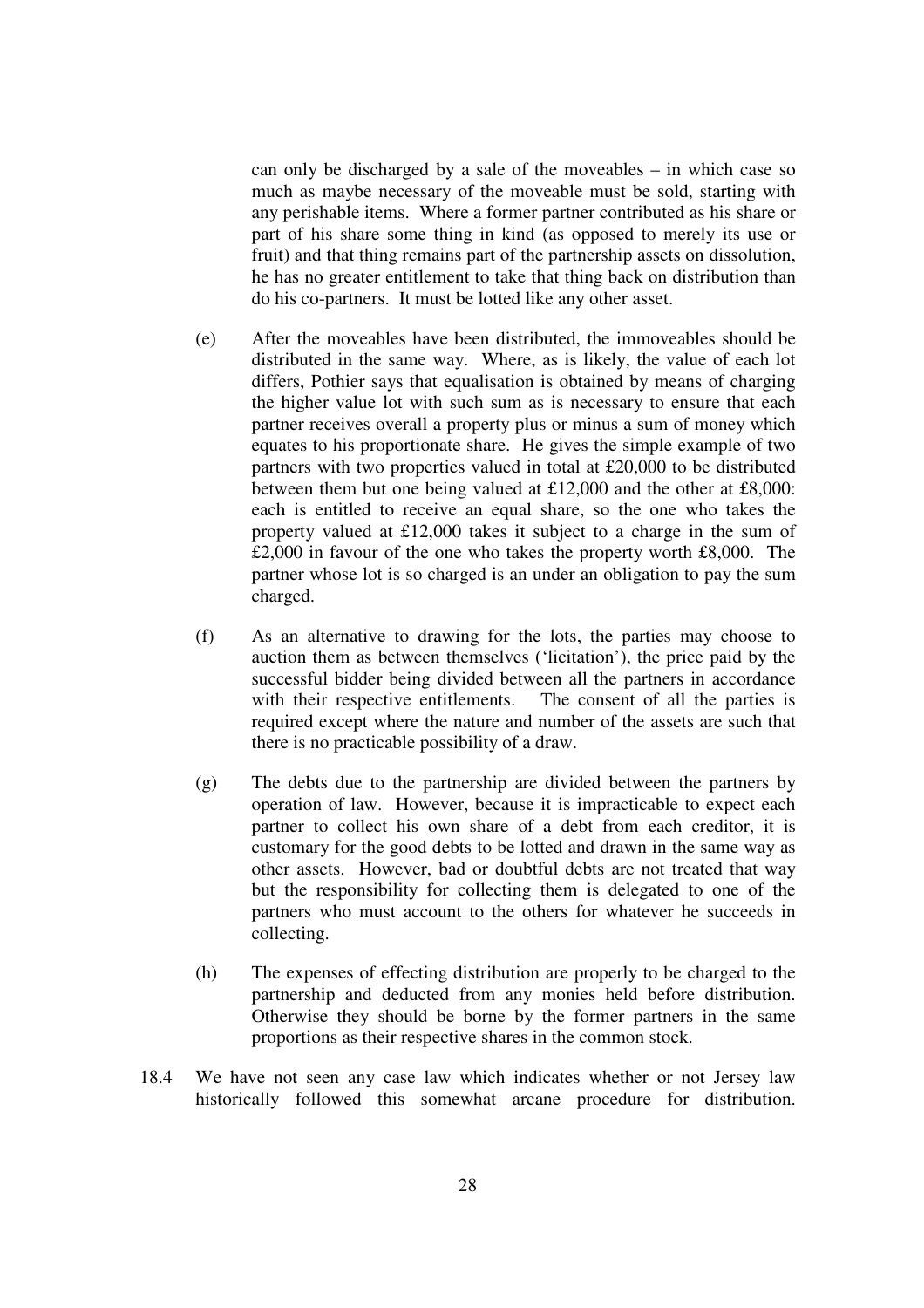can only be discharged by a sale of the moveables – in which case so much as maybe necessary of the moveable must be sold, starting with any perishable items. Where a former partner contributed as his share or part of his share some thing in kind (as opposed to merely its use or fruit) and that thing remains part of the partnership assets on dissolution, he has no greater entitlement to take that thing back on distribution than do his co-partners. It must be lotted like any other asset.

(e) After the moveables have been distributed, the immoveables should be distributed in the same way. Where, as is likely, the value of each lot differs, Pothier says that equalisation is obtained by means of charging the higher value lot with such sum as is necessary to ensure that each partner receives overall a property plus or minus a sum of money which equates to his proportionate share. He gives the simple example of two partners with two properties valued in total at £20,000 to be distributed between them but one being valued at £12,000 and the other at £8,000: each is entitled to receive an equal share, so the one who takes the property valued at £12,000 takes it subject to a charge in the sum of £2,000 in favour of the one who takes the property worth £8,000. The partner whose lot is so charged is an under an obligation to pay the sum charged.

(f) As an alternative to drawing for the lots, the parties may choose to auction them as between themselves ('licitation'), the price paid by the successful bidder being divided between all the partners in accordance with their respective entitlements. The consent of all the parties is required except where the nature and number of the assets are such that there is no practicable possibility of a draw.

(g) The debts due to the partnership are divided between the partners by operation of law. However, because it is impracticable to expect each partner to collect his own share of a debt from each creditor, it is customary for the good debts to be lotted and drawn in the same way as other assets. However, bad or doubtful debts are not treated that way but the responsibility for collecting them is delegated to one of the partners who must account to the others for whatever he succeeds in collecting.

(h) The expenses of effecting distribution are properly to be charged to the partnership and deducted from any monies held before distribution. Otherwise they should be borne by the former partners in the same proportions as their respective shares in the common stock.

18.4 We have not seen any case law which indicates whether or not Jersey law historically followed this somewhat arcane procedure for distribution.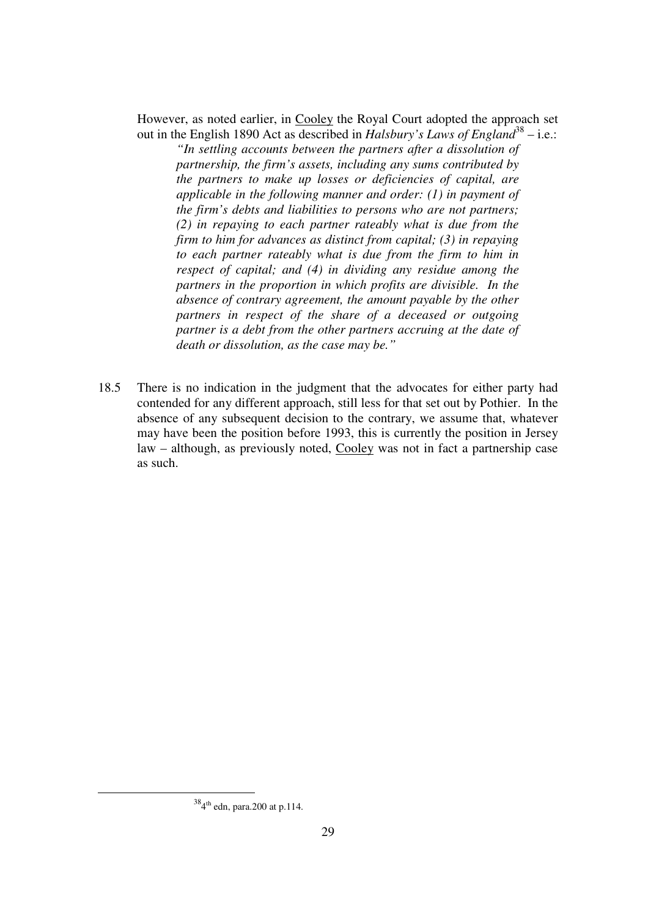However, as noted earlier, in Cooley the Royal Court adopted the approach set out in the English 1890 Act as described in *Halsbury's Laws of England*[38] – i.e.:

> *"In settling accounts between the partners after a dissolution of partnership, the firm's assets, including any sums contributed by the partners to make up losses or deficiencies of capital, are applicable in the following manner and order: (1) in payment of the firm's debts and liabilities to persons who are not partners; (2) in repaying to each partner rateably what is due from the firm to him for advances as distinct from capital; (3) in repaying to each partner rateably what is due from the firm to him in respect of capital; and (4) in dividing any residue among the partners in the proportion in which profits are divisible. In the absence of contrary agreement, the amount payable by the other partners in respect of the share of a deceased or outgoing partner is a debt from the other partners accruing at the date of death or dissolution, as the case may be."*

18.5 There is no indication in the judgment that the advocates for either party had contended for any different approach, still less for that set out by Pothier. In the absence of any subsequent decision to the contrary, we assume that, whatever may have been the position before 1993, this is currently the position in Jersey law – although, as previously noted, Cooley was not in fact a partnership case as such.

---

[38] 4th edn, para.200 at p.114.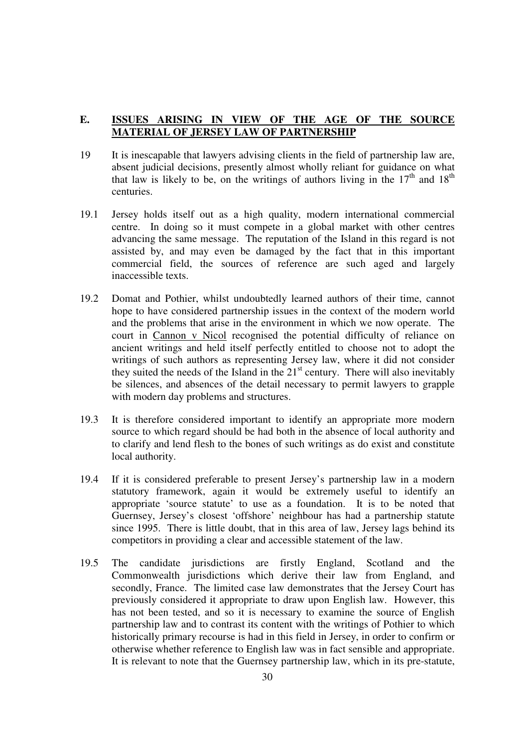## E. <u>ISSUES ARISING IN VIEW OF THE AGE OF THE SOURCE MATERIAL OF JERSEY LAW OF PARTNERSHIP</u>

19 It is inescapable that lawyers advising clients in the field of partnership law are, absent judicial decisions, presently almost wholly reliant for guidance on what that law is likely to be, on the writings of authors living in the 17th and 18th centuries.

19.1 Jersey holds itself out as a high quality, modern international commercial centre. In doing so it must compete in a global market with other centres advancing the same message. The reputation of the Island in this regard is not assisted by, and may even be damaged by the fact that in this important commercial field, the sources of reference are such aged and largely inaccessible texts.

19.2 Domat and Pothier, whilst undoubtedly learned authors of their time, cannot hope to have considered partnership issues in the context of the modern world and the problems that arise in the environment in which we now operate. The court in <u>Cannon v Nicol</u> recognised the potential difficulty of reliance on ancient writings and held itself perfectly entitled to choose not to adopt the writings of such authors as representing Jersey law, where it did not consider they suited the needs of the Island in the 21st century. There will also inevitably be silences, and absences of the detail necessary to permit lawyers to grapple with modern day problems and structures.

19.3 It is therefore considered important to identify an appropriate more modern source to which regard should be had both in the absence of local authority and to clarify and lend flesh to the bones of such writings as do exist and constitute local authority.

19.4 If it is considered preferable to present Jersey's partnership law in a modern statutory framework, again it would be extremely useful to identify an appropriate 'source statute' to use as a foundation. It is to be noted that Guernsey, Jersey's closest 'offshore' neighbour has had a partnership statute since 1995. There is little doubt, that in this area of law, Jersey lags behind its competitors in providing a clear and accessible statement of the law.

19.5 The candidate jurisdictions are firstly England, Scotland and the Commonwealth jurisdictions which derive their law from England, and secondly, France. The limited case law demonstrates that the Jersey Court has previously considered it appropriate to draw upon English law. However, this has not been tested, and so it is necessary to examine the source of English partnership law and to contrast its content with the writings of Pothier to which historically primary recourse is had in this field in Jersey, in order to confirm or otherwise whether reference to English law was in fact sensible and appropriate. It is relevant to note that the Guernsey partnership law, which in its pre-statute,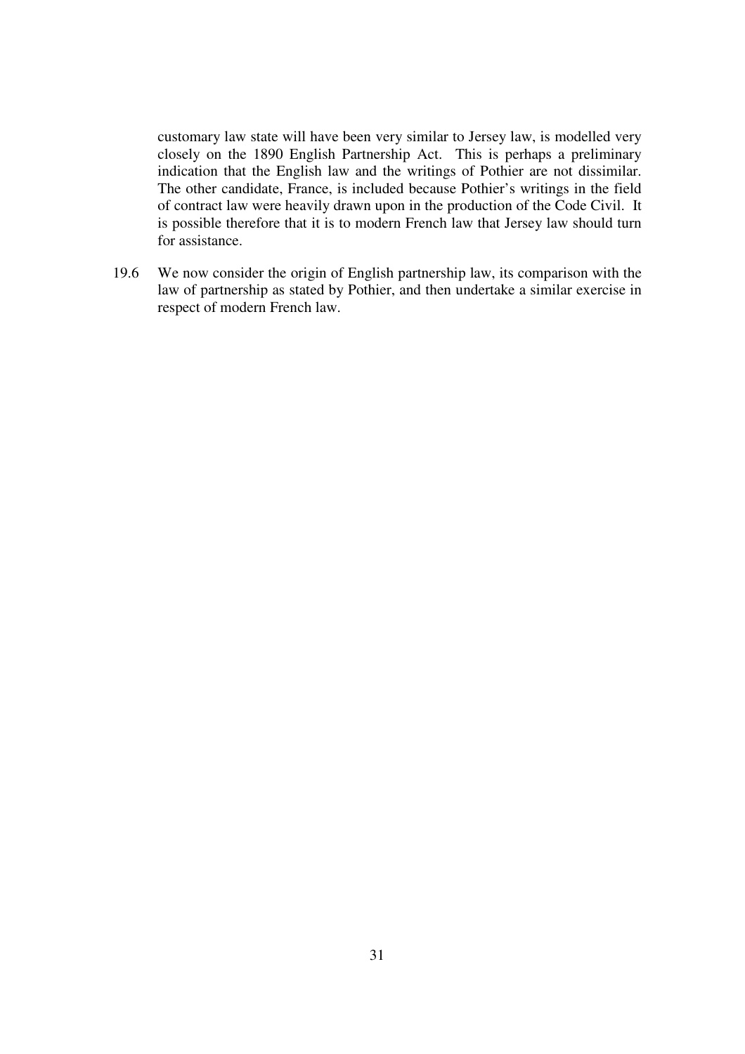customary law state will have been very similar to Jersey law, is modelled very closely on the 1890 English Partnership Act. This is perhaps a preliminary indication that the English law and the writings of Pothier are not dissimilar. The other candidate, France, is included because Pothier's writings in the field of contract law were heavily drawn upon in the production of the Code Civil. It is possible therefore that it is to modern French law that Jersey law should turn for assistance.

19.6 We now consider the origin of English partnership law, its comparison with the law of partnership as stated by Pothier, and then undertake a similar exercise in respect of modern French law.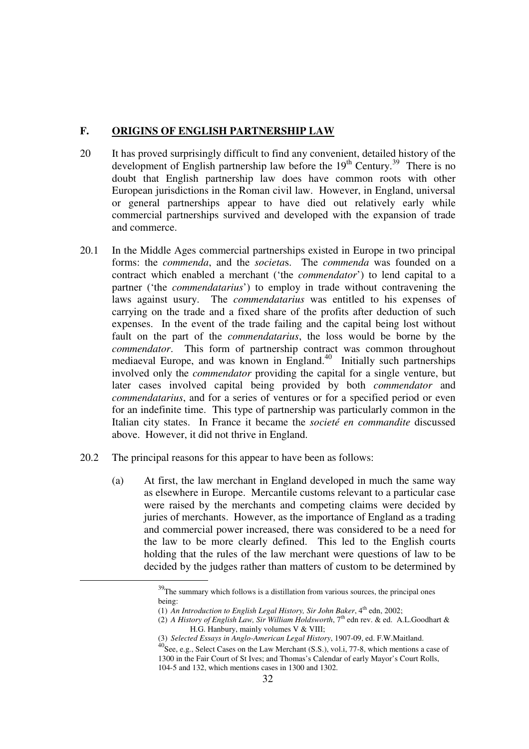## F. ORIGINS OF ENGLISH PARTNERSHIP LAW

20 It has proved surprisingly difficult to find any convenient, detailed history of the development of English partnership law before the 19th Century.[39] There is no doubt that English partnership law does have common roots with other European jurisdictions in the Roman civil law. However, in England, universal or general partnerships appear to have died out relatively early while commercial partnerships survived and developed with the expansion of trade and commerce.

20.1 In the Middle Ages commercial partnerships existed in Europe in two principal forms: the *commenda*, and the *societa*s. The *commenda* was founded on a contract which enabled a merchant ('the *commendator*') to lend capital to a partner ('the *commendatarius*') to employ in trade without contravening the laws against usury. The *commendatarius* was entitled to his expenses of carrying on the trade and a fixed share of the profits after deduction of such expenses. In the event of the trade failing and the capital being lost without fault on the part of the *commendatarius*, the loss would be borne by the *commendator*. This form of partnership contract was common throughout mediaeval Europe, and was known in England.[40] Initially such partnerships involved only the *commendator* providing the capital for a single venture, but later cases involved capital being provided by both *commendator* and *commendatarius*, and for a series of ventures or for a specified period or even for an indefinite time. This type of partnership was particularly common in the Italian city states. In France it became the *societé en commandite* discussed above. However, it did not thrive in England.

20.2 The principal reasons for this appear to have been as follows:

(a) At first, the law merchant in England developed in much the same way as elsewhere in Europe. Mercantile customs relevant to a particular case were raised by the merchants and competing claims were decided by juries of merchants. However, as the importance of England as a trading and commercial power increased, there was considered to be a need for the law to be more clearly defined. This led to the English courts holding that the rules of the law merchant were questions of law to be decided by the judges rather than matters of custom to be determined by

---

[39] The summary which follows is a distillation from various sources, the principal ones being:
(1) *An Introduction to English Legal History, Sir John Baker*, 4th edn, 2002;
(2) *A History of English Law, Sir William Holdsworth*, 7th edn rev. & ed. A.L.Goodhart & H.G. Hanbury, mainly volumes V & VIII;
(3) *Selected Essays in Anglo-American Legal History*, 1907-09, ed. F.W.Maitland.

[40] See, e.g., Select Cases on the Law Merchant (S.S.), vol.i, 77-8, which mentions a case of 1300 in the Fair Court of St Ives; and Thomas's Calendar of early Mayor's Court Rolls, 104-5 and 132, which mentions cases in 1300 and 1302.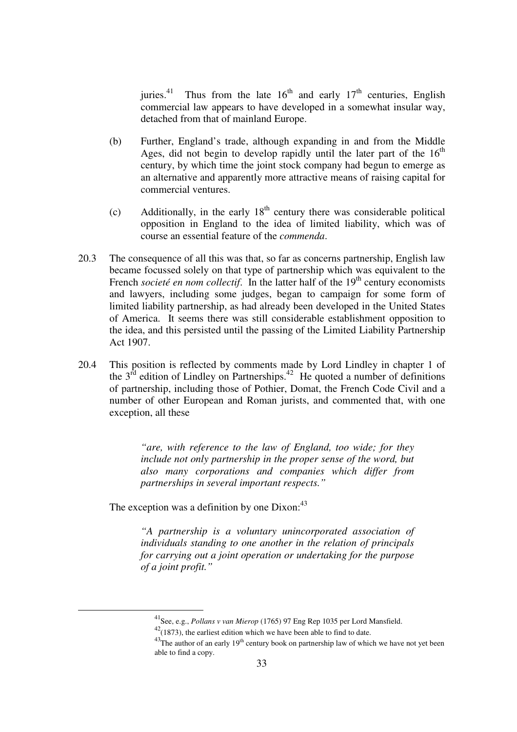juries.[41] Thus from the late 16th and early 17th centuries, English commercial law appears to have developed in a somewhat insular way, detached from that of mainland Europe.

(b) Further, England's trade, although expanding in and from the Middle Ages, did not begin to develop rapidly until the later part of the 16th century, by which time the joint stock company had begun to emerge as an alternative and apparently more attractive means of raising capital for commercial ventures.

(c) Additionally, in the early 18th century there was considerable political opposition in England to the idea of limited liability, which was of course an essential feature of the *commenda*.

20.3 The consequence of all this was that, so far as concerns partnership, English law became focussed solely on that type of partnership which was equivalent to the French *societé en nom collectif*. In the latter half of the 19th century economists and lawyers, including some judges, began to campaign for some form of limited liability partnership, as had already been developed in the United States of America. It seems there was still considerable establishment opposition to the idea, and this persisted until the passing of the Limited Liability Partnership Act 1907.

20.4 This position is reflected by comments made by Lord Lindley in chapter 1 of the 3rd edition of Lindley on Partnerships.[42] He quoted a number of definitions of partnership, including those of Pothier, Domat, the French Code Civil and a number of other European and Roman jurists, and commented that, with one exception, all these

> *"are, with reference to the law of England, too wide; for they include not only partnership in the proper sense of the word, but also many corporations and companies which differ from partnerships in several important respects."*

The exception was a definition by one Dixon:[43]

> *"A partnership is a voluntary unincorporated association of individuals standing to one another in the relation of principals for carrying out a joint operation or undertaking for the purpose of a joint profit."*

---

[41] See, e.g., *Pollans v van Mierop* (1765) 97 Eng Rep 1035 per Lord Mansfield.

[42] (1873), the earliest edition which we have been able to find to date.

[43] The author of an early 19th century book on partnership law of which we have not yet been able to find a copy.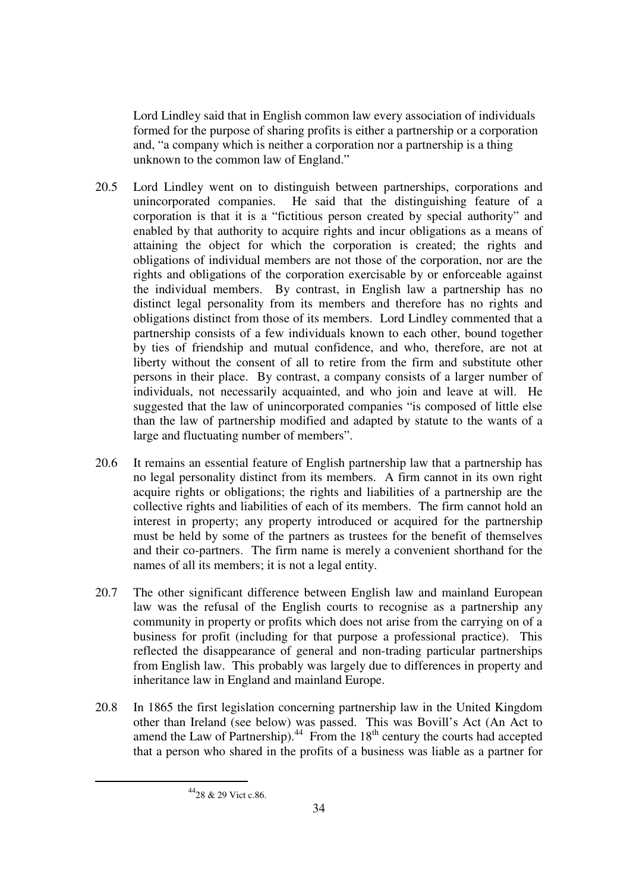Lord Lindley said that in English common law every association of individuals formed for the purpose of sharing profits is either a partnership or a corporation and, "a company which is neither a corporation nor a partnership is a thing unknown to the common law of England."

20.5 Lord Lindley went on to distinguish between partnerships, corporations and unincorporated companies. He said that the distinguishing feature of a corporation is that it is a "fictitious person created by special authority" and enabled by that authority to acquire rights and incur obligations as a means of attaining the object for which the corporation is created; the rights and obligations of individual members are not those of the corporation, nor are the rights and obligations of the corporation exercisable by or enforceable against the individual members. By contrast, in English law a partnership has no distinct legal personality from its members and therefore has no rights and obligations distinct from those of its members. Lord Lindley commented that a partnership consists of a few individuals known to each other, bound together by ties of friendship and mutual confidence, and who, therefore, are not at liberty without the consent of all to retire from the firm and substitute other persons in their place. By contrast, a company consists of a larger number of individuals, not necessarily acquainted, and who join and leave at will. He suggested that the law of unincorporated companies "is composed of little else than the law of partnership modified and adapted by statute to the wants of a large and fluctuating number of members".

20.6 It remains an essential feature of English partnership law that a partnership has no legal personality distinct from its members. A firm cannot in its own right acquire rights or obligations; the rights and liabilities of a partnership are the collective rights and liabilities of each of its members. The firm cannot hold an interest in property; any property introduced or acquired for the partnership must be held by some of the partners as trustees for the benefit of themselves and their co-partners. The firm name is merely a convenient shorthand for the names of all its members; it is not a legal entity.

20.7 The other significant difference between English law and mainland European law was the refusal of the English courts to recognise as a partnership any community in property or profits which does not arise from the carrying on of a business for profit (including for that purpose a professional practice). This reflected the disappearance of general and non-trading particular partnerships from English law. This probably was largely due to differences in property and inheritance law in England and mainland Europe.

20.8 In 1865 the first legislation concerning partnership law in the United Kingdom other than Ireland (see below) was passed. This was Bovill's Act (An Act to amend the Law of Partnership).[44] From the 18th century the courts had accepted that a person who shared in the profits of a business was liable as a partner for

[44] 28 & 29 Vict c.86.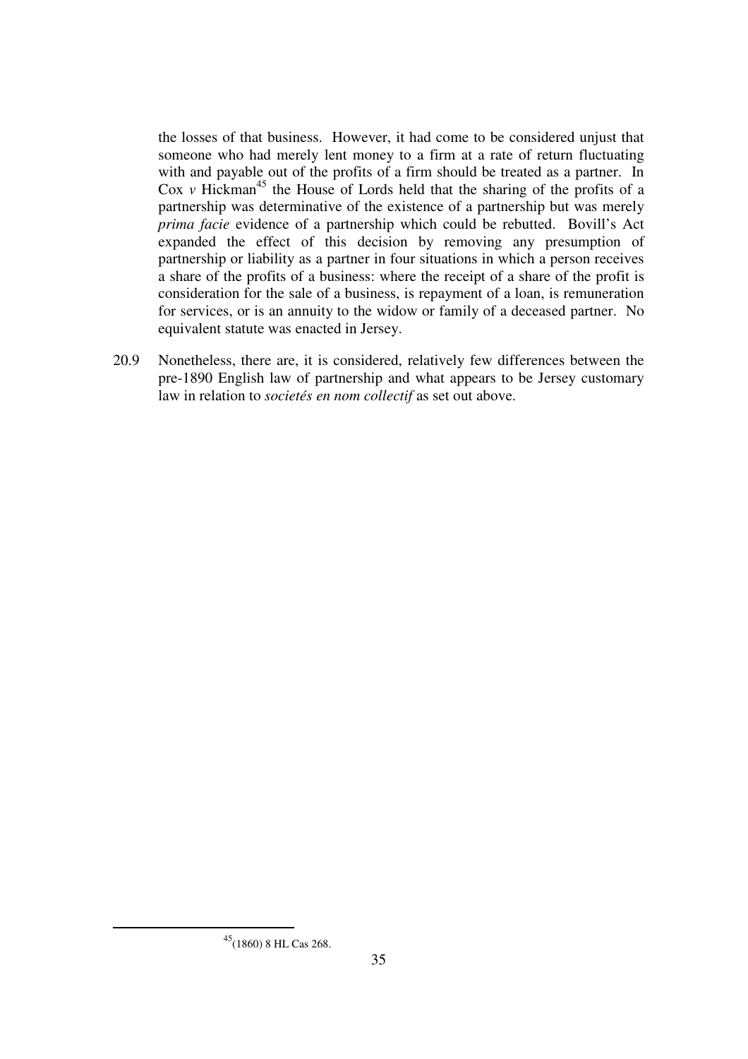the losses of that business. However, it had come to be considered unjust that someone who had merely lent money to a firm at a rate of return fluctuating with and payable out of the profits of a firm should be treated as a partner. In Cox *v* Hickman[45] the House of Lords held that the sharing of the profits of a partnership was determinative of the existence of a partnership but was merely *prima facie* evidence of a partnership which could be rebutted. Bovill's Act expanded the effect of this decision by removing any presumption of partnership or liability as a partner in four situations in which a person receives a share of the profits of a business: where the receipt of a share of the profit is consideration for the sale of a business, is repayment of a loan, is remuneration for services, or is an annuity to the widow or family of a deceased partner. No equivalent statute was enacted in Jersey.

20.9 Nonetheless, there are, it is considered, relatively few differences between the pre-1890 English law of partnership and what appears to be Jersey customary law in relation to *societés en nom collectif* as set out above.

[45] (1860) 8 HL Cas 268.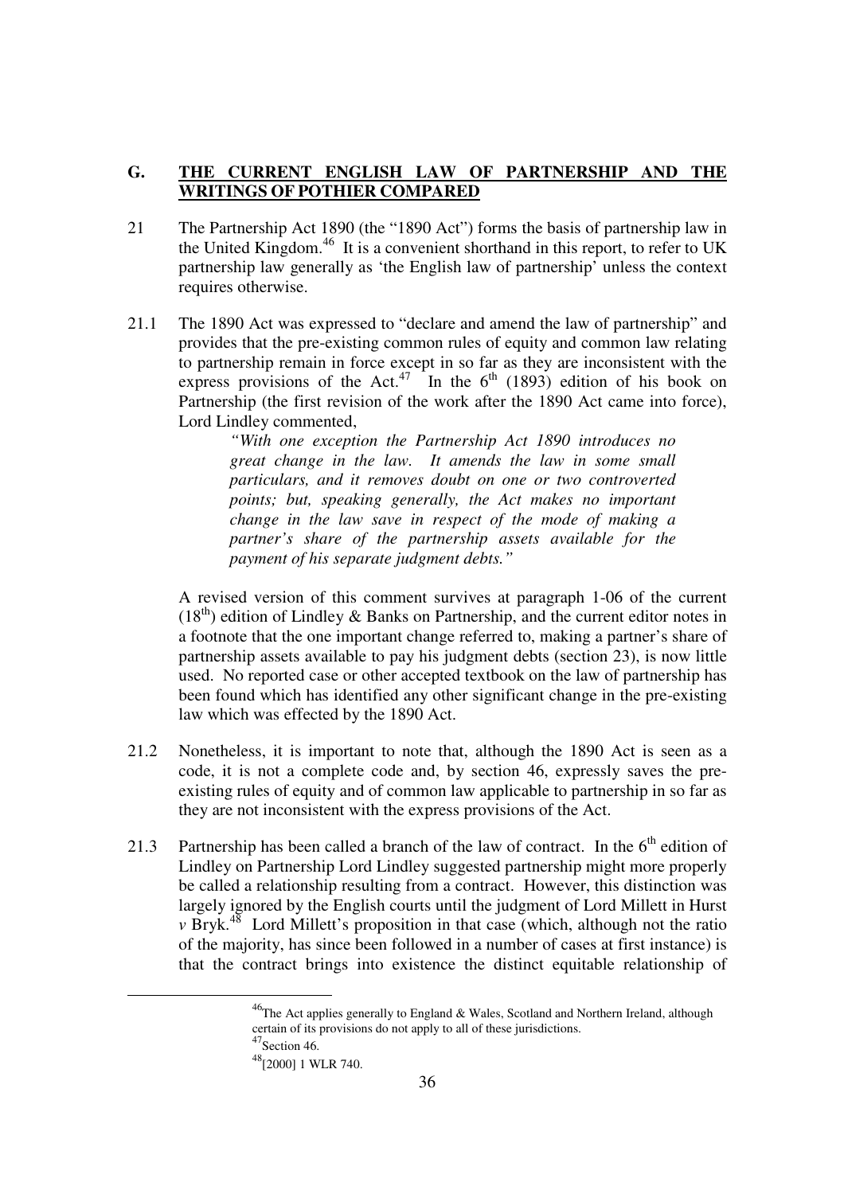## G. THE CURRENT ENGLISH LAW OF PARTNERSHIP AND THE WRITINGS OF POTHIER COMPARED

21 The Partnership Act 1890 (the "1890 Act") forms the basis of partnership law in the United Kingdom.[46] It is a convenient shorthand in this report, to refer to UK partnership law generally as 'the English law of partnership' unless the context requires otherwise.

21.1 The 1890 Act was expressed to "declare and amend the law of partnership" and provides that the pre-existing common rules of equity and common law relating to partnership remain in force except in so far as they are inconsistent with the express provisions of the Act.[47] In the 6th (1893) edition of his book on Partnership (the first revision of the work after the 1890 Act came into force), Lord Lindley commented,

> *"With one exception the Partnership Act 1890 introduces no great change in the law. It amends the law in some small particulars, and it removes doubt on one or two controverted points; but, speaking generally, the Act makes no important change in the law save in respect of the mode of making a partner's share of the partnership assets available for the payment of his separate judgment debts."*

A revised version of this comment survives at paragraph 1-06 of the current (18th) edition of Lindley & Banks on Partnership, and the current editor notes in a footnote that the one important change referred to, making a partner's share of partnership assets available to pay his judgment debts (section 23), is now little used. No reported case or other accepted textbook on the law of partnership has been found which has identified any other significant change in the pre-existing law which was effected by the 1890 Act.

21.2 Nonetheless, it is important to note that, although the 1890 Act is seen as a code, it is not a complete code and, by section 46, expressly saves the pre-existing rules of equity and of common law applicable to partnership in so far as they are not inconsistent with the express provisions of the Act.

21.3 Partnership has been called a branch of the law of contract. In the 6th edition of Lindley on Partnership Lord Lindley suggested partnership might more properly be called a relationship resulting from a contract. However, this distinction was largely ignored by the English courts until the judgment of Lord Millett in Hurst *v* Bryk.[48] Lord Millett's proposition in that case (which, although not the ratio of the majority, has since been followed in a number of cases at first instance) is that the contract brings into existence the distinct equitable relationship of

---

[46] The Act applies generally to England & Wales, Scotland and Northern Ireland, although certain of its provisions do not apply to all of these jurisdictions.

[47] Section 46.

[48] [2000] 1 WLR 740.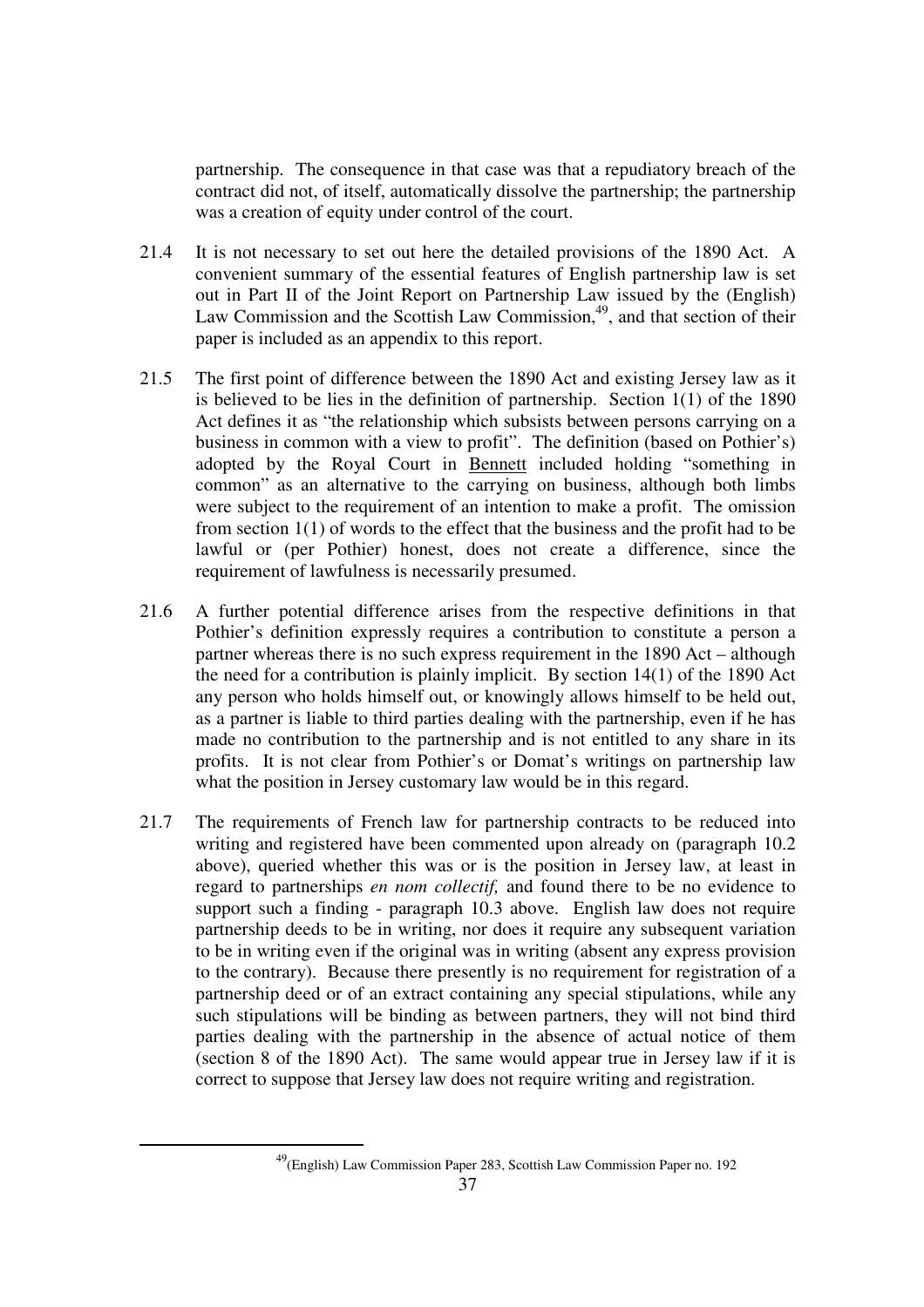partnership. The consequence in that case was that a repudiatory breach of the contract did not, of itself, automatically dissolve the partnership; the partnership was a creation of equity under control of the court.

21.4 It is not necessary to set out here the detailed provisions of the 1890 Act. A convenient summary of the essential features of English partnership law is set out in Part II of the Joint Report on Partnership Law issued by the (English) Law Commission and the Scottish Law Commission,[49], and that section of their paper is included as an appendix to this report.

21.5 The first point of difference between the 1890 Act and existing Jersey law as it is believed to be lies in the definition of partnership. Section 1(1) of the 1890 Act defines it as "the relationship which subsists between persons carrying on a business in common with a view to profit". The definition (based on Pothier's) adopted by the Royal Court in Bennett included holding "something in common" as an alternative to the carrying on business, although both limbs were subject to the requirement of an intention to make a profit. The omission from section 1(1) of words to the effect that the business and the profit had to be lawful or (per Pothier) honest, does not create a difference, since the requirement of lawfulness is necessarily presumed.

21.6 A further potential difference arises from the respective definitions in that Pothier's definition expressly requires a contribution to constitute a person a partner whereas there is no such express requirement in the 1890 Act – although the need for a contribution is plainly implicit. By section 14(1) of the 1890 Act any person who holds himself out, or knowingly allows himself to be held out, as a partner is liable to third parties dealing with the partnership, even if he has made no contribution to the partnership and is not entitled to any share in its profits. It is not clear from Pothier's or Domat's writings on partnership law what the position in Jersey customary law would be in this regard.

21.7 The requirements of French law for partnership contracts to be reduced into writing and registered have been commented upon already on (paragraph 10.2 above), queried whether this was or is the position in Jersey law, at least in regard to partnerships *en nom collectif,* and found there to be no evidence to support such a finding - paragraph 10.3 above. English law does not require partnership deeds to be in writing, nor does it require any subsequent variation to be in writing even if the original was in writing (absent any express provision to the contrary). Because there presently is no requirement for registration of a partnership deed or of an extract containing any special stipulations, while any such stipulations will be binding as between partners, they will not bind third parties dealing with the partnership in the absence of actual notice of them (section 8 of the 1890 Act). The same would appear true in Jersey law if it is correct to suppose that Jersey law does not require writing and registration.

[49] (English) Law Commission Paper 283, Scottish Law Commission Paper no. 192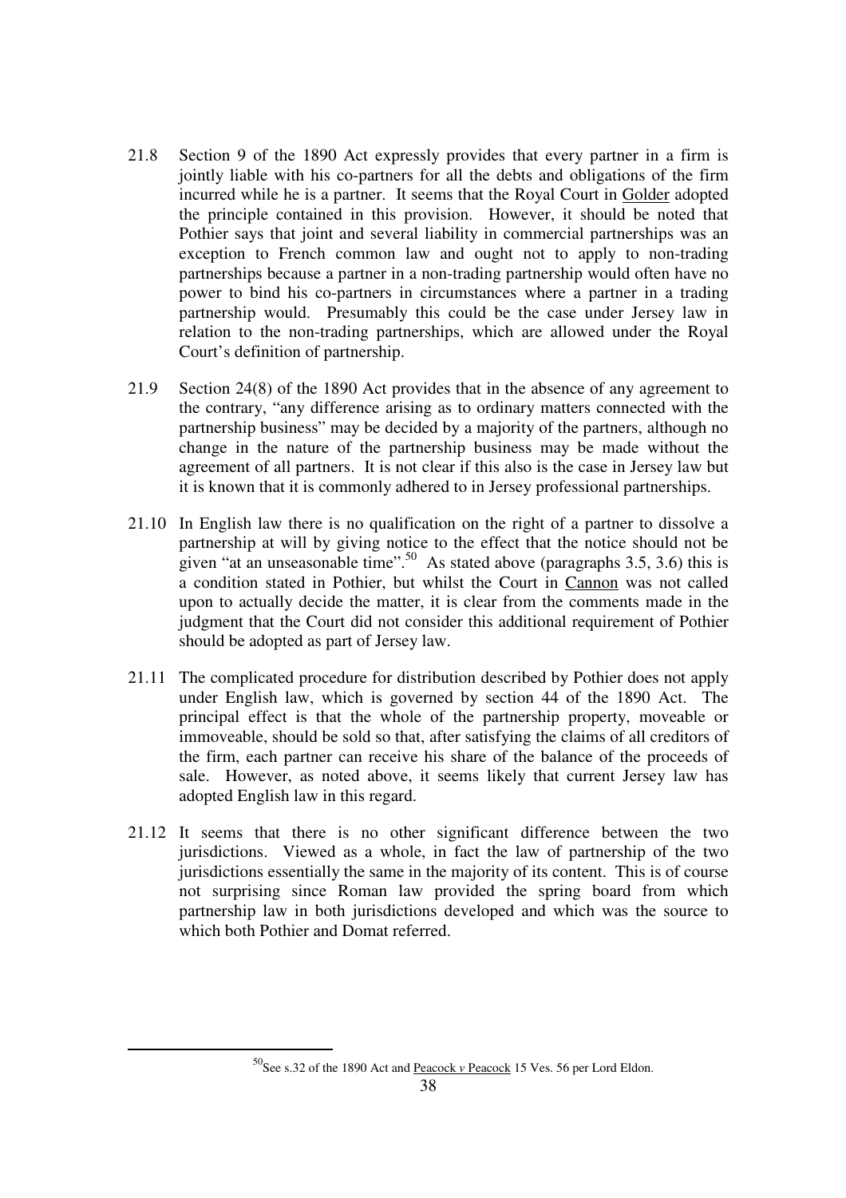21.8 Section 9 of the 1890 Act expressly provides that every partner in a firm is jointly liable with his co-partners for all the debts and obligations of the firm incurred while he is a partner. It seems that the Royal Court in Golder adopted the principle contained in this provision. However, it should be noted that Pothier says that joint and several liability in commercial partnerships was an exception to French common law and ought not to apply to non-trading partnerships because a partner in a non-trading partnership would often have no power to bind his co-partners in circumstances where a partner in a trading partnership would. Presumably this could be the case under Jersey law in relation to the non-trading partnerships, which are allowed under the Royal Court's definition of partnership.

21.9 Section 24(8) of the 1890 Act provides that in the absence of any agreement to the contrary, "any difference arising as to ordinary matters connected with the partnership business" may be decided by a majority of the partners, although no change in the nature of the partnership business may be made without the agreement of all partners. It is not clear if this also is the case in Jersey law but it is known that it is commonly adhered to in Jersey professional partnerships.

21.10 In English law there is no qualification on the right of a partner to dissolve a partnership at will by giving notice to the effect that the notice should not be given "at an unseasonable time".[50] As stated above (paragraphs 3.5, 3.6) this is a condition stated in Pothier, but whilst the Court in Cannon was not called upon to actually decide the matter, it is clear from the comments made in the judgment that the Court did not consider this additional requirement of Pothier should be adopted as part of Jersey law.

21.11 The complicated procedure for distribution described by Pothier does not apply under English law, which is governed by section 44 of the 1890 Act. The principal effect is that the whole of the partnership property, moveable or immoveable, should be sold so that, after satisfying the claims of all creditors of the firm, each partner can receive his share of the balance of the proceeds of sale. However, as noted above, it seems likely that current Jersey law has adopted English law in this regard.

21.12 It seems that there is no other significant difference between the two jurisdictions. Viewed as a whole, in fact the law of partnership of the two jurisdictions essentially the same in the majority of its content. This is of course not surprising since Roman law provided the spring board from which partnership law in both jurisdictions developed and which was the source to which both Pothier and Domat referred.

[50] See s.32 of the 1890 Act and Peacock *v* Peacock 15 Ves. 56 per Lord Eldon.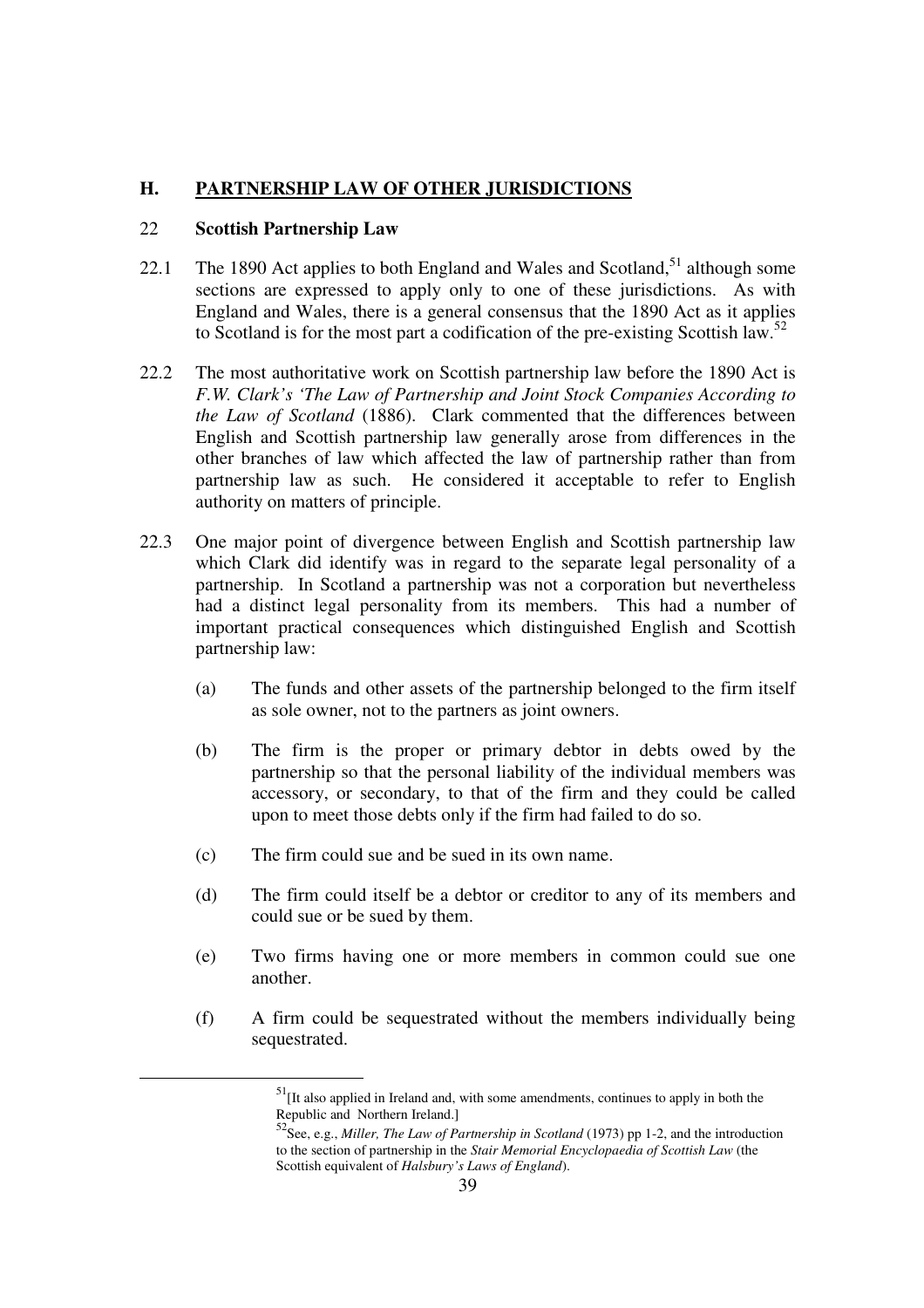## H. PARTNERSHIP LAW OF OTHER JURISDICTIONS

### 22 Scottish Partnership Law

22.1 The 1890 Act applies to both England and Wales and Scotland,[51] although some sections are expressed to apply only to one of these jurisdictions. As with England and Wales, there is a general consensus that the 1890 Act as it applies to Scotland is for the most part a codification of the pre-existing Scottish law.[52]

22.2 The most authoritative work on Scottish partnership law before the 1890 Act is *F.W. Clark's 'The Law of Partnership and Joint Stock Companies According to the Law of Scotland* (1886). Clark commented that the differences between English and Scottish partnership law generally arose from differences in the other branches of law which affected the law of partnership rather than from partnership law as such. He considered it acceptable to refer to English authority on matters of principle.

22.3 One major point of divergence between English and Scottish partnership law which Clark did identify was in regard to the separate legal personality of a partnership. In Scotland a partnership was not a corporation but nevertheless had a distinct legal personality from its members. This had a number of important practical consequences which distinguished English and Scottish partnership law:

(a) The funds and other assets of the partnership belonged to the firm itself as sole owner, not to the partners as joint owners.

(b) The firm is the proper or primary debtor in debts owed by the partnership so that the personal liability of the individual members was accessory, or secondary, to that of the firm and they could be called upon to meet those debts only if the firm had failed to do so.

(c) The firm could sue and be sued in its own name.

(d) The firm could itself be a debtor or creditor to any of its members and could sue or be sued by them.

(e) Two firms having one or more members in common could sue one another.

(f) A firm could be sequestrated without the members individually being sequestrated.

---

[51] [It also applied in Ireland and, with some amendments, continues to apply in both the Republic and Northern Ireland.]

[52] See, e.g., *Miller, The Law of Partnership in Scotland* (1973) pp 1-2, and the introduction to the section of partnership in the *Stair Memorial Encyclopaedia of Scottish Law* (the Scottish equivalent of *Halsbury's Laws of England*).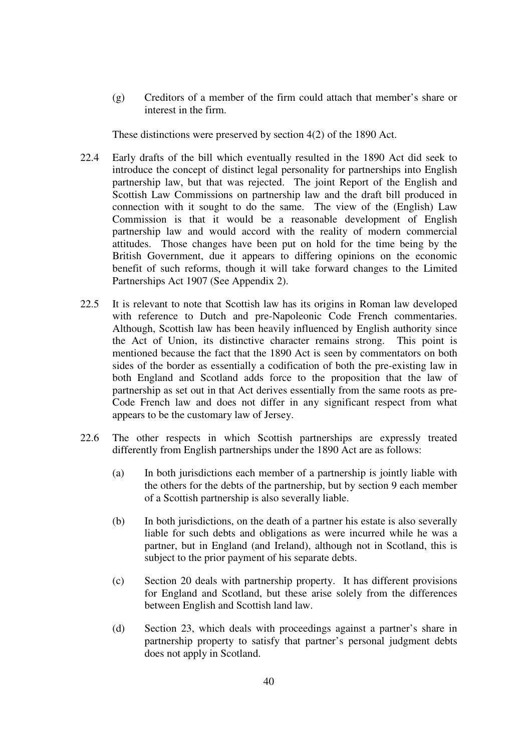(g) Creditors of a member of the firm could attach that member's share or interest in the firm.

These distinctions were preserved by section 4(2) of the 1890 Act.

22.4 Early drafts of the bill which eventually resulted in the 1890 Act did seek to introduce the concept of distinct legal personality for partnerships into English partnership law, but that was rejected. The joint Report of the English and Scottish Law Commissions on partnership law and the draft bill produced in connection with it sought to do the same. The view of the (English) Law Commission is that it would be a reasonable development of English partnership law and would accord with the reality of modern commercial attitudes. Those changes have been put on hold for the time being by the British Government, due it appears to differing opinions on the economic benefit of such reforms, though it will take forward changes to the Limited Partnerships Act 1907 (See Appendix 2).

22.5 It is relevant to note that Scottish law has its origins in Roman law developed with reference to Dutch and pre-Napoleonic Code French commentaries. Although, Scottish law has been heavily influenced by English authority since the Act of Union, its distinctive character remains strong. This point is mentioned because the fact that the 1890 Act is seen by commentators on both sides of the border as essentially a codification of both the pre-existing law in both England and Scotland adds force to the proposition that the law of partnership as set out in that Act derives essentially from the same roots as pre-Code French law and does not differ in any significant respect from what appears to be the customary law of Jersey.

22.6 The other respects in which Scottish partnerships are expressly treated differently from English partnerships under the 1890 Act are as follows:

(a) In both jurisdictions each member of a partnership is jointly liable with the others for the debts of the partnership, but by section 9 each member of a Scottish partnership is also severally liable.

(b) In both jurisdictions, on the death of a partner his estate is also severally liable for such debts and obligations as were incurred while he was a partner, but in England (and Ireland), although not in Scotland, this is subject to the prior payment of his separate debts.

(c) Section 20 deals with partnership property. It has different provisions for England and Scotland, but these arise solely from the differences between English and Scottish land law.

(d) Section 23, which deals with proceedings against a partner's share in partnership property to satisfy that partner's personal judgment debts does not apply in Scotland.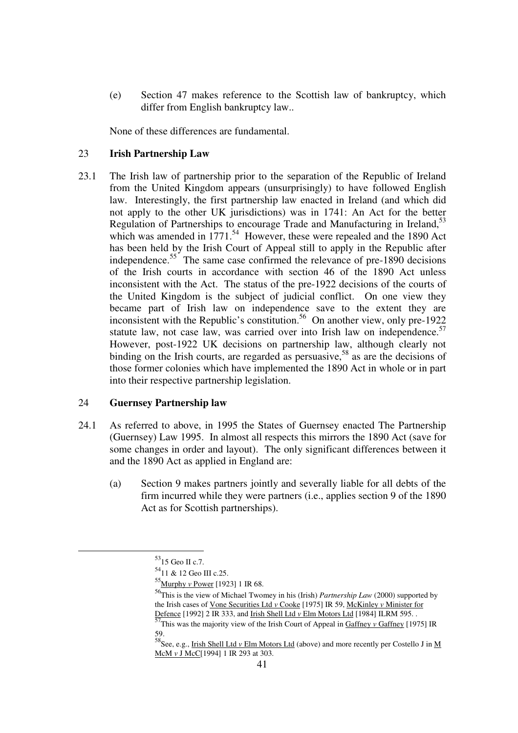(e) Section 47 makes reference to the Scottish law of bankruptcy, which differ from English bankruptcy law..

None of these differences are fundamental.

## 23 Irish Partnership Law

23.1 The Irish law of partnership prior to the separation of the Republic of Ireland from the United Kingdom appears (unsurprisingly) to have followed English law. Interestingly, the first partnership law enacted in Ireland (and which did not apply to the other UK jurisdictions) was in 1741: An Act for the better Regulation of Partnerships to encourage Trade and Manufacturing in Ireland,[53] which was amended in 1771.[54] However, these were repealed and the 1890 Act has been held by the Irish Court of Appeal still to apply in the Republic after independence.[55] The same case confirmed the relevance of pre-1890 decisions of the Irish courts in accordance with section 46 of the 1890 Act unless inconsistent with the Act. The status of the pre-1922 decisions of the courts of the United Kingdom is the subject of judicial conflict. On one view they became part of Irish law on independence save to the extent they are inconsistent with the Republic's constitution.[56] On another view, only pre-1922 statute law, not case law, was carried over into Irish law on independence.[57] However, post-1922 UK decisions on partnership law, although clearly not binding on the Irish courts, are regarded as persuasive,[58] as are the decisions of those former colonies which have implemented the 1890 Act in whole or in part into their respective partnership legislation.

## 24 Guernsey Partnership law

24.1 As referred to above, in 1995 the States of Guernsey enacted The Partnership (Guernsey) Law 1995. In almost all respects this mirrors the 1890 Act (save for some changes in order and layout). The only significant differences between it and the 1890 Act as applied in England are:

(a) Section 9 makes partners jointly and severally liable for all debts of the firm incurred while they were partners (i.e., applies section 9 of the 1890 Act as for Scottish partnerships).

---

[53] 15 Geo II c.7.

[54] 11 & 12 Geo III c.25.

[55] Murphy *v* Power [1923] 1 IR 68.

[56] This is the view of Michael Twomey in his (Irish) *Partnership Law* (2000) supported by the Irish cases of Vone Securities Ltd *v* Cooke [1975] IR 59, McKinley *v* Minister for Defence [1992] 2 IR 333, and Irish Shell Ltd *v* Elm Motors Ltd [1984] ILRM 595. .

[57] This was the majority view of the Irish Court of Appeal in Gaffney *v* Gaffney [1975] IR 59.

[58] See, e.g., Irish Shell Ltd *v* Elm Motors Ltd (above) and more recently per Costello J in M McM *v* J McC[1994] 1 IR 293 at 303.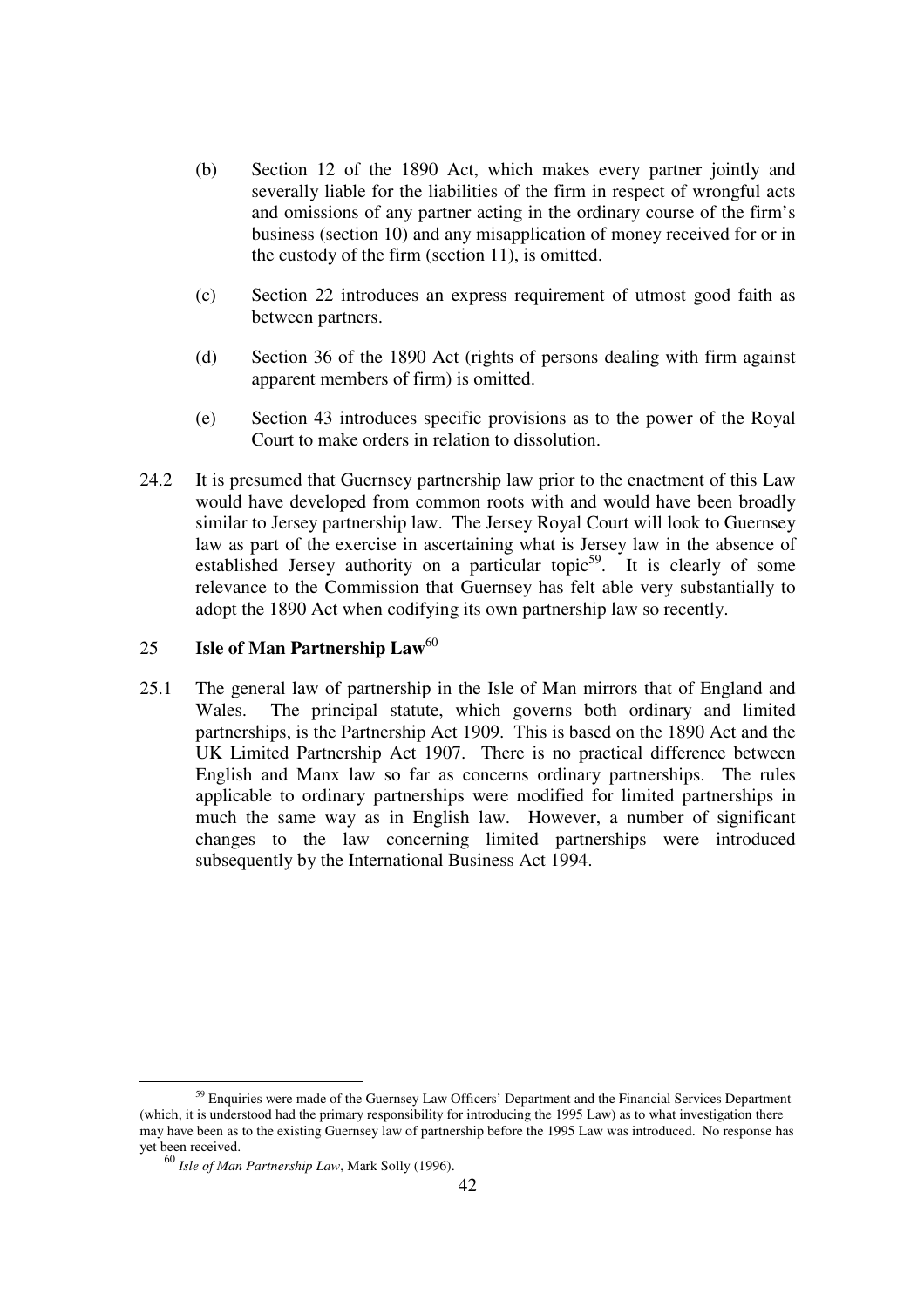(b) Section 12 of the 1890 Act, which makes every partner jointly and severally liable for the liabilities of the firm in respect of wrongful acts and omissions of any partner acting in the ordinary course of the firm's business (section 10) and any misapplication of money received for or in the custody of the firm (section 11), is omitted.

(c) Section 22 introduces an express requirement of utmost good faith as between partners.

(d) Section 36 of the 1890 Act (rights of persons dealing with firm against apparent members of firm) is omitted.

(e) Section 43 introduces specific provisions as to the power of the Royal Court to make orders in relation to dissolution.

24.2 It is presumed that Guernsey partnership law prior to the enactment of this Law would have developed from common roots with and would have been broadly similar to Jersey partnership law. The Jersey Royal Court will look to Guernsey law as part of the exercise in ascertaining what is Jersey law in the absence of established Jersey authority on a particular topic[59]. It is clearly of some relevance to the Commission that Guernsey has felt able very substantially to adopt the 1890 Act when codifying its own partnership law so recently.

## 25 Isle of Man Partnership Law[60]

25.1 The general law of partnership in the Isle of Man mirrors that of England and Wales. The principal statute, which governs both ordinary and limited partnerships, is the Partnership Act 1909. This is based on the 1890 Act and the UK Limited Partnership Act 1907. There is no practical difference between English and Manx law so far as concerns ordinary partnerships. The rules applicable to ordinary partnerships were modified for limited partnerships in much the same way as in English law. However, a number of significant changes to the law concerning limited partnerships were introduced subsequently by the International Business Act 1994.

---

[59] Enquiries were made of the Guernsey Law Officers' Department and the Financial Services Department (which, it is understood had the primary responsibility for introducing the 1995 Law) as to what investigation there may have been as to the existing Guernsey law of partnership before the 1995 Law was introduced. No response has yet been received.

[60] *Isle of Man Partnership Law*, Mark Solly (1996).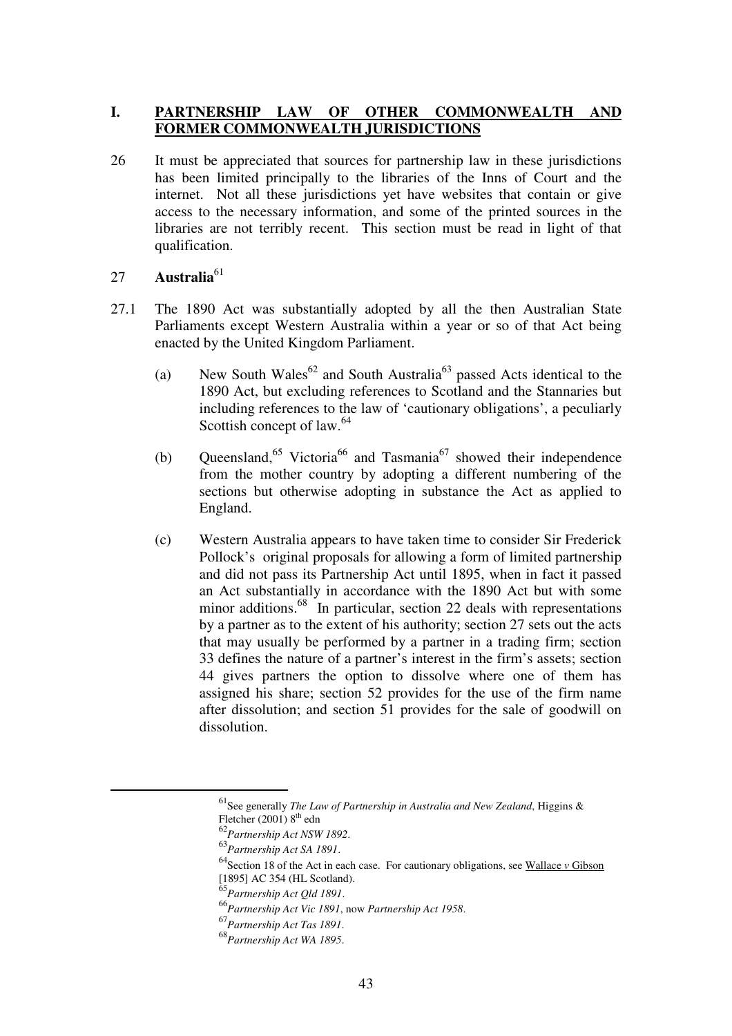## I. PARTNERSHIP LAW OF OTHER COMMONWEALTH AND FORMER COMMONWEALTH JURISDICTIONS

26 It must be appreciated that sources for partnership law in these jurisdictions has been limited principally to the libraries of the Inns of Court and the internet. Not all these jurisdictions yet have websites that contain or give access to the necessary information, and some of the printed sources in the libraries are not terribly recent. This section must be read in light of that qualification.

### 27 Australia[61]

27.1 The 1890 Act was substantially adopted by all the then Australian State Parliaments except Western Australia within a year or so of that Act being enacted by the United Kingdom Parliament.

(a) New South Wales[62] and South Australia[63] passed Acts identical to the 1890 Act, but excluding references to Scotland and the Stannaries but including references to the law of 'cautionary obligations', a peculiarly Scottish concept of law.[64]

(b) Queensland,[65] Victoria[66] and Tasmania[67] showed their independence from the mother country by adopting a different numbering of the sections but otherwise adopting in substance the Act as applied to England.

(c) Western Australia appears to have taken time to consider Sir Frederick Pollock's original proposals for allowing a form of limited partnership and did not pass its Partnership Act until 1895, when in fact it passed an Act substantially in accordance with the 1890 Act but with some minor additions.[68] In particular, section 22 deals with representations by a partner as to the extent of his authority; section 27 sets out the acts that may usually be performed by a partner in a trading firm; section 33 defines the nature of a partner's interest in the firm's assets; section 44 gives partners the option to dissolve where one of them has assigned his share; section 52 provides for the use of the firm name after dissolution; and section 51 provides for the sale of goodwill on dissolution.

---

[61] See generally *The Law of Partnership in Australia and New Zealand*, Higgins & Fletcher (2001) 8th edn

[62] *Partnership Act NSW 1892*.

[63] *Partnership Act SA 1891*.

[64] Section 18 of the Act in each case. For cautionary obligations, see Wallace *v* Gibson [1895] AC 354 (HL Scotland).

[65] *Partnership Act Qld 1891*.

[66] *Partnership Act Vic 1891*, now *Partnership Act 1958*.

[67] *Partnership Act Tas 1891*.

[68] *Partnership Act WA 1895*.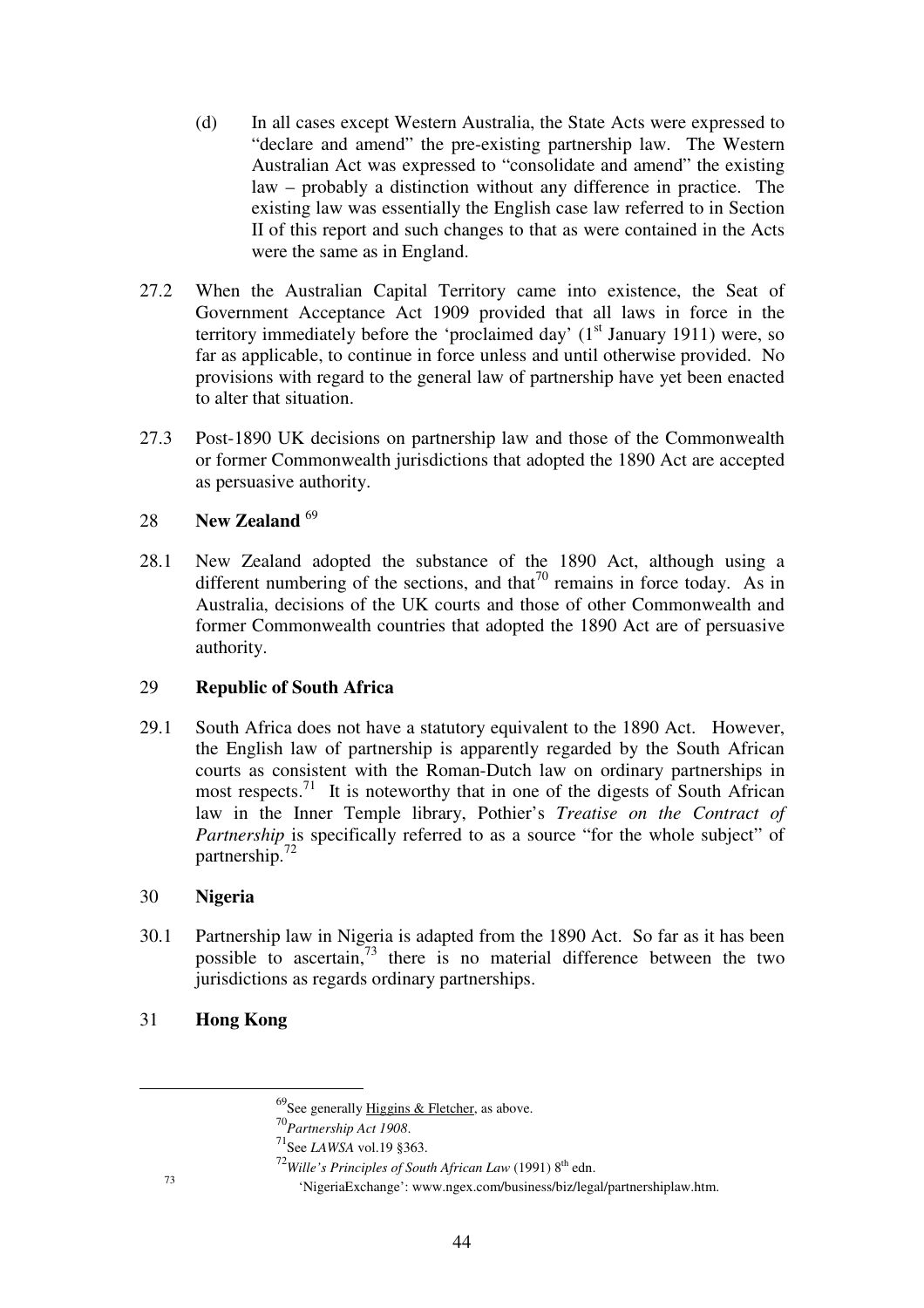(d) In all cases except Western Australia, the State Acts were expressed to "declare and amend" the pre-existing partnership law. The Western Australian Act was expressed to "consolidate and amend" the existing law – probably a distinction without any difference in practice. The existing law was essentially the English case law referred to in Section II of this report and such changes to that as were contained in the Acts were the same as in England.

27.2 When the Australian Capital Territory came into existence, the Seat of Government Acceptance Act 1909 provided that all laws in force in the territory immediately before the 'proclaimed day' (1st January 1911) were, so far as applicable, to continue in force unless and until otherwise provided. No provisions with regard to the general law of partnership have yet been enacted to alter that situation.

27.3 Post-1890 UK decisions on partnership law and those of the Commonwealth or former Commonwealth jurisdictions that adopted the 1890 Act are accepted as persuasive authority.

## 28 New Zealand [69]

28.1 New Zealand adopted the substance of the 1890 Act, although using a different numbering of the sections, and that[70] remains in force today. As in Australia, decisions of the UK courts and those of other Commonwealth and former Commonwealth countries that adopted the 1890 Act are of persuasive authority.

## 29 Republic of South Africa

29.1 South Africa does not have a statutory equivalent to the 1890 Act. However, the English law of partnership is apparently regarded by the South African courts as consistent with the Roman-Dutch law on ordinary partnerships in most respects.[71] It is noteworthy that in one of the digests of South African law in the Inner Temple library, Pothier's *Treatise on the Contract of Partnership* is specifically referred to as a source "for the whole subject" of partnership.[72]

## 30 Nigeria

30.1 Partnership law in Nigeria is adapted from the 1890 Act. So far as it has been possible to ascertain,[73] there is no material difference between the two jurisdictions as regards ordinary partnerships.

## 31 Hong Kong

---

[69] See generally Higgins & Fletcher, as above.

[70] *Partnership Act 1908*.

[71] See *LAWSA* vol.19 §363.

[72] *Wille's Principles of South African Law* (1991) 8th edn.

[73] 'NigeriaExchange': www.ngex.com/business/biz/legal/partnershiplaw.htm.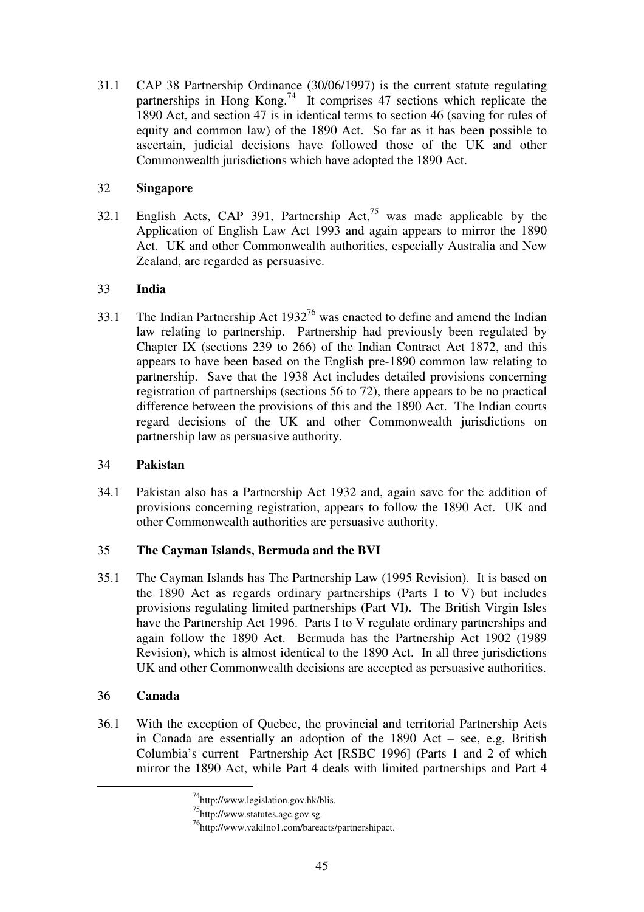31.1 CAP 38 Partnership Ordinance (30/06/1997) is the current statute regulating partnerships in Hong Kong.[74] It comprises 47 sections which replicate the 1890 Act, and section 47 is in identical terms to section 46 (saving for rules of equity and common law) of the 1890 Act. So far as it has been possible to ascertain, judicial decisions have followed those of the UK and other Commonwealth jurisdictions which have adopted the 1890 Act.

## 32 Singapore

32.1 English Acts, CAP 391, Partnership Act,[75] was made applicable by the Application of English Law Act 1993 and again appears to mirror the 1890 Act. UK and other Commonwealth authorities, especially Australia and New Zealand, are regarded as persuasive.

## 33 India

33.1 The Indian Partnership Act 1932[76] was enacted to define and amend the Indian law relating to partnership. Partnership had previously been regulated by Chapter IX (sections 239 to 266) of the Indian Contract Act 1872, and this appears to have been based on the English pre-1890 common law relating to partnership. Save that the 1938 Act includes detailed provisions concerning registration of partnerships (sections 56 to 72), there appears to be no practical difference between the provisions of this and the 1890 Act. The Indian courts regard decisions of the UK and other Commonwealth jurisdictions on partnership law as persuasive authority.

## 34 Pakistan

34.1 Pakistan also has a Partnership Act 1932 and, again save for the addition of provisions concerning registration, appears to follow the 1890 Act. UK and other Commonwealth authorities are persuasive authority.

## 35 The Cayman Islands, Bermuda and the BVI

35.1 The Cayman Islands has The Partnership Law (1995 Revision). It is based on the 1890 Act as regards ordinary partnerships (Parts I to V) but includes provisions regulating limited partnerships (Part VI). The British Virgin Isles have the Partnership Act 1996. Parts I to V regulate ordinary partnerships and again follow the 1890 Act. Bermuda has the Partnership Act 1902 (1989 Revision), which is almost identical to the 1890 Act. In all three jurisdictions UK and other Commonwealth decisions are accepted as persuasive authorities.

## 36 Canada

36.1 With the exception of Quebec, the provincial and territorial Partnership Acts in Canada are essentially an adoption of the 1890 Act – see, e.g, British Columbia's current Partnership Act [RSBC 1996] (Parts 1 and 2 of which mirror the 1890 Act, while Part 4 deals with limited partnerships and Part 4

---

[74] http://www.legislation.gov.hk/blis.

[75] http://www.statutes.agc.gov.sg.

[76] http://www.vakilno1.com/bareacts/partnershipact.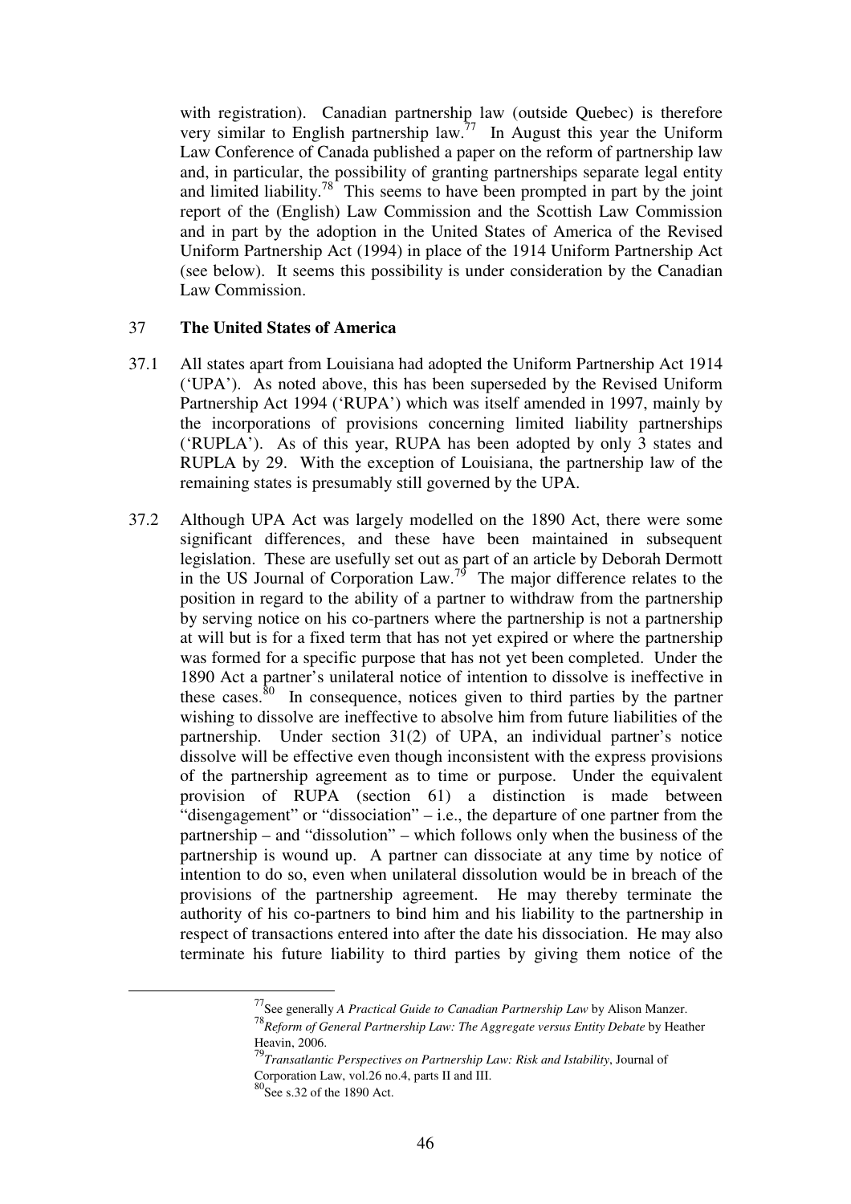with registration). Canadian partnership law (outside Quebec) is therefore very similar to English partnership law.[77] In August this year the Uniform Law Conference of Canada published a paper on the reform of partnership law and, in particular, the possibility of granting partnerships separate legal entity and limited liability.[78] This seems to have been prompted in part by the joint report of the (English) Law Commission and the Scottish Law Commission and in part by the adoption in the United States of America of the Revised Uniform Partnership Act (1994) in place of the 1914 Uniform Partnership Act (see below). It seems this possibility is under consideration by the Canadian Law Commission.

## 37 The United States of America

37.1 All states apart from Louisiana had adopted the Uniform Partnership Act 1914 ('UPA'). As noted above, this has been superseded by the Revised Uniform Partnership Act 1994 ('RUPA') which was itself amended in 1997, mainly by the incorporations of provisions concerning limited liability partnerships ('RUPLA'). As of this year, RUPA has been adopted by only 3 states and RUPLA by 29. With the exception of Louisiana, the partnership law of the remaining states is presumably still governed by the UPA.

37.2 Although UPA Act was largely modelled on the 1890 Act, there were some significant differences, and these have been maintained in subsequent legislation. These are usefully set out as part of an article by Deborah Dermott in the US Journal of Corporation Law.[79] The major difference relates to the position in regard to the ability of a partner to withdraw from the partnership by serving notice on his co-partners where the partnership is not a partnership at will but is for a fixed term that has not yet expired or where the partnership was formed for a specific purpose that has not yet been completed. Under the 1890 Act a partner's unilateral notice of intention to dissolve is ineffective in these cases.[80] In consequence, notices given to third parties by the partner wishing to dissolve are ineffective to absolve him from future liabilities of the partnership. Under section 31(2) of UPA, an individual partner's notice dissolve will be effective even though inconsistent with the express provisions of the partnership agreement as to time or purpose. Under the equivalent provision of RUPA (section 61) a distinction is made between "disengagement" or "dissociation" – i.e., the departure of one partner from the partnership – and "dissolution" – which follows only when the business of the partnership is wound up. A partner can dissociate at any time by notice of intention to do so, even when unilateral dissolution would be in breach of the provisions of the partnership agreement. He may thereby terminate the authority of his co-partners to bind him and his liability to the partnership in respect of transactions entered into after the date his dissociation. He may also terminate his future liability to third parties by giving them notice of the

---

[77] See generally *A Practical Guide to Canadian Partnership Law* by Alison Manzer.

[78] *Reform of General Partnership Law: The Aggregate versus Entity Debate* by Heather Heavin, 2006.

[79] *Transatlantic Perspectives on Partnership Law: Risk and Istability*, Journal of Corporation Law, vol.26 no.4, parts II and III.

[80] See s.32 of the 1890 Act.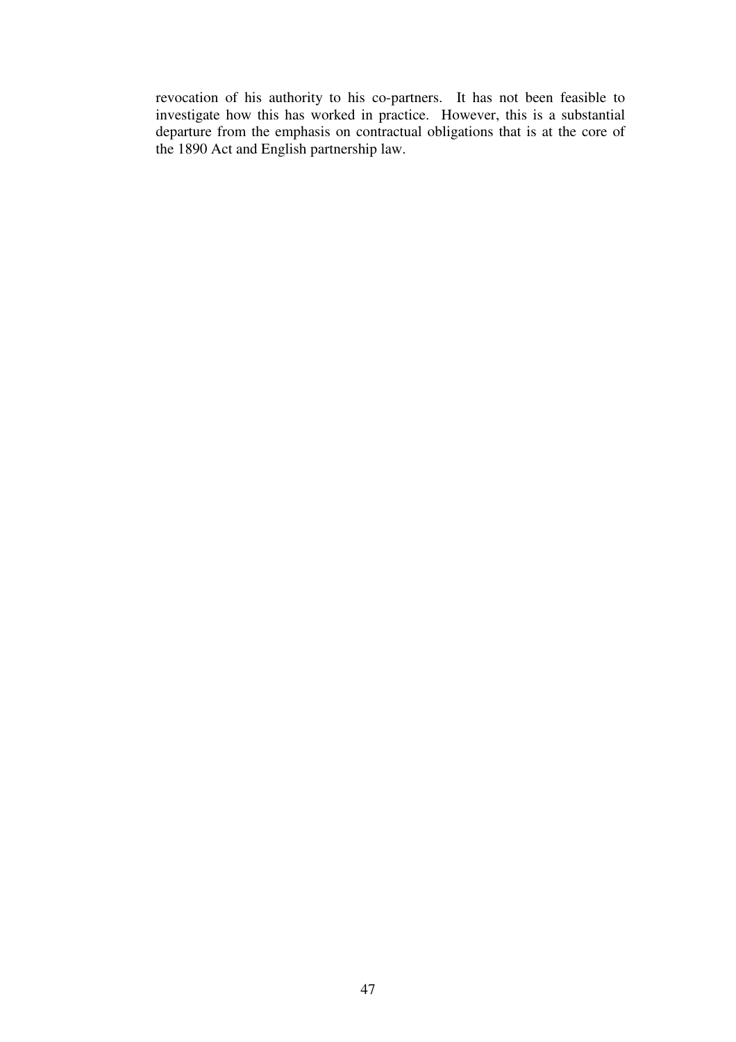revocation of his authority to his co-partners. It has not been feasible to investigate how this has worked in practice. However, this is a substantial departure from the emphasis on contractual obligations that is at the core of the 1890 Act and English partnership law.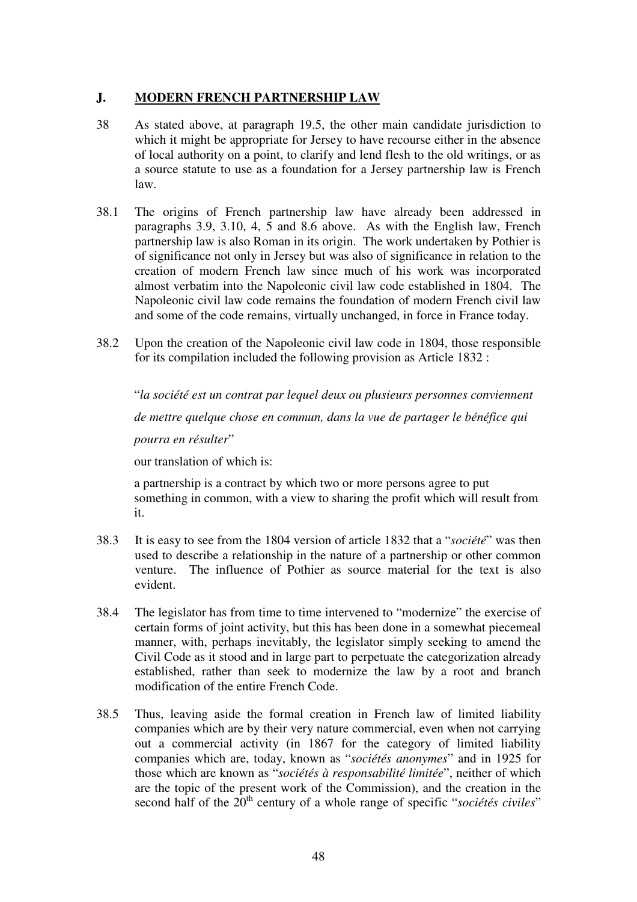## J. MODERN FRENCH PARTNERSHIP LAW

38 As stated above, at paragraph 19.5, the other main candidate jurisdiction to which it might be appropriate for Jersey to have recourse either in the absence of local authority on a point, to clarify and lend flesh to the old writings, or as a source statute to use as a foundation for a Jersey partnership law is French law.

38.1 The origins of French partnership law have already been addressed in paragraphs 3.9, 3.10, 4, 5 and 8.6 above. As with the English law, French partnership law is also Roman in its origin. The work undertaken by Pothier is of significance not only in Jersey but was also of significance in relation to the creation of modern French law since much of his work was incorporated almost verbatim into the Napoleonic civil law code established in 1804. The Napoleonic civil law code remains the foundation of modern French civil law and some of the code remains, virtually unchanged, in force in France today.

38.2 Upon the creation of the Napoleonic civil law code in 1804, those responsible for its compilation included the following provision as Article 1832 :

"*la société est un contrat par lequel deux ou plusieurs personnes conviennent de mettre quelque chose en commun, dans la vue de partager le bénéfice qui pourra en résulter*"

our translation of which is:

a partnership is a contract by which two or more persons agree to put something in common, with a view to sharing the profit which will result from it.

38.3 It is easy to see from the 1804 version of article 1832 that a "*société*" was then used to describe a relationship in the nature of a partnership or other common venture. The influence of Pothier as source material for the text is also evident.

38.4 The legislator has from time to time intervened to "modernize" the exercise of certain forms of joint activity, but this has been done in a somewhat piecemeal manner, with, perhaps inevitably, the legislator simply seeking to amend the Civil Code as it stood and in large part to perpetuate the categorization already established, rather than seek to modernize the law by a root and branch modification of the entire French Code.

38.5 Thus, leaving aside the formal creation in French law of limited liability companies which are by their very nature commercial, even when not carrying out a commercial activity (in 1867 for the category of limited liability companies which are, today, known as "*sociétés anonymes*" and in 1925 for those which are known as "*sociétés à responsabilité limitée*", neither of which are the topic of the present work of the Commission), and the creation in the second half of the 20th century of a whole range of specific "*sociétés civiles*"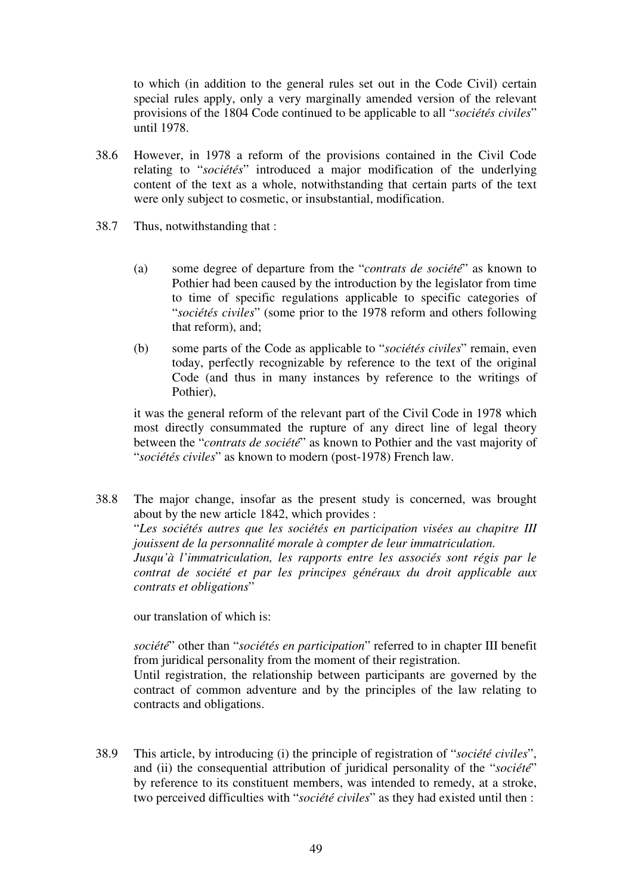to which (in addition to the general rules set out in the Code Civil) certain special rules apply, only a very marginally amended version of the relevant provisions of the 1804 Code continued to be applicable to all "*sociétés civiles*" until 1978.

38.6 However, in 1978 a reform of the provisions contained in the Civil Code relating to "*sociétés*" introduced a major modification of the underlying content of the text as a whole, notwithstanding that certain parts of the text were only subject to cosmetic, or insubstantial, modification.

38.7 Thus, notwithstanding that :

(a) some degree of departure from the "*contrats de société*" as known to Pothier had been caused by the introduction by the legislator from time to time of specific regulations applicable to specific categories of "*sociétés civiles*" (some prior to the 1978 reform and others following that reform), and;

(b) some parts of the Code as applicable to "*sociétés civiles*" remain, even today, perfectly recognizable by reference to the text of the original Code (and thus in many instances by reference to the writings of Pothier),

it was the general reform of the relevant part of the Civil Code in 1978 which most directly consummated the rupture of any direct line of legal theory between the "*contrats de société*" as known to Pothier and the vast majority of "*sociétés civiles*" as known to modern (post-1978) French law.

38.8 The major change, insofar as the present study is concerned, was brought about by the new article 1842, which provides :
"*Les sociétés autres que les sociétés en participation visées au chapitre III jouissent de la personnalité morale à compter de leur immatriculation.*
*Jusqu'à l'immatriculation, les rapports entre les associés sont régis par le contrat de société et par les principes généraux du droit applicable aux contrats et obligations*"

our translation of which is:

*société*" other than "*sociétés en participation*" referred to in chapter III benefit from juridical personality from the moment of their registration.
Until registration, the relationship between participants are governed by the contract of common adventure and by the principles of the law relating to contracts and obligations.

38.9 This article, by introducing (i) the principle of registration of "*société civiles*", and (ii) the consequential attribution of juridical personality of the "*société*" by reference to its constituent members, was intended to remedy, at a stroke, two perceived difficulties with "*société civiles*" as they had existed until then :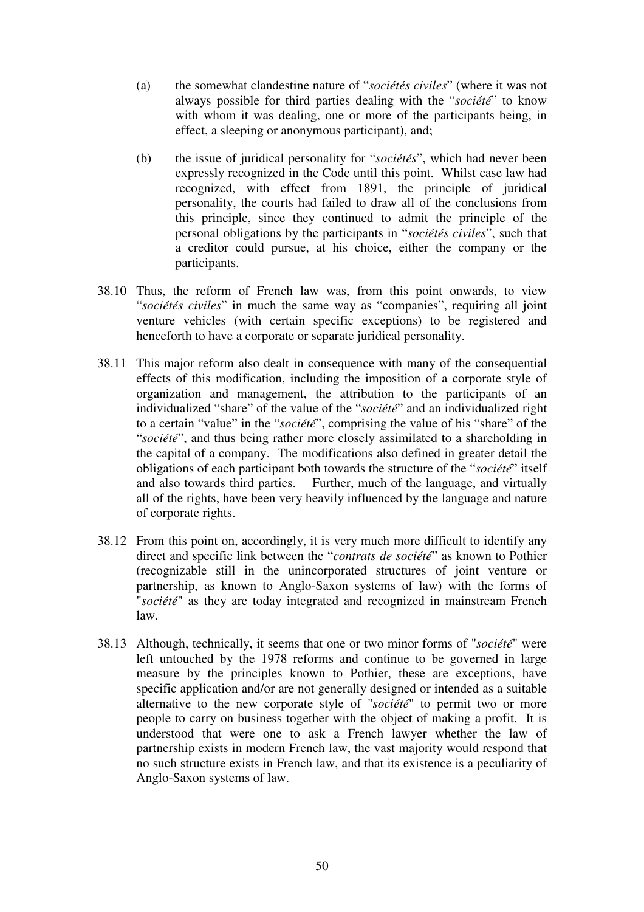(a) the somewhat clandestine nature of "*sociétés civiles*" (where it was not always possible for third parties dealing with the "*société*" to know with whom it was dealing, one or more of the participants being, in effect, a sleeping or anonymous participant), and;

(b) the issue of juridical personality for "*sociétés*", which had never been expressly recognized in the Code until this point. Whilst case law had recognized, with effect from 1891, the principle of juridical personality, the courts had failed to draw all of the conclusions from this principle, since they continued to admit the principle of the personal obligations by the participants in "*sociétés civiles*", such that a creditor could pursue, at his choice, either the company or the participants.

38.10 Thus, the reform of French law was, from this point onwards, to view "*sociétés civiles*" in much the same way as "companies", requiring all joint venture vehicles (with certain specific exceptions) to be registered and henceforth to have a corporate or separate juridical personality.

38.11 This major reform also dealt in consequence with many of the consequential effects of this modification, including the imposition of a corporate style of organization and management, the attribution to the participants of an individualized "share" of the value of the "*société*" and an individualized right to a certain "value" in the "*société*", comprising the value of his "share" of the "*société*", and thus being rather more closely assimilated to a shareholding in the capital of a company. The modifications also defined in greater detail the obligations of each participant both towards the structure of the "*société*" itself and also towards third parties. Further, much of the language, and virtually all of the rights, have been very heavily influenced by the language and nature of corporate rights.

38.12 From this point on, accordingly, it is very much more difficult to identify any direct and specific link between the "*contrats de société*" as known to Pothier (recognizable still in the unincorporated structures of joint venture or partnership, as known to Anglo-Saxon systems of law) with the forms of "*société*" as they are today integrated and recognized in mainstream French law.

38.13 Although, technically, it seems that one or two minor forms of "*société*" were left untouched by the 1978 reforms and continue to be governed in large measure by the principles known to Pothier, these are exceptions, have specific application and/or are not generally designed or intended as a suitable alternative to the new corporate style of "*société*" to permit two or more people to carry on business together with the object of making a profit. It is understood that were one to ask a French lawyer whether the law of partnership exists in modern French law, the vast majority would respond that no such structure exists in French law, and that its existence is a peculiarity of Anglo-Saxon systems of law.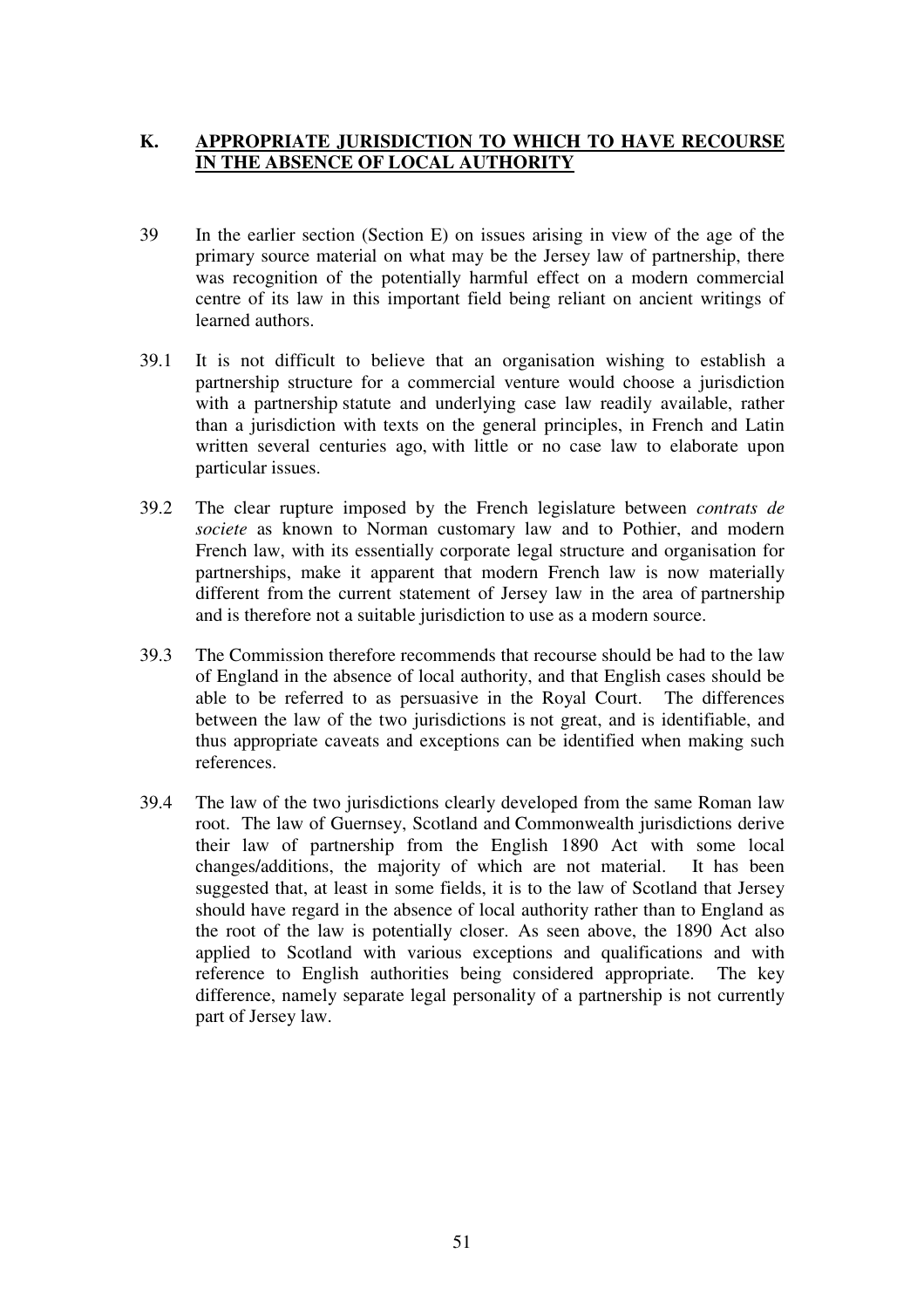## K. APPROPRIATE JURISDICTION TO WHICH TO HAVE RECOURSE IN THE ABSENCE OF LOCAL AUTHORITY

39 In the earlier section (Section E) on issues arising in view of the age of the primary source material on what may be the Jersey law of partnership, there was recognition of the potentially harmful effect on a modern commercial centre of its law in this important field being reliant on ancient writings of learned authors.

39.1 It is not difficult to believe that an organisation wishing to establish a partnership structure for a commercial venture would choose a jurisdiction with a partnership statute and underlying case law readily available, rather than a jurisdiction with texts on the general principles, in French and Latin written several centuries ago, with little or no case law to elaborate upon particular issues.

39.2 The clear rupture imposed by the French legislature between *contrats de societe* as known to Norman customary law and to Pothier, and modern French law, with its essentially corporate legal structure and organisation for partnerships, make it apparent that modern French law is now materially different from the current statement of Jersey law in the area of partnership and is therefore not a suitable jurisdiction to use as a modern source.

39.3 The Commission therefore recommends that recourse should be had to the law of England in the absence of local authority, and that English cases should be able to be referred to as persuasive in the Royal Court. The differences between the law of the two jurisdictions is not great, and is identifiable, and thus appropriate caveats and exceptions can be identified when making such references.

39.4 The law of the two jurisdictions clearly developed from the same Roman law root. The law of Guernsey, Scotland and Commonwealth jurisdictions derive their law of partnership from the English 1890 Act with some local changes/additions, the majority of which are not material. It has been suggested that, at least in some fields, it is to the law of Scotland that Jersey should have regard in the absence of local authority rather than to England as the root of the law is potentially closer. As seen above, the 1890 Act also applied to Scotland with various exceptions and qualifications and with reference to English authorities being considered appropriate. The key difference, namely separate legal personality of a partnership is not currently part of Jersey law.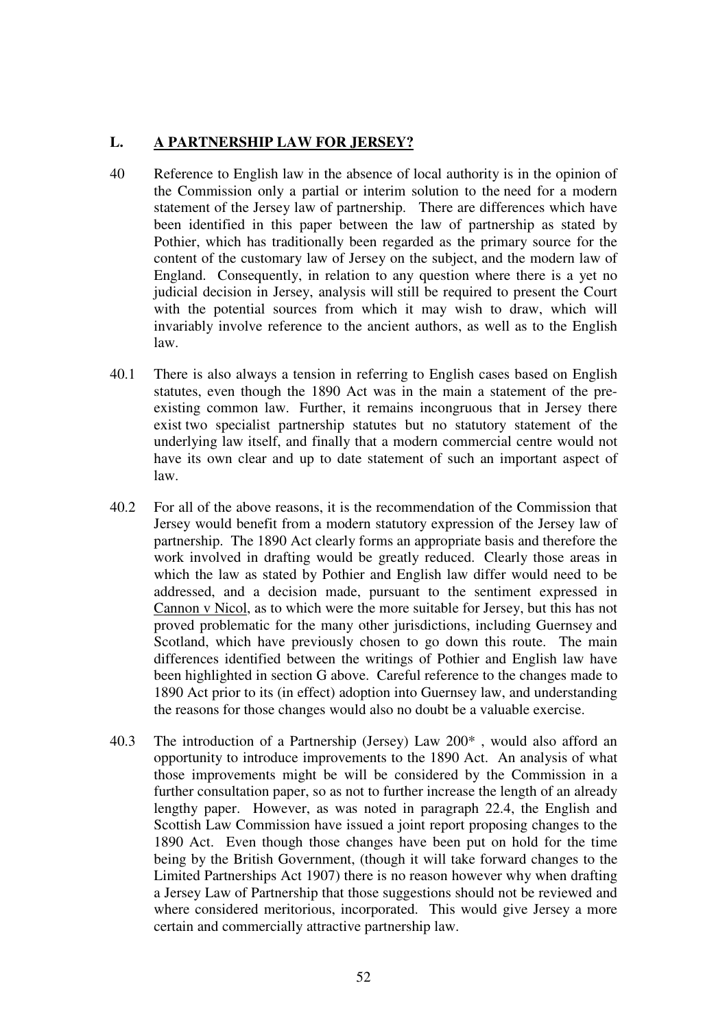## L. A PARTNERSHIP LAW FOR JERSEY?

40 Reference to English law in the absence of local authority is in the opinion of the Commission only a partial or interim solution to the need for a modern statement of the Jersey law of partnership. There are differences which have been identified in this paper between the law of partnership as stated by Pothier, which has traditionally been regarded as the primary source for the content of the customary law of Jersey on the subject, and the modern law of England. Consequently, in relation to any question where there is a yet no judicial decision in Jersey, analysis will still be required to present the Court with the potential sources from which it may wish to draw, which will invariably involve reference to the ancient authors, as well as to the English law.

40.1 There is also always a tension in referring to English cases based on English statutes, even though the 1890 Act was in the main a statement of the pre-existing common law. Further, it remains incongruous that in Jersey there exist two specialist partnership statutes but no statutory statement of the underlying law itself, and finally that a modern commercial centre would not have its own clear and up to date statement of such an important aspect of law.

40.2 For all of the above reasons, it is the recommendation of the Commission that Jersey would benefit from a modern statutory expression of the Jersey law of partnership. The 1890 Act clearly forms an appropriate basis and therefore the work involved in drafting would be greatly reduced. Clearly those areas in which the law as stated by Pothier and English law differ would need to be addressed, and a decision made, pursuant to the sentiment expressed in Cannon v Nicol, as to which were the more suitable for Jersey, but this has not proved problematic for the many other jurisdictions, including Guernsey and Scotland, which have previously chosen to go down this route. The main differences identified between the writings of Pothier and English law have been highlighted in section G above. Careful reference to the changes made to 1890 Act prior to its (in effect) adoption into Guernsey law, and understanding the reasons for those changes would also no doubt be a valuable exercise.

40.3 The introduction of a Partnership (Jersey) Law 200* , would also afford an opportunity to introduce improvements to the 1890 Act. An analysis of what those improvements might be will be considered by the Commission in a further consultation paper, so as not to further increase the length of an already lengthy paper. However, as was noted in paragraph 22.4, the English and Scottish Law Commission have issued a joint report proposing changes to the 1890 Act. Even though those changes have been put on hold for the time being by the British Government, (though it will take forward changes to the Limited Partnerships Act 1907) there is no reason however why when drafting a Jersey Law of Partnership that those suggestions should not be reviewed and where considered meritorious, incorporated. This would give Jersey a more certain and commercially attractive partnership law.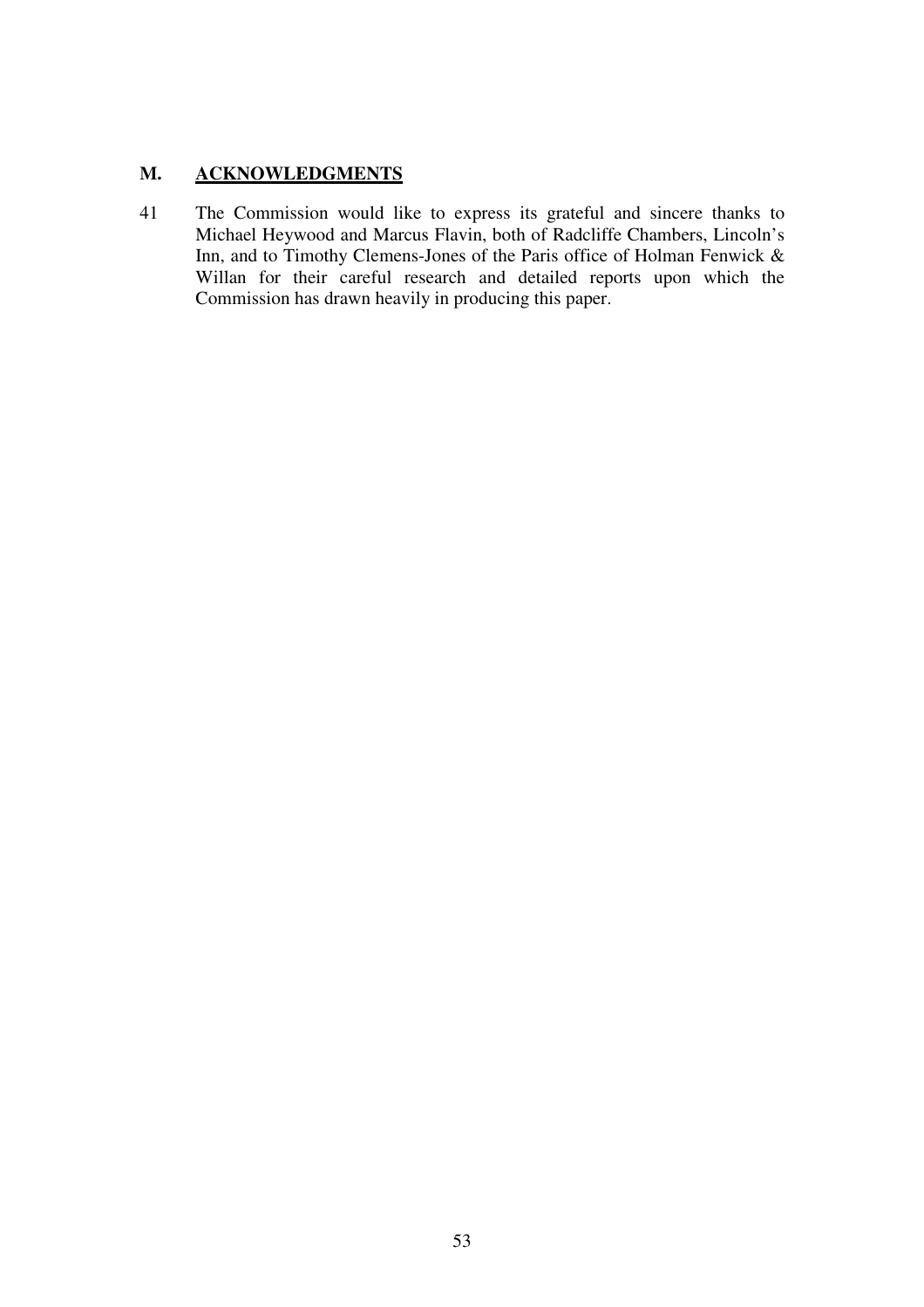## M. ACKNOWLEDGMENTS

41 The Commission would like to express its grateful and sincere thanks to Michael Heywood and Marcus Flavin, both of Radcliffe Chambers, Lincoln's Inn, and to Timothy Clemens-Jones of the Paris office of Holman Fenwick & Willan for their careful research and detailed reports upon which the Commission has drawn heavily in producing this paper.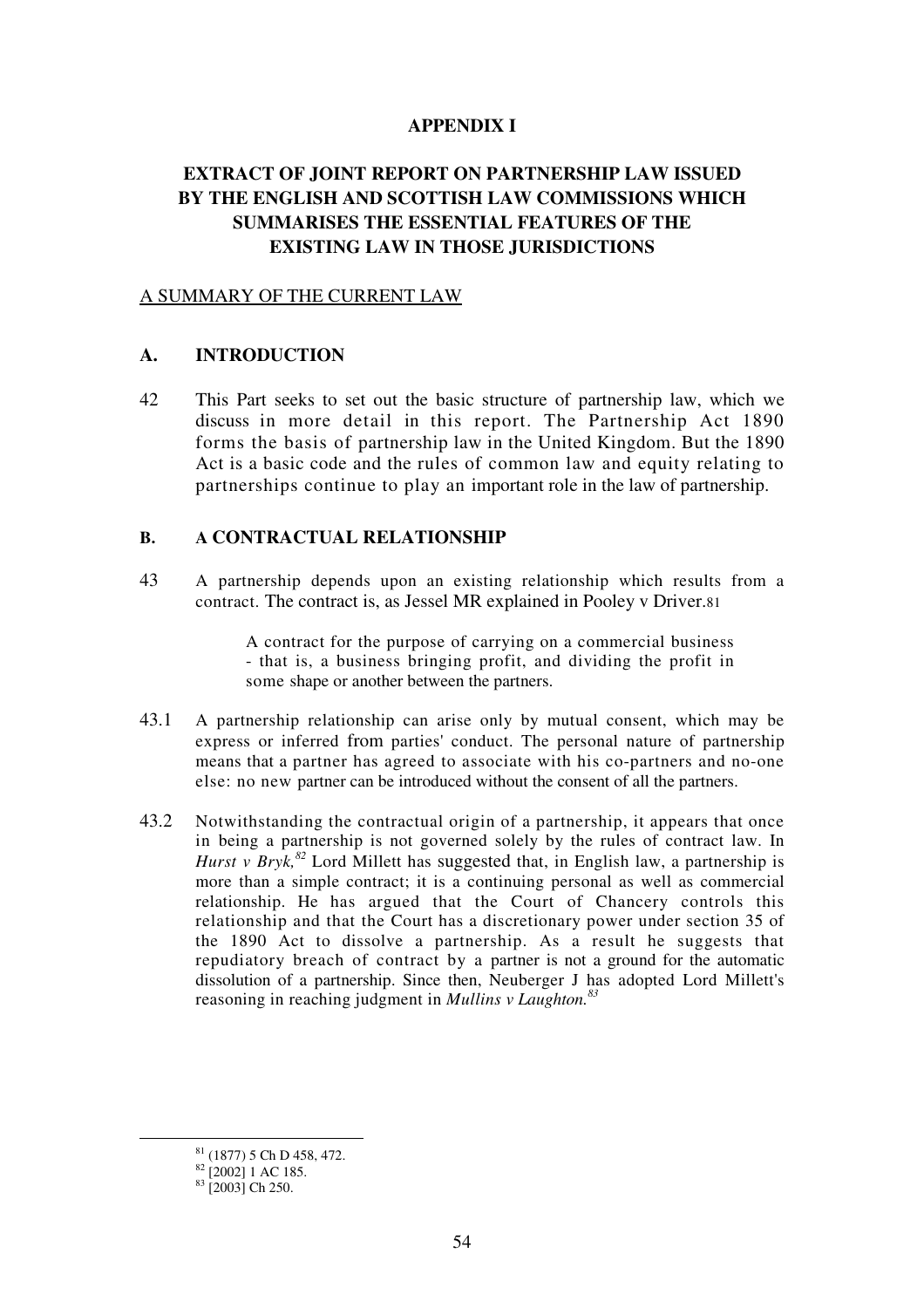# APPENDIX I

## EXTRACT OF JOINT REPORT ON PARTNERSHIP LAW ISSUED BY THE ENGLISH AND SCOTTISH LAW COMMISSIONS WHICH SUMMARISES THE ESSENTIAL FEATURES OF THE EXISTING LAW IN THOSE JURISDICTIONS

A SUMMARY OF THE CURRENT LAW

## A. INTRODUCTION

42 This Part seeks to set out the basic structure of partnership law, which we discuss in more detail in this report. The Partnership Act 1890 forms the basis of partnership law in the United Kingdom. But the 1890 Act is a basic code and the rules of common law and equity relating to partnerships continue to play an important role in the law of partnership.

## B. A CONTRACTUAL RELATIONSHIP

43 A partnership depends upon an existing relationship which results from a contract. The contract is, as Jessel MR explained in Pooley v Driver.[81]

> A contract for the purpose of carrying on a commercial business - that is, a business bringing profit, and dividing the profit in some shape or another between the partners.

43.1 A partnership relationship can arise only by mutual consent, which may be express or inferred from parties' conduct. The personal nature of partnership means that a partner has agreed to associate with his co-partners and no-one else: no new partner can be introduced without the consent of all the partners.

43.2 Notwithstanding the contractual origin of a partnership, it appears that once in being a partnership is not governed solely by the rules of contract law. In *Hurst v Bryk,*[82] Lord Millett has suggested that, in English law, a partnership is more than a simple contract; it is a continuing personal as well as commercial relationship. He has argued that the Court of Chancery controls this relationship and that the Court has a discretionary power under section 35 of the 1890 Act to dissolve a partnership. As a result he suggests that repudiatory breach of contract by a partner is not a ground for the automatic dissolution of a partnership. Since then, Neuberger J has adopted Lord Millett's reasoning in reaching judgment in *Mullins v Laughton.*[83]

---

[81] (1877) 5 Ch D 458, 472.

[82] [2002] 1 AC 185.

[83] [2003] Ch 250.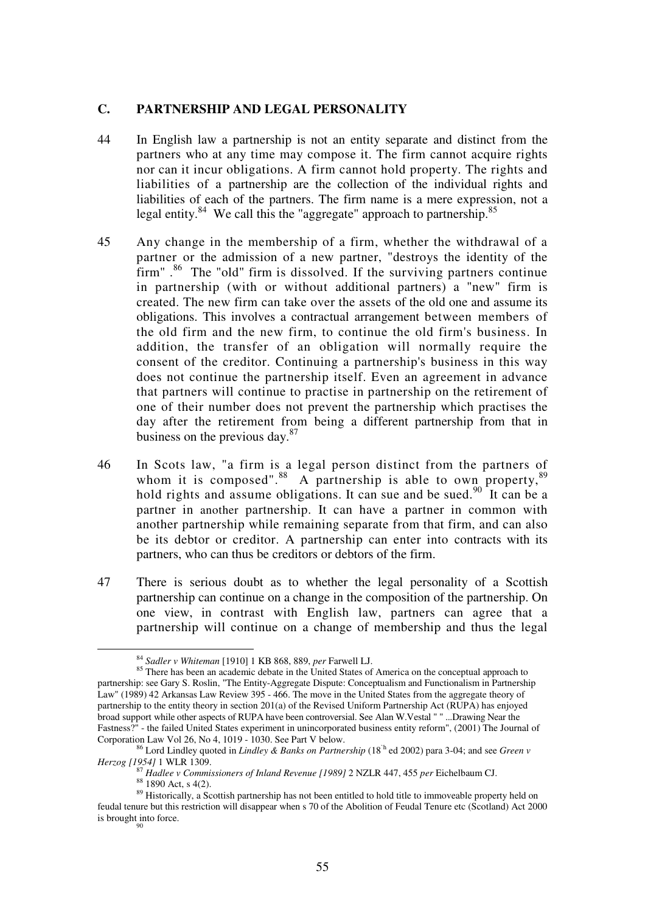## C. PARTNERSHIP AND LEGAL PERSONALITY

44 In English law a partnership is not an entity separate and distinct from the partners who at any time may compose it. The firm cannot acquire rights nor can it incur obligations. A firm cannot hold property. The rights and liabilities of a partnership are the collection of the individual rights and liabilities of each of the partners. The firm name is a mere expression, not a legal entity.[84] We call this the "aggregate" approach to partnership.[85]

45 Any change in the membership of a firm, whether the withdrawal of a partner or the admission of a new partner, "destroys the identity of the firm" .[86] The "old" firm is dissolved. If the surviving partners continue in partnership (with or without additional partners) a "new" firm is created. The new firm can take over the assets of the old one and assume its obligations. This involves a contractual arrangement between members of the old firm and the new firm, to continue the old firm's business. In addition, the transfer of an obligation will normally require the consent of the creditor. Continuing a partnership's business in this way does not continue the partnership itself. Even an agreement in advance that partners will continue to practise in partnership on the retirement of one of their number does not prevent the partnership which practises the day after the retirement from being a different partnership from that in business on the previous day.[87]

46 In Scots law, "a firm is a legal person distinct from the partners of whom it is composed".[88] A partnership is able to own property,[89] hold rights and assume obligations. It can sue and be sued.[90] It can be a partner in another partnership. It can have a partner in common with another partnership while remaining separate from that firm, and can also be its debtor or creditor. A partnership can enter into contracts with its partners, who can thus be creditors or debtors of the firm.

47 There is serious doubt as to whether the legal personality of a Scottish partnership can continue on a change in the composition of the partnership. On one view, in contrast with English law, partners can agree that a partnership will continue on a change of membership and thus the legal

---

[84] *Sadler v Whiteman* [1910] 1 KB 868, 889, *per* Farwell LJ.

[85] There has been an academic debate in the United States of America on the conceptual approach to partnership: see Gary S. Roslin, "The Entity-Aggregate Dispute: Conceptualism and Functionalism in Partnership Law" (1989) 42 Arkansas Law Review 395 - 466. The move in the United States from the aggregate theory of partnership to the entity theory in section 201(a) of the Revised Uniform Partnership Act (RUPA) has enjoyed broad support while other aspects of RUPA have been controversial. See Alan W.Vestal " " ...Drawing Near the Fastness?" - the failed United States experiment in unincorporated business entity reform", (2001) The Journal of Corporation Law Vol 26, No 4, 1019 - 1030. See Part V below.

[86] Lord Lindley quoted in *Lindley & Banks on Partnership* (18th ed 2002) para 3-04; and see *Green v Herzog [1954]* 1 WLR 1309.

[87] *Hadlee v Commissioners of Inland Revenue [1989]* 2 NZLR 447, 455 *per* Eichelbaum CJ.

[88] 1890 Act, s 4(2).

[89] Historically, a Scottish partnership has not been entitled to hold title to immoveable property held on feudal tenure but this restriction will disappear when s 70 of the Abolition of Feudal Tenure etc (Scotland) Act 2000 is brought into force.

[90]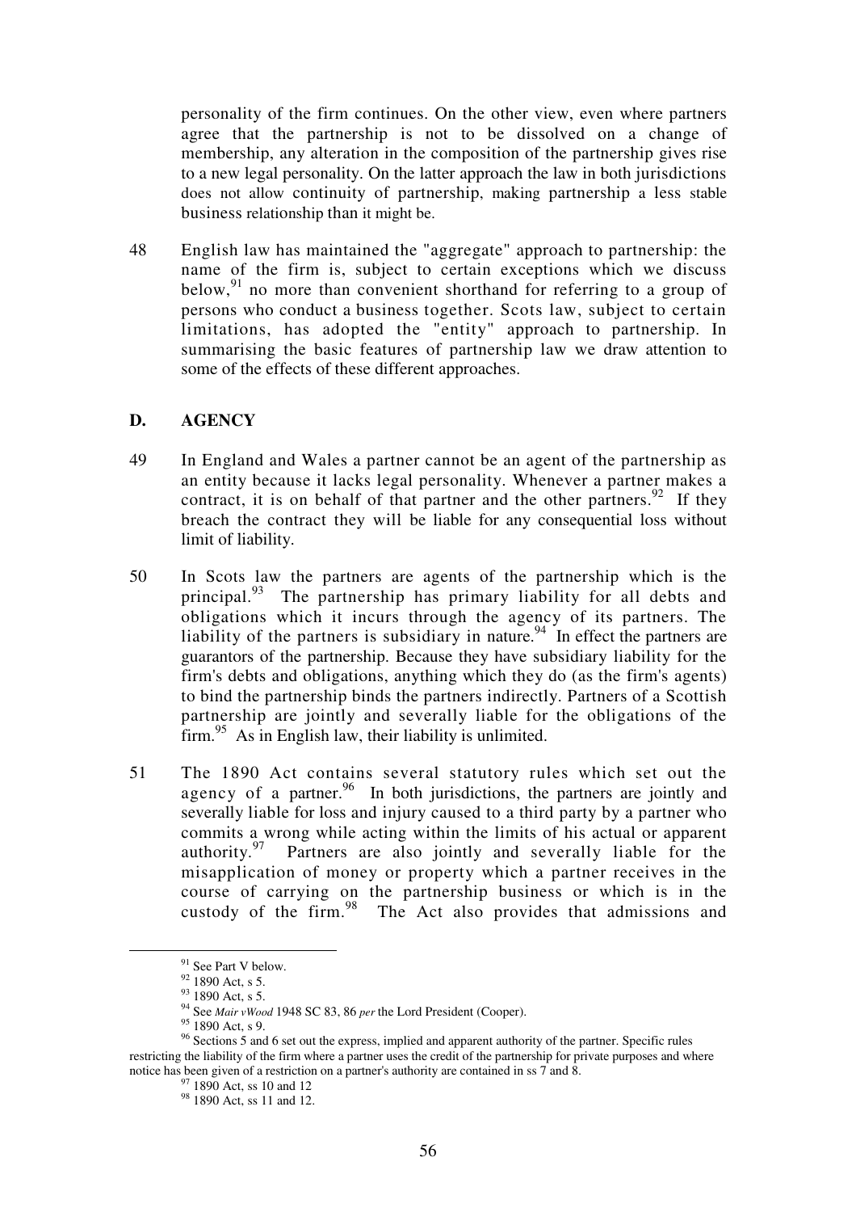personality of the firm continues. On the other view, even where partners agree that the partnership is not to be dissolved on a change of membership, any alteration in the composition of the partnership gives rise to a new legal personality. On the latter approach the law in both jurisdictions does not allow continuity of partnership, making partnership a less stable business relationship than it might be.

48 English law has maintained the "aggregate" approach to partnership: the name of the firm is, subject to certain exceptions which we discuss below,[91] no more than convenient shorthand for referring to a group of persons who conduct a business together. Scots law, subject to certain limitations, has adopted the "entity" approach to partnership. In summarising the basic features of partnership law we draw attention to some of the effects of these different approaches.

## D. AGENCY

49 In England and Wales a partner cannot be an agent of the partnership as an entity because it lacks legal personality. Whenever a partner makes a contract, it is on behalf of that partner and the other partners.[92] If they breach the contract they will be liable for any consequential loss without limit of liability.

50 In Scots law the partners are agents of the partnership which is the principal.[93] The partnership has primary liability for all debts and obligations which it incurs through the agency of its partners. The liability of the partners is subsidiary in nature.[94] In effect the partners are guarantors of the partnership. Because they have subsidiary liability for the firm's debts and obligations, anything which they do (as the firm's agents) to bind the partnership binds the partners indirectly. Partners of a Scottish partnership are jointly and severally liable for the obligations of the firm.[95] As in English law, their liability is unlimited.

51 The 1890 Act contains several statutory rules which set out the agency of a partner.[96] In both jurisdictions, the partners are jointly and severally liable for loss and injury caused to a third party by a partner who commits a wrong while acting within the limits of his actual or apparent authority.[97] Partners are also jointly and severally liable for the misapplication of money or property which a partner receives in the course of carrying on the partnership business or which is in the custody of the firm.[98] The Act also provides that admissions and

---

[91] See Part V below.

[92] 1890 Act, s 5.

[93] 1890 Act, s 5.

[94] See *Mair v Wood* 1948 SC 83, 86 *per* the Lord President (Cooper).

[95] 1890 Act, s 9.

[96] Sections 5 and 6 set out the express, implied and apparent authority of the partner. Specific rules restricting the liability of the firm where a partner uses the credit of the partnership for private purposes and where notice has been given of a restriction on a partner's authority are contained in ss 7 and 8.

[97] 1890 Act, ss 10 and 12

[98] 1890 Act, ss 11 and 12.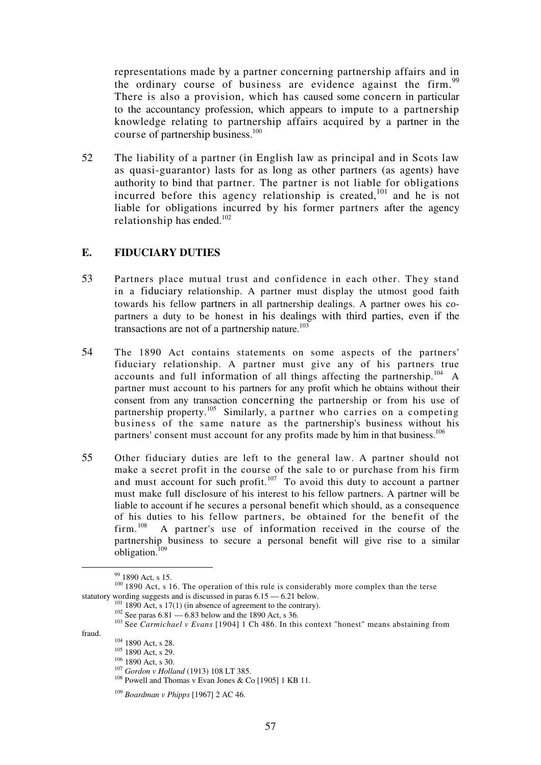representations made by a partner concerning partnership affairs and in the ordinary course of business are evidence against the firm.[99] There is also a provision, which has caused some concern in particular to the accountancy profession, which appears to impute to a partnership knowledge relating to partnership affairs acquired by a partner in the course of partnership business.[100]

52 The liability of a partner (in English law as principal and in Scots law as quasi-guarantor) lasts for as long as other partners (as agents) have authority to bind that partner. The partner is not liable for obligations incurred before this agency relationship is created,[101] and he is not liable for obligations incurred by his former partners after the agency relationship has ended.[102]

## E. FIDUCIARY DUTIES

53 Partners place mutual trust and confidence in each other. They stand in a fiduciary relationship. A partner must display the utmost good faith towards his fellow partners in all partnership dealings. A partner owes his co-partners a duty to be honest in his dealings with third parties, even if the transactions are not of a partnership nature.[103]

54 The 1890 Act contains statements on some aspects of the partners' fiduciary relationship. A partner must give any of his partners true accounts and full information of all things affecting the partnership.[104] A partner must account to his partners for any profit which he obtains without their consent from any transaction concerning the partnership or from his use of partnership property.[105] Similarly, a partner who carries on a competing business of the same nature as the partnership's business without his partners' consent must account for any profits made by him in that business.[106]

55 Other fiduciary duties are left to the general law. A partner should not make a secret profit in the course of the sale to or purchase from his firm and must account for such profit.[107] To avoid this duty to account a partner must make full disclosure of his interest to his fellow partners. A partner will be liable to account if he secures a personal benefit which should, as a consequence of his duties to his fellow partners, be obtained for the benefit of the firm.[108] A partner's use of information received in the course of the partnership business to secure a personal benefit will give rise to a similar obligation.[109]

---

[99] 1890 Act, s 15.

[100] 1890 Act, s 16. The operation of this rule is considerably more complex than the terse statutory wording suggests and is discussed in paras 6.15 — 6.21 below.

[101] 1890 Act, s 17(1) (in absence of agreement to the contrary).

[102] See paras 6.81 — 6.83 below and the 1890 Act, s 36.

[103] See *Carmichael v Evans* [1904] 1 Ch 486. In this context "honest" means abstaining from fraud.

[104] 1890 Act, s 28.

[105] 1890 Act, s 29.

[106] 1890 Act, s 30.

[107] *Gordon v Holland* (1913) 108 LT 385.

[108] Powell and Thomas v Evan Jones & Co [1905] 1 KB 11.

[109] *Boardman v Phipps* [1967] 2 AC 46.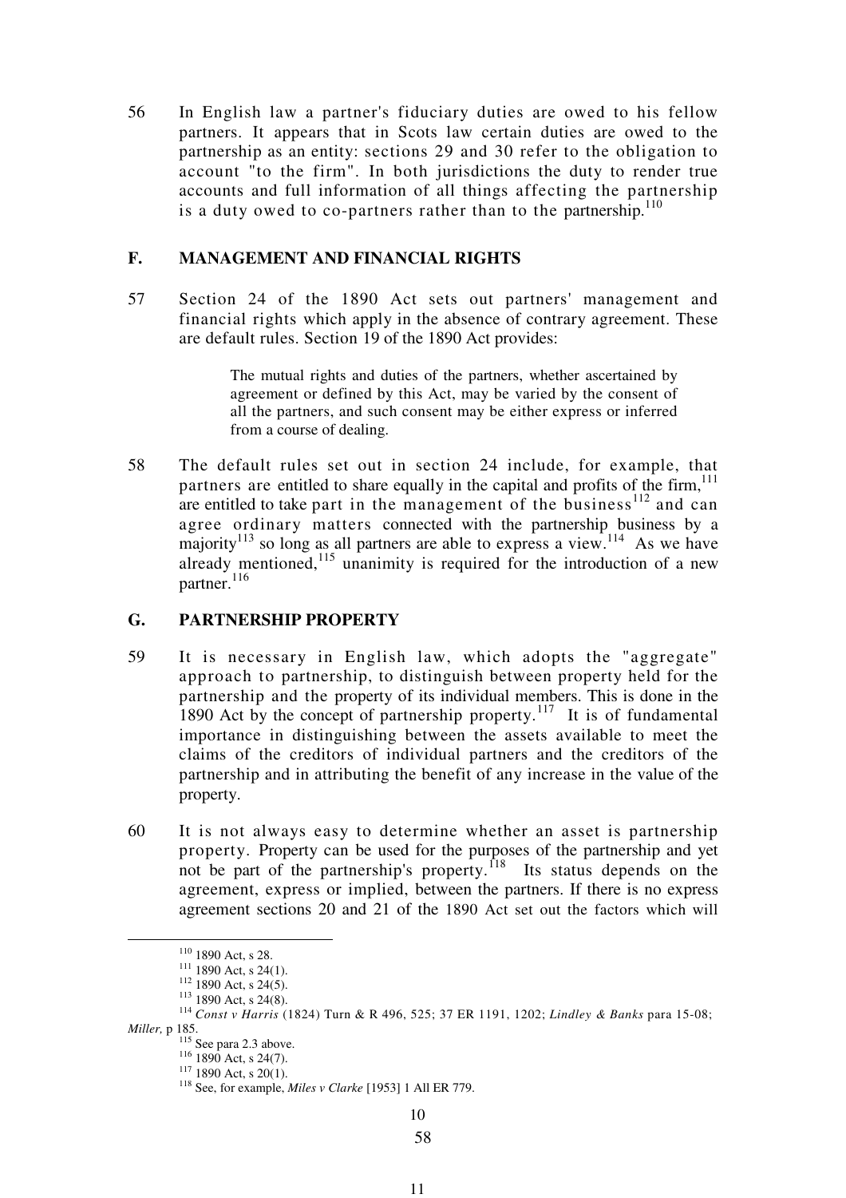56 In English law a partner's fiduciary duties are owed to his fellow partners. It appears that in Scots law certain duties are owed to the partnership as an entity: sections 29 and 30 refer to the obligation to account "to the firm". In both jurisdictions the duty to render true accounts and full information of all things affecting the partnership is a duty owed to co-partners rather than to the partnership.[110]

## F. MANAGEMENT AND FINANCIAL RIGHTS

57 Section 24 of the 1890 Act sets out partners' management and financial rights which apply in the absence of contrary agreement. These are default rules. Section 19 of the 1890 Act provides:

> The mutual rights and duties of the partners, whether ascertained by agreement or defined by this Act, may be varied by the consent of all the partners, and such consent may be either express or inferred from a course of dealing.

58 The default rules set out in section 24 include, for example, that partners are entitled to share equally in the capital and profits of the firm,[111] are entitled to take part in the management of the business[112] and can agree ordinary matters connected with the partnership business by a majority[113] so long as all partners are able to express a view.[114] As we have already mentioned,[115] unanimity is required for the introduction of a new partner.[116]

## G. PARTNERSHIP PROPERTY

59 It is necessary in English law, which adopts the "aggregate" approach to partnership, to distinguish between property held for the partnership and the property of its individual members. This is done in the 1890 Act by the concept of partnership property.[117] It is of fundamental importance in distinguishing between the assets available to meet the claims of the creditors of individual partners and the creditors of the partnership and in attributing the benefit of any increase in the value of the property.

60 It is not always easy to determine whether an asset is partnership property. Property can be used for the purposes of the partnership and yet not be part of the partnership's property.[118] Its status depends on the agreement, express or implied, between the partners. If there is no express agreement sections 20 and 21 of the 1890 Act set out the factors which will

---

[110] 1890 Act, s 28.

[111] 1890 Act, s 24(1).

[112] 1890 Act, s 24(5).

[113] 1890 Act, s 24(8).

[114] *Const v Harris* (1824) Turn & R 496, 525; 37 ER 1191, 1202; *Lindley & Banks* para 15-08; *Miller,* p 185.

[115] See para 2.3 above.

[116] 1890 Act, s 24(7).

[117] 1890 Act, s 20(1).

[118] See, for example, *Miles v Clarke* [1953] 1 All ER 779.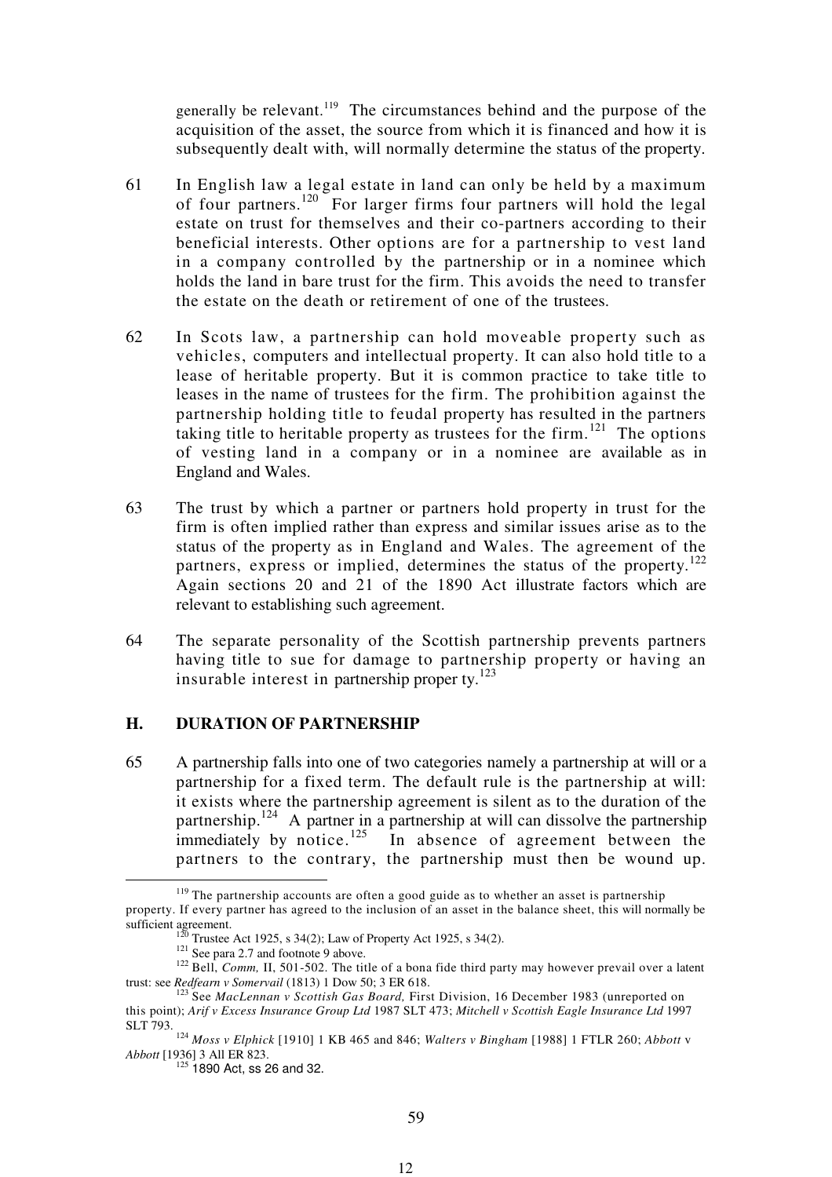generally be relevant.[119] The circumstances behind and the purpose of the acquisition of the asset, the source from which it is financed and how it is subsequently dealt with, will normally determine the status of the property.

61 In English law a legal estate in land can only be held by a maximum of four partners.[120] For larger firms four partners will hold the legal estate on trust for themselves and their co-partners according to their beneficial interests. Other options are for a partnership to vest land in a company controlled by the partnership or in a nominee which holds the land in bare trust for the firm. This avoids the need to transfer the estate on the death or retirement of one of the trustees.

62 In Scots law, a partnership can hold moveable property such as vehicles, computers and intellectual property. It can also hold title to a lease of heritable property. But it is common practice to take title to leases in the name of trustees for the firm. The prohibition against the partnership holding title to feudal property has resulted in the partners taking title to heritable property as trustees for the firm.[121] The options of vesting land in a company or in a nominee are available as in England and Wales.

63 The trust by which a partner or partners hold property in trust for the firm is often implied rather than express and similar issues arise as to the status of the property as in England and Wales. The agreement of the partners, express or implied, determines the status of the property.[122] Again sections 20 and 21 of the 1890 Act illustrate factors which are relevant to establishing such agreement.

64 The separate personality of the Scottish partnership prevents partners having title to sue for damage to partnership property or having an insurable interest in partnership proper ty.[123]

## H. DURATION OF PARTNERSHIP

65 A partnership falls into one of two categories namely a partnership at will or a partnership for a fixed term. The default rule is the partnership at will: it exists where the partnership agreement is silent as to the duration of the partnership.[124] A partner in a partnership at will can dissolve the partnership immediately by notice.[125] In absence of agreement between the partners to the contrary, the partnership must then be wound up.

---

[119] The partnership accounts are often a good guide as to whether an asset is partnership property. If every partner has agreed to the inclusion of an asset in the balance sheet, this will normally be sufficient agreement.

[120] Trustee Act 1925, s 34(2); Law of Property Act 1925, s 34(2).

[121] See para 2.7 and footnote 9 above.

[122] Bell, *Comm,* II, 501-502. The title of a bona fide third party may however prevail over a latent trust: see *Redfearn v Somervail* (1813) 1 Dow 50; 3 ER 618.

[123] See *MacLennan v Scottish Gas Board,* First Division, 16 December 1983 (unreported on this point); *Arif v Excess Insurance Group Ltd* 1987 SLT 473; *Mitchell v Scottish Eagle Insurance Ltd* 1997 SLT 793.

[124] *Moss v Elphick* [1910] 1 KB 465 and 846; *Walters v Bingham* [1988] 1 FTLR 260; *Abbott* v *Abbott* [1936] 3 All ER 823.

[125] 1890 Act, ss 26 and 32.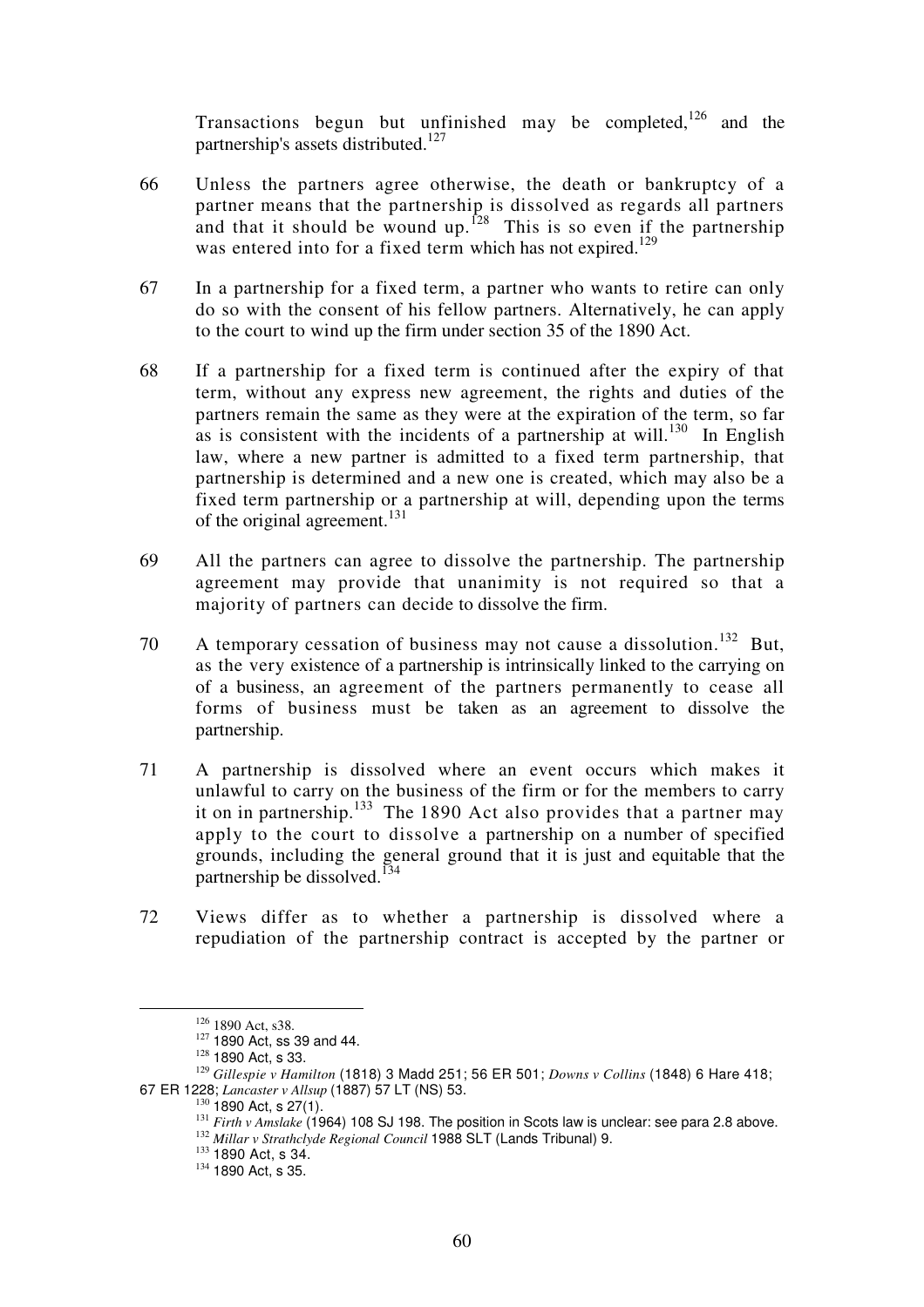Transactions begun but unfinished may be completed,[126] and the partnership's assets distributed.[127]

66 Unless the partners agree otherwise, the death or bankruptcy of a partner means that the partnership is dissolved as regards all partners and that it should be wound up.[128] This is so even if the partnership was entered into for a fixed term which has not expired.[129]

67 In a partnership for a fixed term, a partner who wants to retire can only do so with the consent of his fellow partners. Alternatively, he can apply to the court to wind up the firm under section 35 of the 1890 Act.

68 If a partnership for a fixed term is continued after the expiry of that term, without any express new agreement, the rights and duties of the partners remain the same as they were at the expiration of the term, so far as is consistent with the incidents of a partnership at will.[130] In English law, where a new partner is admitted to a fixed term partnership, that partnership is determined and a new one is created, which may also be a fixed term partnership or a partnership at will, depending upon the terms of the original agreement.[131]

69 All the partners can agree to dissolve the partnership. The partnership agreement may provide that unanimity is not required so that a majority of partners can decide to dissolve the firm.

70 A temporary cessation of business may not cause a dissolution.[132] But, as the very existence of a partnership is intrinsically linked to the carrying on of a business, an agreement of the partners permanently to cease all forms of business must be taken as an agreement to dissolve the partnership.

71 A partnership is dissolved where an event occurs which makes it unlawful to carry on the business of the firm or for the members to carry it on in partnership.[133] The 1890 Act also provides that a partner may apply to the court to dissolve a partnership on a number of specified grounds, including the general ground that it is just and equitable that the partnership be dissolved.[134]

72 Views differ as to whether a partnership is dissolved where a repudiation of the partnership contract is accepted by the partner or

---

[126] 1890 Act, s38.

[127] 1890 Act, ss 39 and 44.

[128] 1890 Act, s 33.

[129] *Gillespie v Hamilton* (1818) 3 Madd 251; 56 ER 501; *Downs v Collins* (1848) 6 Hare 418; 67 ER 1228; *Lancaster v Allsup* (1887) 57 LT (NS) 53.

[130] 1890 Act, s 27(1).

[131] *Firth v Amslake* (1964) 108 SJ 198. The position in Scots law is unclear: see para 2.8 above.

[132] *Millar v Strathclyde Regional Council* 1988 SLT (Lands Tribunal) 9.

[133] 1890 Act, s 34.

[134] 1890 Act, s 35.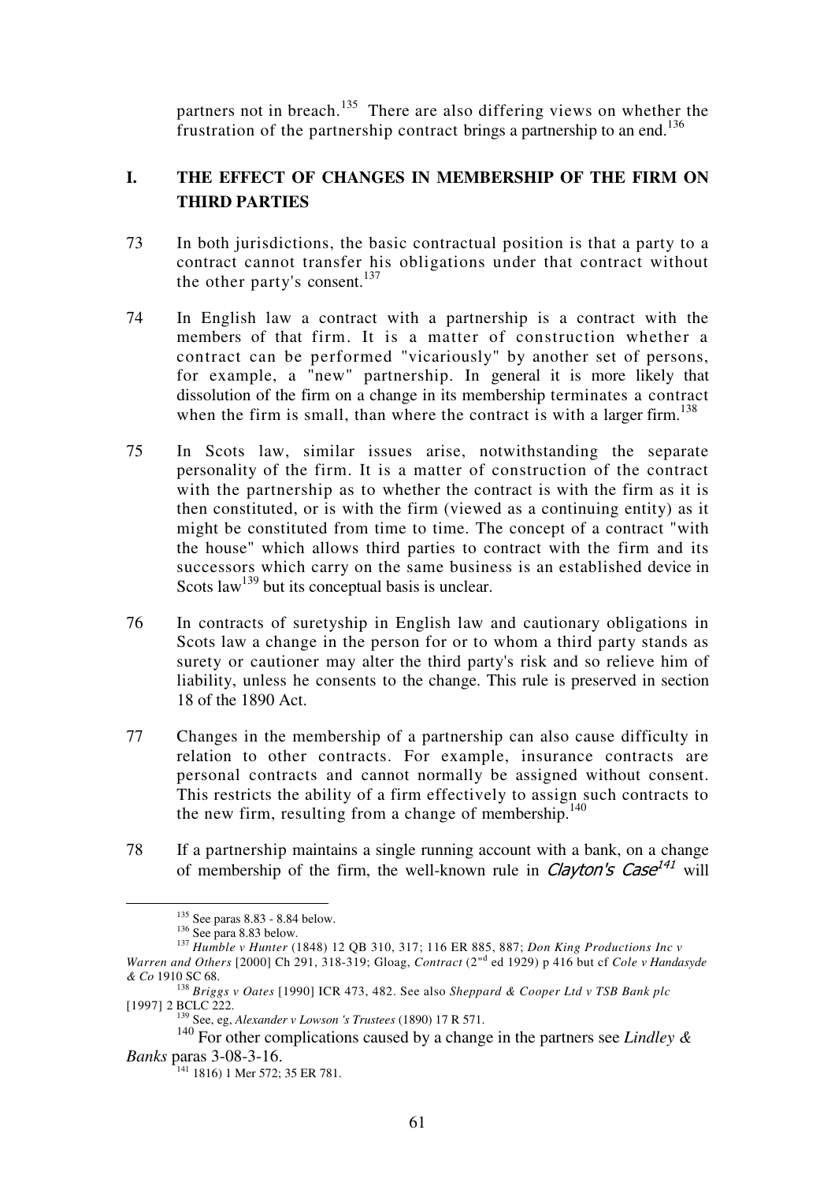partners not in breach.[135] There are also differing views on whether the frustration of the partnership contract brings a partnership to an end.[136]

## I. THE EFFECT OF CHANGES IN MEMBERSHIP OF THE FIRM ON THIRD PARTIES

73 In both jurisdictions, the basic contractual position is that a party to a contract cannot transfer his obligations under that contract without the other party's consent.[137]

74 In English law a contract with a partnership is a contract with the members of that firm. It is a matter of construction whether a contract can be performed "vicariously" by another set of persons, for example, a "new" partnership. In general it is more likely that dissolution of the firm on a change in its membership terminates a contract when the firm is small, than where the contract is with a larger firm.[138]

75 In Scots law, similar issues arise, notwithstanding the separate personality of the firm. It is a matter of construction of the contract with the partnership as to whether the contract is with the firm as it is then constituted, or is with the firm (viewed as a continuing entity) as it might be constituted from time to time. The concept of a contract "with the house" which allows third parties to contract with the firm and its successors which carry on the same business is an established device in Scots law[139] but its conceptual basis is unclear.

76 In contracts of suretyship in English law and cautionary obligations in Scots law a change in the person for or to whom a third party stands as surety or cautioner may alter the third party's risk and so relieve him of liability, unless he consents to the change. This rule is preserved in section 18 of the 1890 Act.

77 Changes in the membership of a partnership can also cause difficulty in relation to other contracts. For example, insurance contracts are personal contracts and cannot normally be assigned without consent. This restricts the ability of a firm effectively to assign such contracts to the new firm, resulting from a change of membership.[140]

78 If a partnership maintains a single running account with a bank, on a change of membership of the firm, the well-known rule in *Clayton's Case*[141] will

---

[135] See paras 8.83 - 8.84 below.

[136] See para 8.83 below.

[137] *Humble v Hunter* (1848) 12 QB 310, 317; 116 ER 885, 887; *Don King Productions Inc v Warren and Others* [2000] Ch 291, 318-319; Gloag, *Contract* (2nd ed 1929) p 416 but cf *Cole v Handasyde & Co* 1910 SC 68.

[138] *Briggs v Oates* [1990] ICR 473, 482. See also *Sheppard & Cooper Ltd v TSB Bank plc* [1997] 2 BCLC 222.

[139] See, eg, *Alexander v Lowson 's Trustees* (1890) 17 R 571.

[140] For other complications caused by a change in the partners see *Lindley & Banks* paras 3-08-3-16.

[141] 1816) 1 Mer 572; 35 ER 781.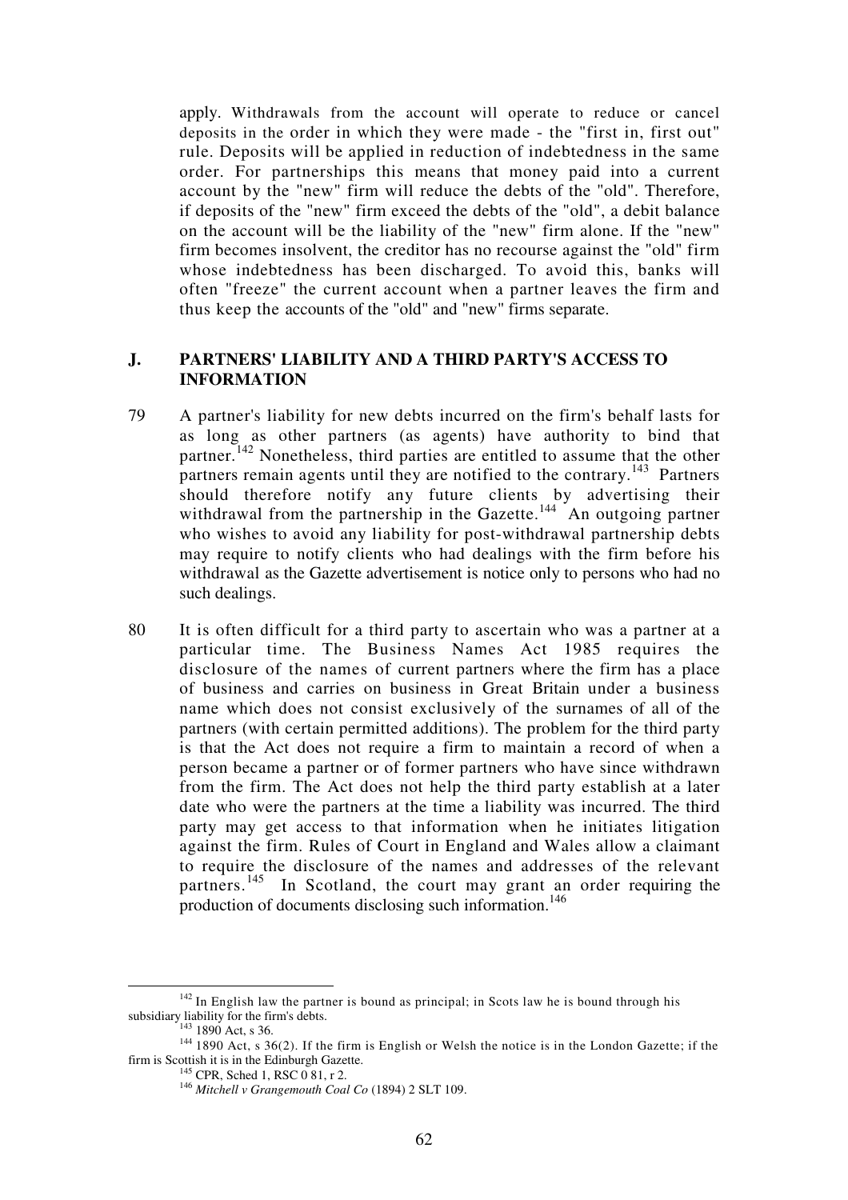apply. Withdrawals from the account will operate to reduce or cancel deposits in the order in which they were made - the "first in, first out" rule. Deposits will be applied in reduction of indebtedness in the same order. For partnerships this means that money paid into a current account by the "new" firm will reduce the debts of the "old". Therefore, if deposits of the "new" firm exceed the debts of the "old", a debit balance on the account will be the liability of the "new" firm alone. If the "new" firm becomes insolvent, the creditor has no recourse against the "old" firm whose indebtedness has been discharged. To avoid this, banks will often "freeze" the current account when a partner leaves the firm and thus keep the accounts of the "old" and "new" firms separate.

## J. PARTNERS' LIABILITY AND A THIRD PARTY'S ACCESS TO INFORMATION

79 A partner's liability for new debts incurred on the firm's behalf lasts for as long as other partners (as agents) have authority to bind that partner.[142] Nonetheless, third parties are entitled to assume that the other partners remain agents until they are notified to the contrary.[143] Partners should therefore notify any future clients by advertising their withdrawal from the partnership in the Gazette.[144] An outgoing partner who wishes to avoid any liability for post-withdrawal partnership debts may require to notify clients who had dealings with the firm before his withdrawal as the Gazette advertisement is notice only to persons who had no such dealings.

80 It is often difficult for a third party to ascertain who was a partner at a particular time. The Business Names Act 1985 requires the disclosure of the names of current partners where the firm has a place of business and carries on business in Great Britain under a business name which does not consist exclusively of the surnames of all of the partners (with certain permitted additions). The problem for the third party is that the Act does not require a firm to maintain a record of when a person became a partner or of former partners who have since withdrawn from the firm. The Act does not help the third party establish at a later date who were the partners at the time a liability was incurred. The third party may get access to that information when he initiates litigation against the firm. Rules of Court in England and Wales allow a claimant to require the disclosure of the names and addresses of the relevant partners.[145] In Scotland, the court may grant an order requiring the production of documents disclosing such information.[146]

---

[142] In English law the partner is bound as principal; in Scots law he is bound through his subsidiary liability for the firm's debts.

[143] 1890 Act, s 36.

[144] 1890 Act, s 36(2). If the firm is English or Welsh the notice is in the London Gazette; if the firm is Scottish it is in the Edinburgh Gazette.

[145] CPR, Sched 1, RSC 0 81, r 2.

[146] *Mitchell v Grangemouth Coal Co* (1894) 2 SLT 109.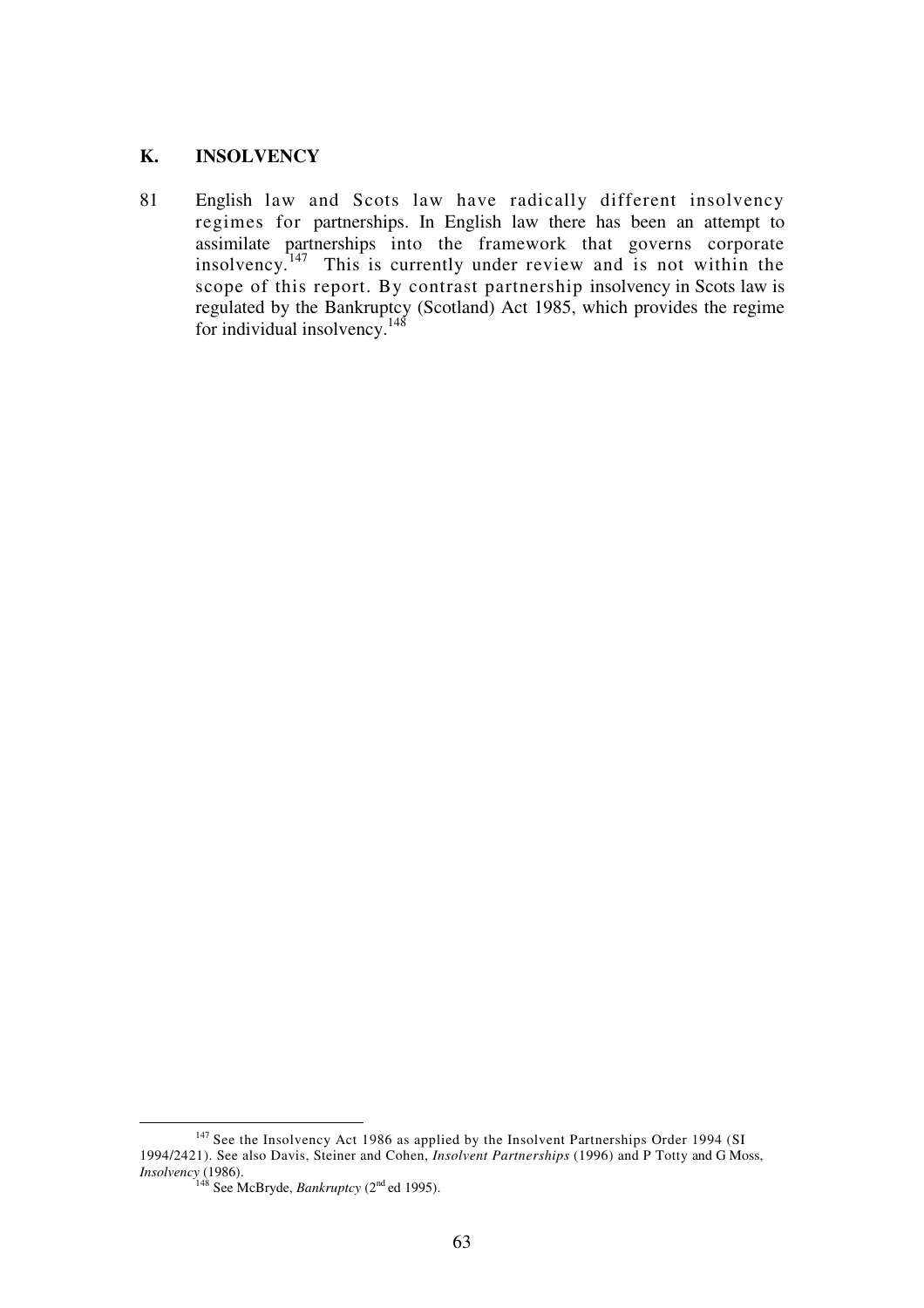## K. INSOLVENCY

81 English law and Scots law have radically different insolvency regimes for partnerships. In English law there has been an attempt to assimilate partnerships into the framework that governs corporate insolvency.[147] This is currently under review and is not within the scope of this report. By contrast partnership insolvency in Scots law is regulated by the Bankruptcy (Scotland) Act 1985, which provides the regime for individual insolvency.[148]

---

[147] See the Insolvency Act 1986 as applied by the Insolvent Partnerships Order 1994 (SI 1994/2421). See also Davis, Steiner and Cohen, *Insolvent Partnerships* (1996) and P Totty and G Moss, *Insolvency* (1986).

[148] See McBryde, *Bankruptcy* (2nd ed 1995).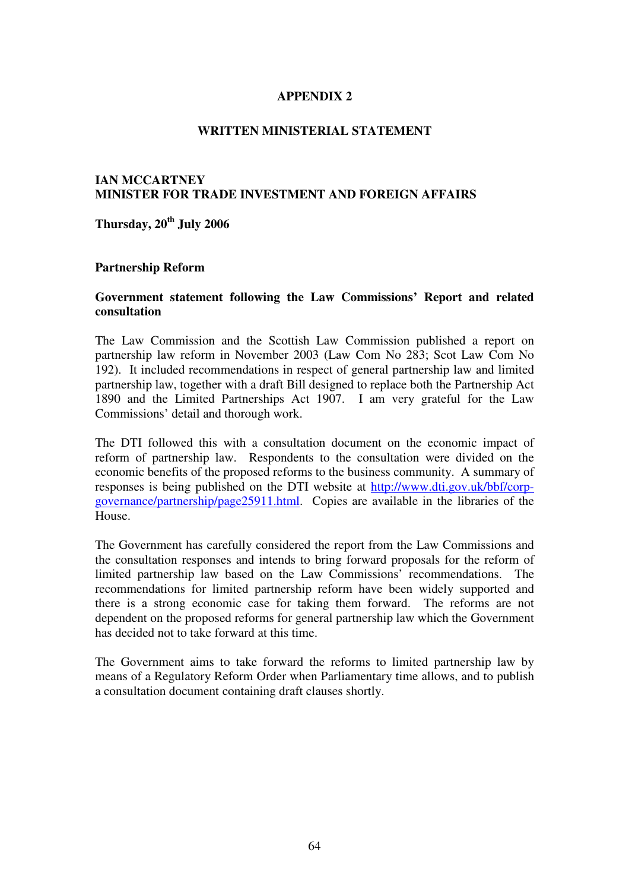# APPENDIX 2

## WRITTEN MINISTERIAL STATEMENT

**IAN MCCARTNEY**
**MINISTER FOR TRADE INVESTMENT AND FOREIGN AFFAIRS**

**Thursday, 20th July 2006**

**Partnership Reform**

**Government statement following the Law Commissions' Report and related consultation**

The Law Commission and the Scottish Law Commission published a report on partnership law reform in November 2003 (Law Com No 283; Scot Law Com No 192). It included recommendations in respect of general partnership law and limited partnership law, together with a draft Bill designed to replace both the Partnership Act 1890 and the Limited Partnerships Act 1907. I am very grateful for the Law Commissions' detail and thorough work.

The DTI followed this with a consultation document on the economic impact of reform of partnership law. Respondents to the consultation were divided on the economic benefits of the proposed reforms to the business community. A summary of responses is being published on the DTI website at http://www.dti.gov.uk/bbf/corp-governance/partnership/page25911.html. Copies are available in the libraries of the House.

The Government has carefully considered the report from the Law Commissions and the consultation responses and intends to bring forward proposals for the reform of limited partnership law based on the Law Commissions' recommendations. The recommendations for limited partnership reform have been widely supported and there is a strong economic case for taking them forward. The reforms are not dependent on the proposed reforms for general partnership law which the Government has decided not to take forward at this time.

The Government aims to take forward the reforms to limited partnership law by means of a Regulatory Reform Order when Parliamentary time allows, and to publish a consultation document containing draft clauses shortly.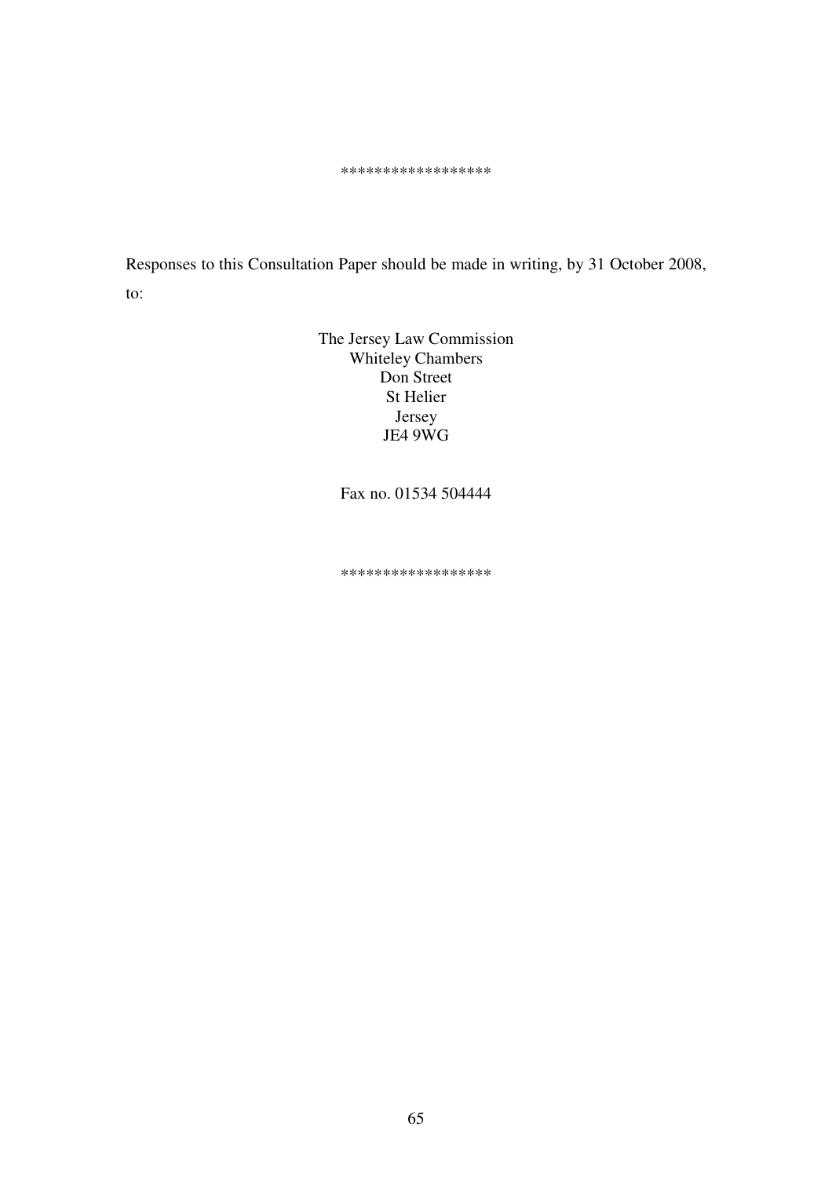*****************

Responses to this Consultation Paper should be made in writing, by 31 October 2008, to:

The Jersey Law Commission
Whiteley Chambers
Don Street
St Helier
Jersey
JE4 9WG

Fax no. 01534 504444

*****************